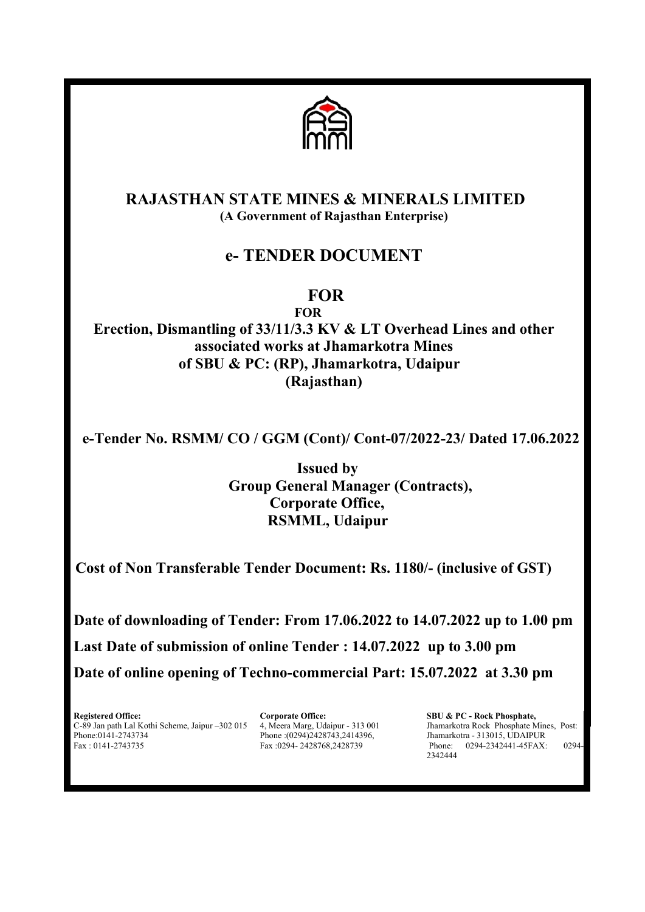# RAJASTHAN STATE MINES & MINERALS LIMITED

**(A Government of Rajasthan Enterprise)**

## e- TENDER DOCUMENT

## FOR

**FOR**

**Erection, Dismantling of 33/11/3.3 KV & LT Overhead Lines and other associated works at Jhamarkotra Mines of SBU & PC: (RP), Jhamarkotra, Udaipur (Rajasthan)**

**e-Tender No. RSMM/ CO / GGM (Cont)/ Cont-07/2022-23/ Dated 17.06.2022**

**Issued by**
**Group General Manager (Contracts),**
**Corporate Office,**
**RSMML, Udaipur**

**Cost of Non Transferable Tender Document: Rs. 1180/- (inclusive of GST)**

**Date of downloading of Tender: From 17.06.2022 to 14.07.2022 up to 1.00 pm**

**Last Date of submission of online Tender : 14.07.2022 up to 3.00 pm**

**Date of online opening of Techno-commercial Part: 15.07.2022 at 3.30 pm**

**Registered Office:**
C-89 Jan path Lal Kothi Scheme, Jaipur –302 015
Phone:0141-2743734
Fax : 0141-2743735

**Corporate Office:**
4, Meera Marg, Udaipur - 313 001
Phone :(0294)2428743,2414396,
Fax :0294- 2428768,2428739

**SBU & PC - Rock Phosphate,**
Jhamarkotra Rock Phosphate Mines, Post: Jhamarkotra - 313015, UDAIPUR
Phone: 0294-2342441-45FAX: 0294-2342444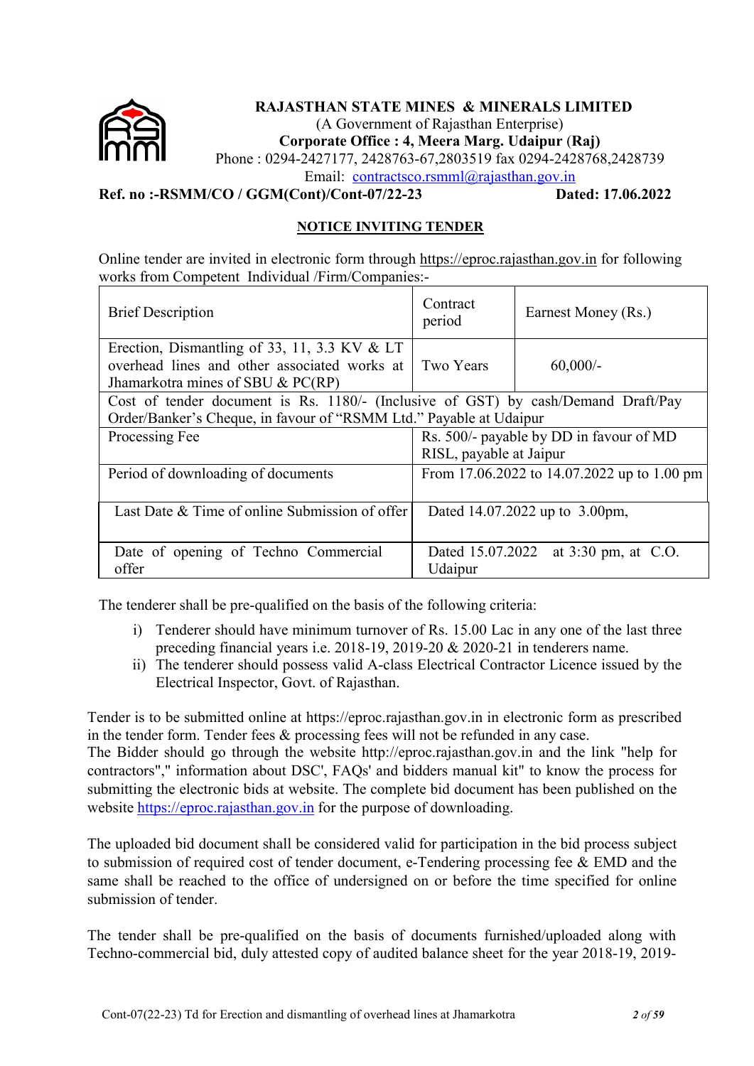**RAJASTHAN STATE MINES & MINERALS LIMITED**
(A Government of Rajasthan Enterprise)
**Corporate Office : 4, Meera Marg. Udaipur (Raj)**
Phone : 0294-2427177, 2428763-67,2803519 fax 0294-2428768,2428739
Email: contractsco.rsmml@rajasthan.gov.in

**Ref. no :-RSMM/CO / GGM(Cont)/Cont-07/22-23** **Dated: 17.06.2022**

## NOTICE INVITING TENDER

Online tender are invited in electronic form through https://eproc.rajasthan.gov.in for following works from Competent Individual /Firm/Companies:-

| Brief Description | Contract period | Earnest Money (Rs.) |
|---|---|---|
| Erection, Dismantling of 33, 11, 3.3 KV & LT overhead lines and other associated works at Jhamarkotra mines of SBU & PC(RP) | Two Years | 60,000/- |
| Cost of tender document is Rs. 1180/- (Inclusive of GST) by cash/Demand Draft/Pay Order/Banker's Cheque, in favour of "RSMM Ltd." Payable at Udaipur | | |
| Processing Fee | Rs. 500/- payable by DD in favour of MD RISL, payable at Jaipur | |
| Period of downloading of documents | From 17.06.2022 to 14.07.2022 up to 1.00 pm | |
| Last Date & Time of online Submission of offer | Dated 14.07.2022 up to 3.00pm, | |
| Date of opening of Techno Commercial offer | Dated 15.07.2022 at 3:30 pm, at C.O. Udaipur | |

The tenderer shall be pre-qualified on the basis of the following criteria:

i) Tenderer should have minimum turnover of Rs. 15.00 Lac in any one of the last three preceding financial years i.e. 2018-19, 2019-20 & 2020-21 in tenderers name.
ii) The tenderer should possess valid A-class Electrical Contractor Licence issued by the Electrical Inspector, Govt. of Rajasthan.

Tender is to be submitted online at https://eproc.rajasthan.gov.in in electronic form as prescribed in the tender form. Tender fees & processing fees will not be refunded in any case.
The Bidder should go through the website http://eproc.rajasthan.gov.in and the link "help for contractors"," information about DSC', FAQs' and bidders manual kit" to know the process for submitting the electronic bids at website. The complete bid document has been published on the website https://eproc.rajasthan.gov.in for the purpose of downloading.

The uploaded bid document shall be considered valid for participation in the bid process subject to submission of required cost of tender document, e-Tendering processing fee & EMD and the same shall be reached to the office of undersigned on or before the time specified for online submission of tender.

The tender shall be pre-qualified on the basis of documents furnished/uploaded along with Techno-commercial bid, duly attested copy of audited balance sheet for the year 2018-19, 2019-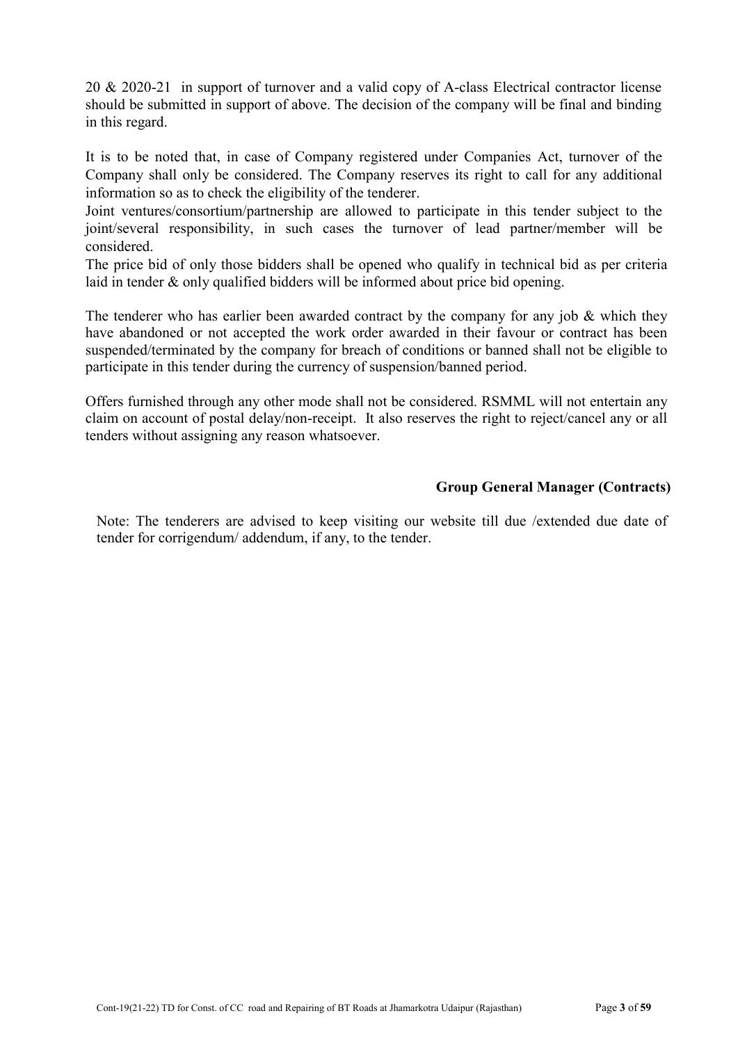20 & 2020-21 in support of turnover and a valid copy of A-class Electrical contractor license should be submitted in support of above. The decision of the company will be final and binding in this regard.

It is to be noted that, in case of Company registered under Companies Act, turnover of the Company shall only be considered. The Company reserves its right to call for any additional information so as to check the eligibility of the tenderer.

Joint ventures/consortium/partnership are allowed to participate in this tender subject to the joint/several responsibility, in such cases the turnover of lead partner/member will be considered.

The price bid of only those bidders shall be opened who qualify in technical bid as per criteria laid in tender & only qualified bidders will be informed about price bid opening.

The tenderer who has earlier been awarded contract by the company for any job & which they have abandoned or not accepted the work order awarded in their favour or contract has been suspended/terminated by the company for breach of conditions or banned shall not be eligible to participate in this tender during the currency of suspension/banned period.

Offers furnished through any other mode shall not be considered. RSMML will not entertain any claim on account of postal delay/non-receipt. It also reserves the right to reject/cancel any or all tenders without assigning any reason whatsoever.

**Group General Manager (Contracts)**

Note: The tenderers are advised to keep visiting our website till due /extended due date of tender for corrigendum/ addendum, if any, to the tender.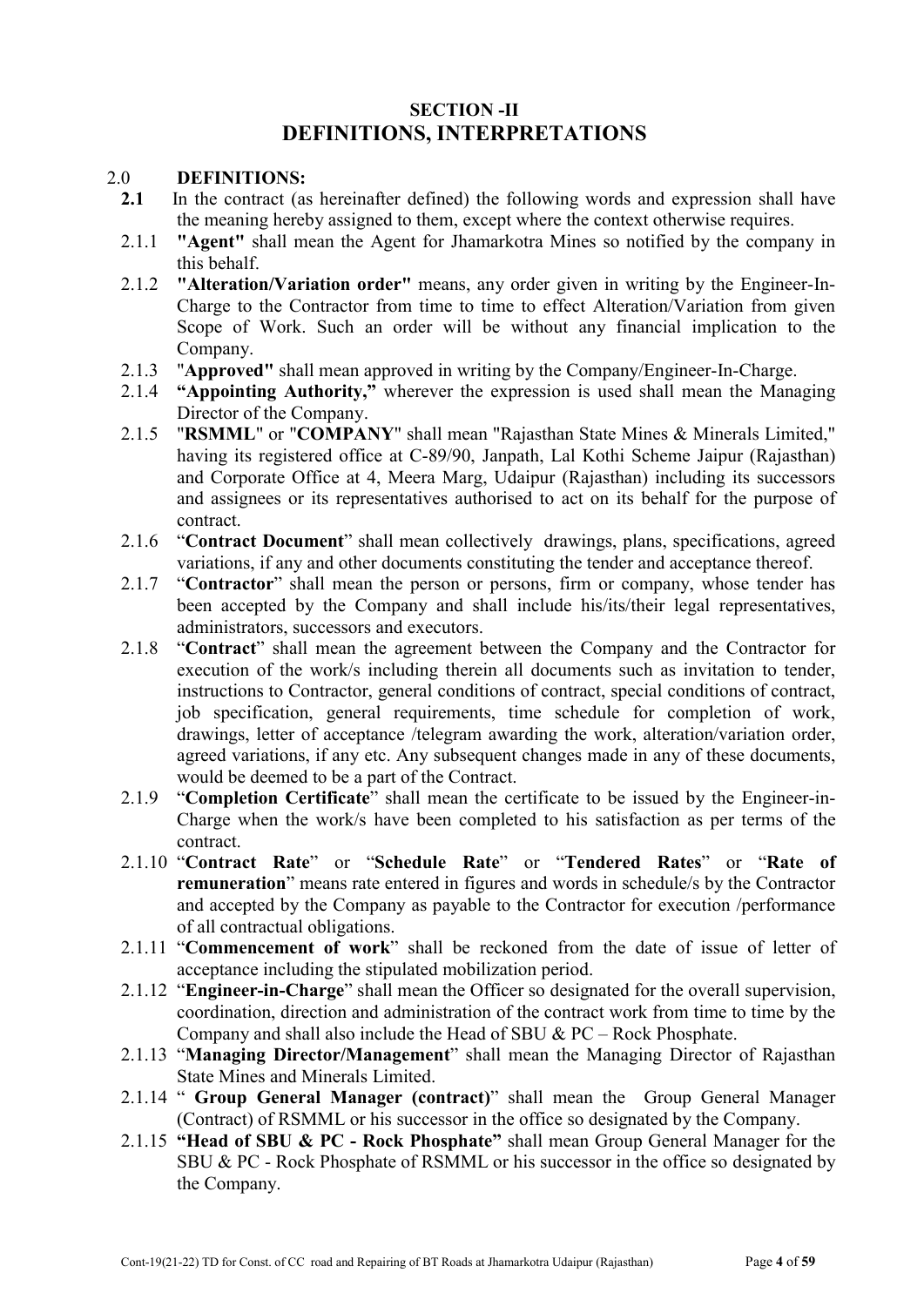## SECTION -II
# DEFINITIONS, INTERPRETATIONS

2.0 **DEFINITIONS:**

**2.1** In the contract (as hereinafter defined) the following words and expression shall have the meaning hereby assigned to them, except where the context otherwise requires.

2.1.1 **"Agent"** shall mean the Agent for Jhamarkotra Mines so notified by the company in this behalf.

2.1.2 **"Alteration/Variation order"** means, any order given in writing by the Engineer-In-Charge to the Contractor from time to time to effect Alteration/Variation from given Scope of Work. Such an order will be without any financial implication to the Company.

2.1.3 "**Approved"** shall mean approved in writing by the Company/Engineer-In-Charge.

2.1.4 **"Appointing Authority,"** wherever the expression is used shall mean the Managing Director of the Company.

2.1.5 "**RSMML**" or "**COMPANY**" shall mean "Rajasthan State Mines & Minerals Limited," having its registered office at C-89/90, Janpath, Lal Kothi Scheme Jaipur (Rajasthan) and Corporate Office at 4, Meera Marg, Udaipur (Rajasthan) including its successors and assignees or its representatives authorised to act on its behalf for the purpose of contract.

2.1.6 "**Contract Document**" shall mean collectively drawings, plans, specifications, agreed variations, if any and other documents constituting the tender and acceptance thereof.

2.1.7 "**Contractor**" shall mean the person or persons, firm or company, whose tender has been accepted by the Company and shall include his/its/their legal representatives, administrators, successors and executors.

2.1.8 "**Contract**" shall mean the agreement between the Company and the Contractor for execution of the work/s including therein all documents such as invitation to tender, instructions to Contractor, general conditions of contract, special conditions of contract, job specification, general requirements, time schedule for completion of work, drawings, letter of acceptance /telegram awarding the work, alteration/variation order, agreed variations, if any etc. Any subsequent changes made in any of these documents, would be deemed to be a part of the Contract.

2.1.9 "**Completion Certificate**" shall mean the certificate to be issued by the Engineer-in-Charge when the work/s have been completed to his satisfaction as per terms of the contract.

2.1.10 "**Contract Rate**" or "**Schedule Rate**" or "**Tendered Rates**" or "**Rate of remuneration**" means rate entered in figures and words in schedule/s by the Contractor and accepted by the Company as payable to the Contractor for execution /performance of all contractual obligations.

2.1.11 "**Commencement of work**" shall be reckoned from the date of issue of letter of acceptance including the stipulated mobilization period.

2.1.12 "**Engineer-in-Charge**" shall mean the Officer so designated for the overall supervision, coordination, direction and administration of the contract work from time to time by the Company and shall also include the Head of SBU & PC – Rock Phosphate.

2.1.13 "**Managing Director/Management**" shall mean the Managing Director of Rajasthan State Mines and Minerals Limited.

2.1.14 " **Group General Manager (contract)**" shall mean the Group General Manager (Contract) of RSMML or his successor in the office so designated by the Company.

2.1.15 **"Head of SBU & PC - Rock Phosphate"** shall mean Group General Manager for the SBU & PC - Rock Phosphate of RSMML or his successor in the office so designated by the Company.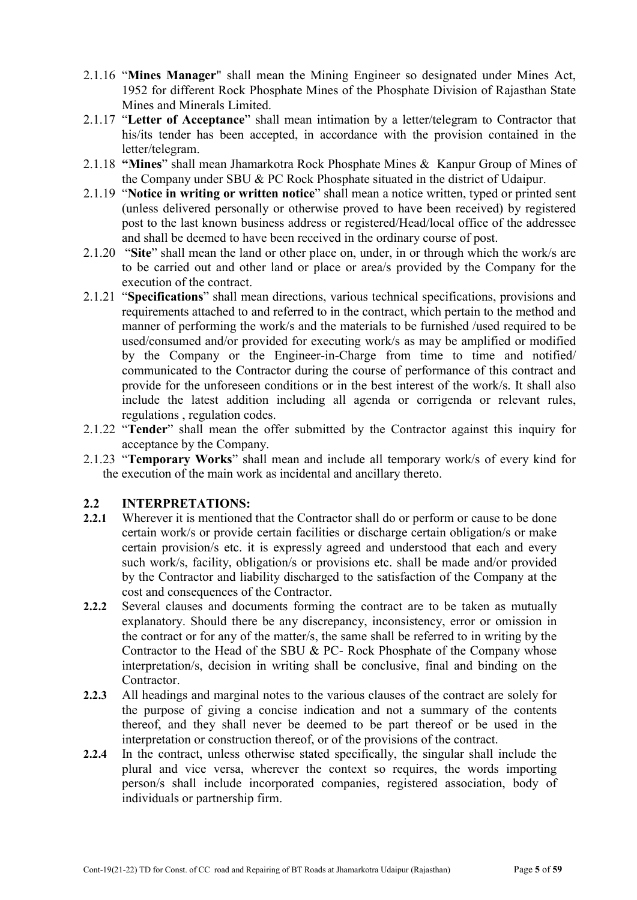2.1.16 "**Mines Manager**" shall mean the Mining Engineer so designated under Mines Act, 1952 for different Rock Phosphate Mines of the Phosphate Division of Rajasthan State Mines and Minerals Limited.

2.1.17 "**Letter of Acceptance**" shall mean intimation by a letter/telegram to Contractor that his/its tender has been accepted, in accordance with the provision contained in the letter/telegram.

2.1.18 **"Mines**" shall mean Jhamarkotra Rock Phosphate Mines & Kanpur Group of Mines of the Company under SBU & PC Rock Phosphate situated in the district of Udaipur.

2.1.19 "**Notice in writing or written notice**" shall mean a notice written, typed or printed sent (unless delivered personally or otherwise proved to have been received) by registered post to the last known business address or registered/Head/local office of the addressee and shall be deemed to have been received in the ordinary course of post.

2.1.20 "**Site**" shall mean the land or other place on, under, in or through which the work/s are to be carried out and other land or place or area/s provided by the Company for the execution of the contract.

2.1.21 "**Specifications**" shall mean directions, various technical specifications, provisions and requirements attached to and referred to in the contract, which pertain to the method and manner of performing the work/s and the materials to be furnished /used required to be used/consumed and/or provided for executing work/s as may be amplified or modified by the Company or the Engineer-in-Charge from time to time and notified/ communicated to the Contractor during the course of performance of this contract and provide for the unforeseen conditions or in the best interest of the work/s. It shall also include the latest addition including all agenda or corrigenda or relevant rules, regulations , regulation codes.

2.1.22 "**Tender**" shall mean the offer submitted by the Contractor against this inquiry for acceptance by the Company.

2.1.23 "**Temporary Works**" shall mean and include all temporary work/s of every kind for the execution of the main work as incidental and ancillary thereto.

## 2.2 INTERPRETATIONS:

**2.2.1** Wherever it is mentioned that the Contractor shall do or perform or cause to be done certain work/s or provide certain facilities or discharge certain obligation/s or make certain provision/s etc. it is expressly agreed and understood that each and every such work/s, facility, obligation/s or provisions etc. shall be made and/or provided by the Contractor and liability discharged to the satisfaction of the Company at the cost and consequences of the Contractor.

**2.2.2** Several clauses and documents forming the contract are to be taken as mutually explanatory. Should there be any discrepancy, inconsistency, error or omission in the contract or for any of the matter/s, the same shall be referred to in writing by the Contractor to the Head of the SBU & PC- Rock Phosphate of the Company whose interpretation/s, decision in writing shall be conclusive, final and binding on the Contractor.

**2.2.3** All headings and marginal notes to the various clauses of the contract are solely for the purpose of giving a concise indication and not a summary of the contents thereof, and they shall never be deemed to be part thereof or be used in the interpretation or construction thereof, or of the provisions of the contract.

**2.2.4** In the contract, unless otherwise stated specifically, the singular shall include the plural and vice versa, wherever the context so requires, the words importing person/s shall include incorporated companies, registered association, body of individuals or partnership firm.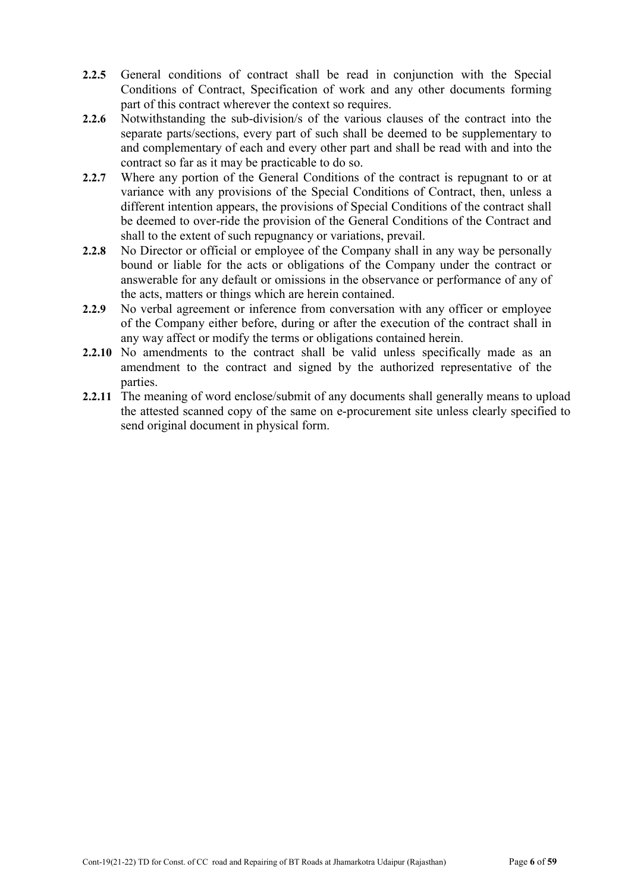**2.2.5** General conditions of contract shall be read in conjunction with the Special Conditions of Contract, Specification of work and any other documents forming part of this contract wherever the context so requires.

**2.2.6** Notwithstanding the sub-division/s of the various clauses of the contract into the separate parts/sections, every part of such shall be deemed to be supplementary to and complementary of each and every other part and shall be read with and into the contract so far as it may be practicable to do so.

**2.2.7** Where any portion of the General Conditions of the contract is repugnant to or at variance with any provisions of the Special Conditions of Contract, then, unless a different intention appears, the provisions of Special Conditions of the contract shall be deemed to over-ride the provision of the General Conditions of the Contract and shall to the extent of such repugnancy or variations, prevail.

**2.2.8** No Director or official or employee of the Company shall in any way be personally bound or liable for the acts or obligations of the Company under the contract or answerable for any default or omissions in the observance or performance of any of the acts, matters or things which are herein contained.

**2.2.9** No verbal agreement or inference from conversation with any officer or employee of the Company either before, during or after the execution of the contract shall in any way affect or modify the terms or obligations contained herein.

**2.2.10** No amendments to the contract shall be valid unless specifically made as an amendment to the contract and signed by the authorized representative of the parties.

**2.2.11** The meaning of word enclose/submit of any documents shall generally means to upload the attested scanned copy of the same on e-procurement site unless clearly specified to send original document in physical form.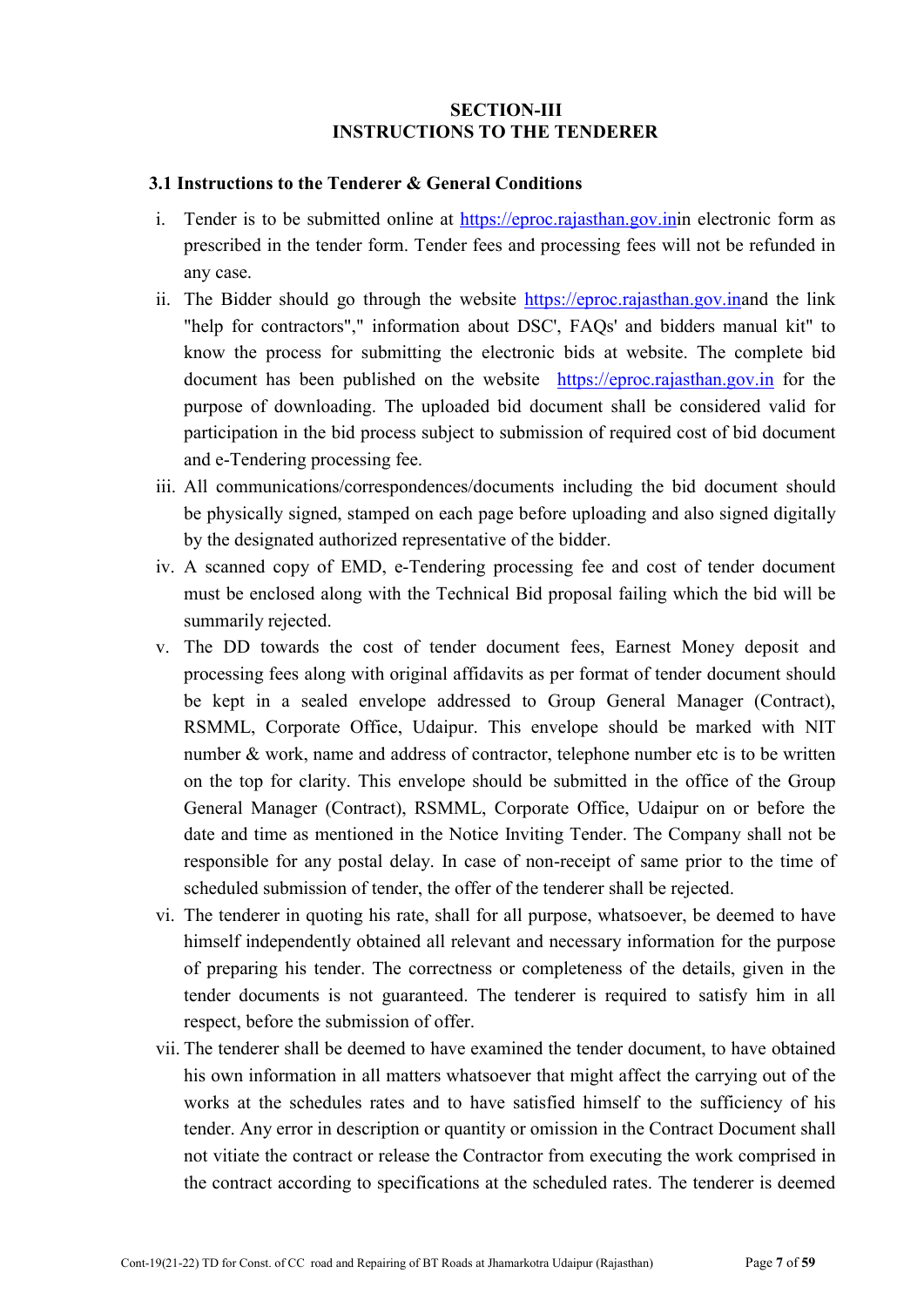## SECTION-III
## INSTRUCTIONS TO THE TENDERER

### 3.1 Instructions to the Tenderer & General Conditions

i. Tender is to be submitted online at https://eproc.rajasthan.gov.inin electronic form as prescribed in the tender form. Tender fees and processing fees will not be refunded in any case.

ii. The Bidder should go through the website https://eproc.rajasthan.gov.inand the link "help for contractors"," information about DSC', FAQs' and bidders manual kit" to know the process for submitting the electronic bids at website. The complete bid document has been published on the website https://eproc.rajasthan.gov.in for the purpose of downloading. The uploaded bid document shall be considered valid for participation in the bid process subject to submission of required cost of bid document and e-Tendering processing fee.

iii. All communications/correspondences/documents including the bid document should be physically signed, stamped on each page before uploading and also signed digitally by the designated authorized representative of the bidder.

iv. A scanned copy of EMD, e-Tendering processing fee and cost of tender document must be enclosed along with the Technical Bid proposal failing which the bid will be summarily rejected.

v. The DD towards the cost of tender document fees, Earnest Money deposit and processing fees along with original affidavits as per format of tender document should be kept in a sealed envelope addressed to Group General Manager (Contract), RSMML, Corporate Office, Udaipur. This envelope should be marked with NIT number & work, name and address of contractor, telephone number etc is to be written on the top for clarity. This envelope should be submitted in the office of the Group General Manager (Contract), RSMML, Corporate Office, Udaipur on or before the date and time as mentioned in the Notice Inviting Tender. The Company shall not be responsible for any postal delay. In case of non-receipt of same prior to the time of scheduled submission of tender, the offer of the tenderer shall be rejected.

vi. The tenderer in quoting his rate, shall for all purpose, whatsoever, be deemed to have himself independently obtained all relevant and necessary information for the purpose of preparing his tender. The correctness or completeness of the details, given in the tender documents is not guaranteed. The tenderer is required to satisfy him in all respect, before the submission of offer.

vii. The tenderer shall be deemed to have examined the tender document, to have obtained his own information in all matters whatsoever that might affect the carrying out of the works at the schedules rates and to have satisfied himself to the sufficiency of his tender. Any error in description or quantity or omission in the Contract Document shall not vitiate the contract or release the Contractor from executing the work comprised in the contract according to specifications at the scheduled rates. The tenderer is deemed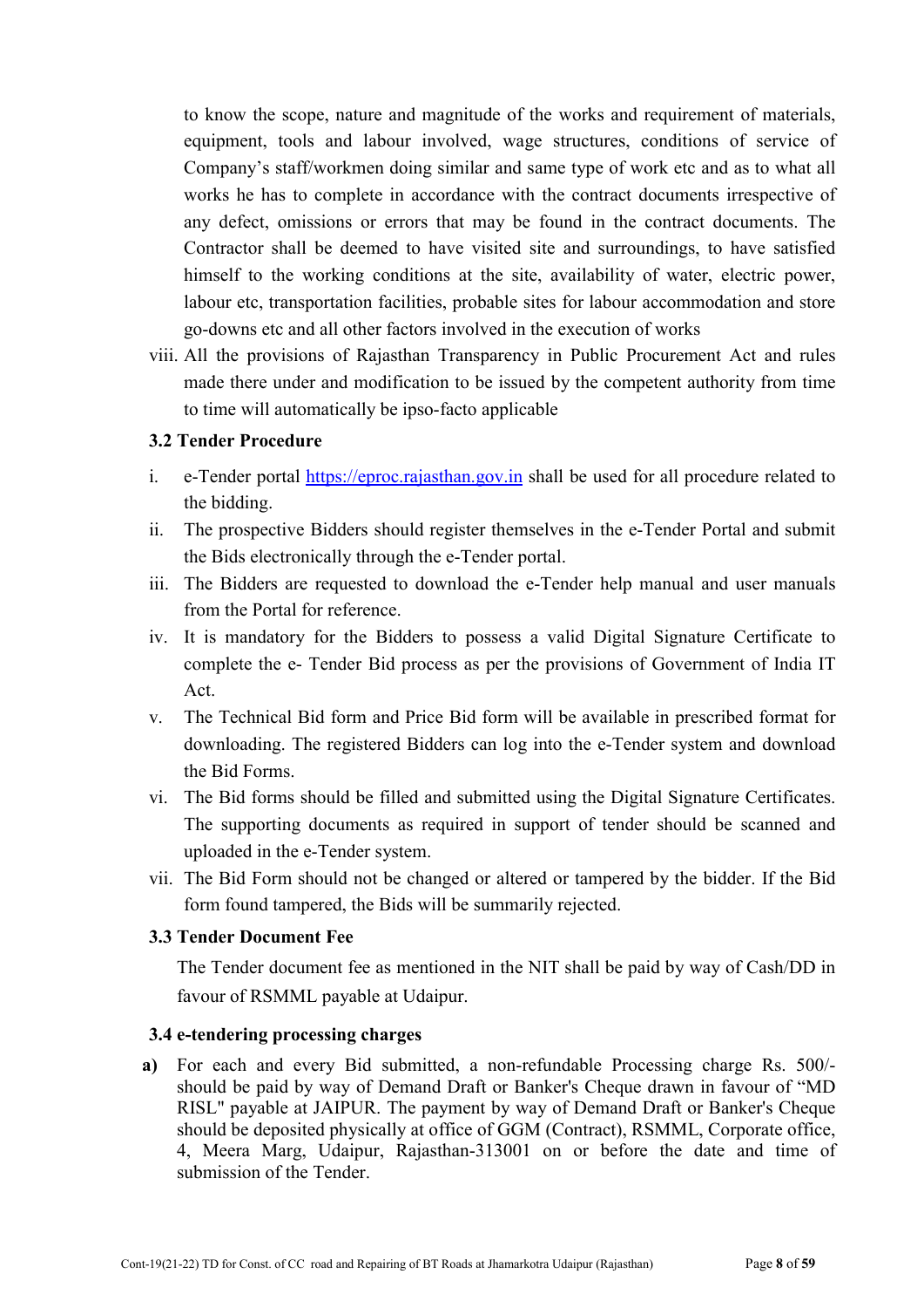to know the scope, nature and magnitude of the works and requirement of materials, equipment, tools and labour involved, wage structures, conditions of service of Company's staff/workmen doing similar and same type of work etc and as to what all works he has to complete in accordance with the contract documents irrespective of any defect, omissions or errors that may be found in the contract documents. The Contractor shall be deemed to have visited site and surroundings, to have satisfied himself to the working conditions at the site, availability of water, electric power, labour etc, transportation facilities, probable sites for labour accommodation and store go-downs etc and all other factors involved in the execution of works

viii. All the provisions of Rajasthan Transparency in Public Procurement Act and rules made there under and modification to be issued by the competent authority from time to time will automatically be ipso-facto applicable

### 3.2 Tender Procedure

i. e-Tender portal https://eproc.rajasthan.gov.in shall be used for all procedure related to the bidding.

ii. The prospective Bidders should register themselves in the e-Tender Portal and submit the Bids electronically through the e-Tender portal.

iii. The Bidders are requested to download the e-Tender help manual and user manuals from the Portal for reference.

iv. It is mandatory for the Bidders to possess a valid Digital Signature Certificate to complete the e- Tender Bid process as per the provisions of Government of India IT Act.

v. The Technical Bid form and Price Bid form will be available in prescribed format for downloading. The registered Bidders can log into the e-Tender system and download the Bid Forms.

vi. The Bid forms should be filled and submitted using the Digital Signature Certificates. The supporting documents as required in support of tender should be scanned and uploaded in the e-Tender system.

vii. The Bid Form should not be changed or altered or tampered by the bidder. If the Bid form found tampered, the Bids will be summarily rejected.

### 3.3 Tender Document Fee

The Tender document fee as mentioned in the NIT shall be paid by way of Cash/DD in favour of RSMML payable at Udaipur.

### 3.4 e-tendering processing charges

**a)** For each and every Bid submitted, a non-refundable Processing charge Rs. 500/- should be paid by way of Demand Draft or Banker's Cheque drawn in favour of "MD RISL" payable at JAIPUR. The payment by way of Demand Draft or Banker's Cheque should be deposited physically at office of GGM (Contract), RSMML, Corporate office, 4, Meera Marg, Udaipur, Rajasthan-313001 on or before the date and time of submission of the Tender.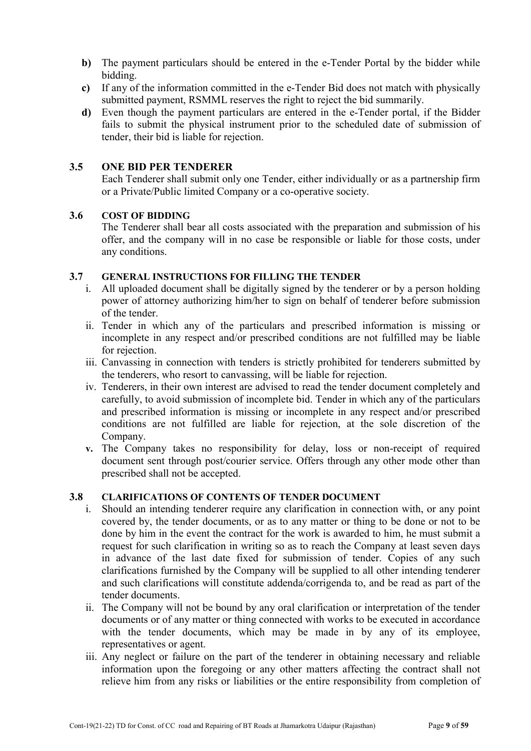- **b)** The payment particulars should be entered in the e-Tender Portal by the bidder while bidding.
- **c)** If any of the information committed in the e-Tender Bid does not match with physically submitted payment, RSMML reserves the right to reject the bid summarily.
- **d)** Even though the payment particulars are entered in the e-Tender portal, if the Bidder fails to submit the physical instrument prior to the scheduled date of submission of tender, their bid is liable for rejection.

### 3.5 ONE BID PER TENDERER

Each Tenderer shall submit only one Tender, either individually or as a partnership firm or a Private/Public limited Company or a co-operative society.

### 3.6 COST OF BIDDING

The Tenderer shall bear all costs associated with the preparation and submission of his offer, and the company will in no case be responsible or liable for those costs, under any conditions.

### 3.7 GENERAL INSTRUCTIONS FOR FILLING THE TENDER

i. All uploaded document shall be digitally signed by the tenderer or by a person holding power of attorney authorizing him/her to sign on behalf of tenderer before submission of the tender.

ii. Tender in which any of the particulars and prescribed information is missing or incomplete in any respect and/or prescribed conditions are not fulfilled may be liable for rejection.

iii. Canvassing in connection with tenders is strictly prohibited for tenderers submitted by the tenderers, who resort to canvassing, will be liable for rejection.

iv. Tenderers, in their own interest are advised to read the tender document completely and carefully, to avoid submission of incomplete bid. Tender in which any of the particulars and prescribed information is missing or incomplete in any respect and/or prescribed conditions are not fulfilled are liable for rejection, at the sole discretion of the Company.

**v.** The Company takes no responsibility for delay, loss or non-receipt of required document sent through post/courier service. Offers through any other mode other than prescribed shall not be accepted.

### 3.8 CLARIFICATIONS OF CONTENTS OF TENDER DOCUMENT

i. Should an intending tenderer require any clarification in connection with, or any point covered by, the tender documents, or as to any matter or thing to be done or not to be done by him in the event the contract for the work is awarded to him, he must submit a request for such clarification in writing so as to reach the Company at least seven days in advance of the last date fixed for submission of tender. Copies of any such clarifications furnished by the Company will be supplied to all other intending tenderer and such clarifications will constitute addenda/corrigenda to, and be read as part of the tender documents.

ii. The Company will not be bound by any oral clarification or interpretation of the tender documents or of any matter or thing connected with works to be executed in accordance with the tender documents, which may be made in by any of its employee, representatives or agent.

iii. Any neglect or failure on the part of the tenderer in obtaining necessary and reliable information upon the foregoing or any other matters affecting the contract shall not relieve him from any risks or liabilities or the entire responsibility from completion of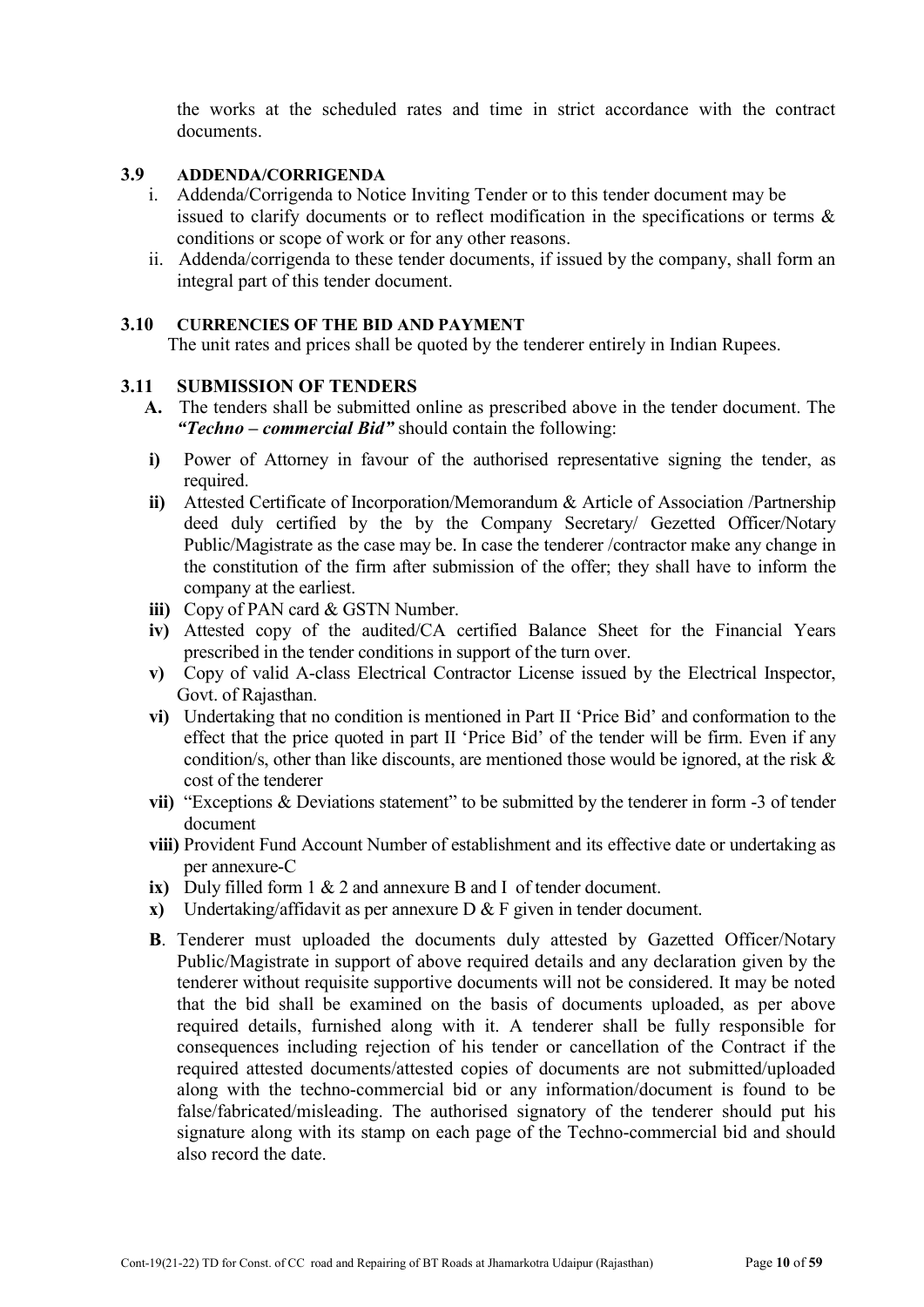the works at the scheduled rates and time in strict accordance with the contract documents.

### 3.9 ADDENDA/CORRIGENDA

i. Addenda/Corrigenda to Notice Inviting Tender or to this tender document may be issued to clarify documents or to reflect modification in the specifications or terms & conditions or scope of work or for any other reasons.

ii. Addenda/corrigenda to these tender documents, if issued by the company, shall form an integral part of this tender document.

### 3.10 CURRENCIES OF THE BID AND PAYMENT

The unit rates and prices shall be quoted by the tenderer entirely in Indian Rupees.

### 3.11 SUBMISSION OF TENDERS

**A.** The tenders shall be submitted online as prescribed above in the tender document. The ***"Techno – commercial Bid"*** should contain the following:

**i)** Power of Attorney in favour of the authorised representative signing the tender, as required.

**ii)** Attested Certificate of Incorporation/Memorandum & Article of Association /Partnership deed duly certified by the by the Company Secretary/ Gezetted Officer/Notary Public/Magistrate as the case may be. In case the tenderer /contractor make any change in the constitution of the firm after submission of the offer; they shall have to inform the company at the earliest.

**iii)** Copy of PAN card & GSTN Number.

**iv)** Attested copy of the audited/CA certified Balance Sheet for the Financial Years prescribed in the tender conditions in support of the turn over.

**v)** Copy of valid A-class Electrical Contractor License issued by the Electrical Inspector, Govt. of Rajasthan.

**vi)** Undertaking that no condition is mentioned in Part II 'Price Bid' and conformation to the effect that the price quoted in part II 'Price Bid' of the tender will be firm. Even if any condition/s, other than like discounts, are mentioned those would be ignored, at the risk & cost of the tenderer

**vii)** "Exceptions & Deviations statement" to be submitted by the tenderer in form -3 of tender document

**viii)** Provident Fund Account Number of establishment and its effective date or undertaking as per annexure-C

**ix)** Duly filled form 1 & 2 and annexure B and I of tender document.

**x)** Undertaking/affidavit as per annexure D & F given in tender document.

**B**. Tenderer must uploaded the documents duly attested by Gazetted Officer/Notary Public/Magistrate in support of above required details and any declaration given by the tenderer without requisite supportive documents will not be considered. It may be noted that the bid shall be examined on the basis of documents uploaded, as per above required details, furnished along with it. A tenderer shall be fully responsible for consequences including rejection of his tender or cancellation of the Contract if the required attested documents/attested copies of documents are not submitted/uploaded along with the techno-commercial bid or any information/document is found to be false/fabricated/misleading. The authorised signatory of the tenderer should put his signature along with its stamp on each page of the Techno-commercial bid and should also record the date.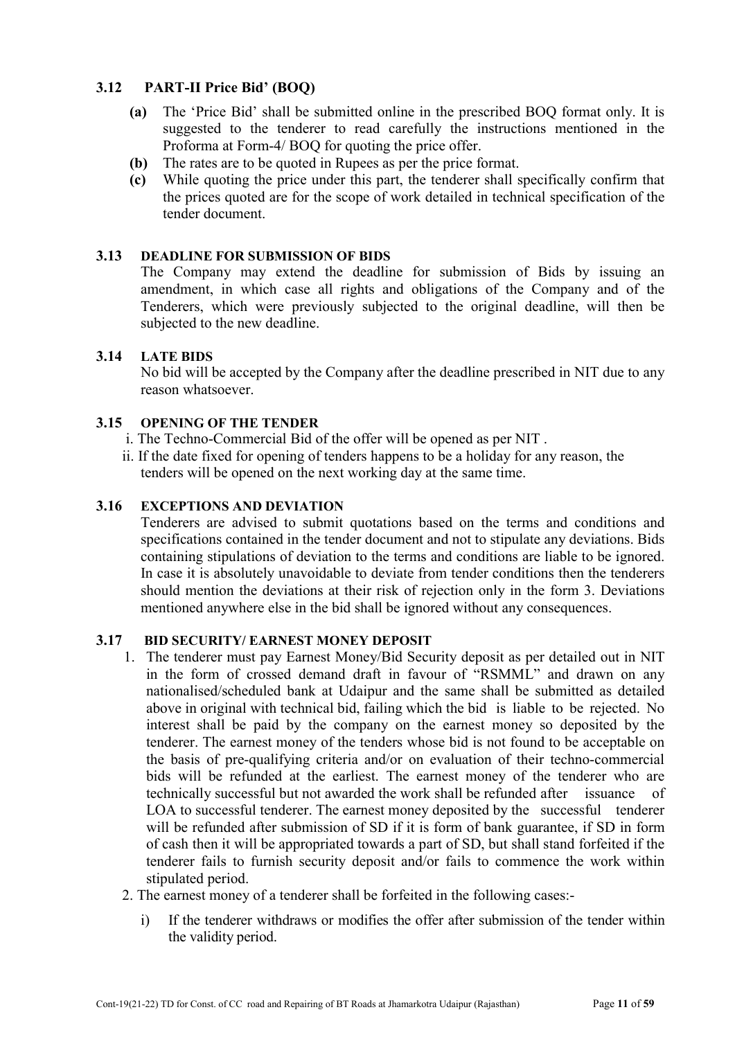### 3.12 PART-II Price Bid' (BOQ)

**(a)** The 'Price Bid' shall be submitted online in the prescribed BOQ format only. It is suggested to the tenderer to read carefully the instructions mentioned in the Proforma at Form-4/ BOQ for quoting the price offer.

**(b)** The rates are to be quoted in Rupees as per the price format.

**(c)** While quoting the price under this part, the tenderer shall specifically confirm that the prices quoted are for the scope of work detailed in technical specification of the tender document.

### 3.13 DEADLINE FOR SUBMISSION OF BIDS

The Company may extend the deadline for submission of Bids by issuing an amendment, in which case all rights and obligations of the Company and of the Tenderers, which were previously subjected to the original deadline, will then be subjected to the new deadline.

### 3.14 LATE BIDS

No bid will be accepted by the Company after the deadline prescribed in NIT due to any reason whatsoever.

### 3.15 OPENING OF THE TENDER

i. The Techno-Commercial Bid of the offer will be opened as per NIT .

ii. If the date fixed for opening of tenders happens to be a holiday for any reason, the tenders will be opened on the next working day at the same time.

### 3.16 EXCEPTIONS AND DEVIATION

Tenderers are advised to submit quotations based on the terms and conditions and specifications contained in the tender document and not to stipulate any deviations. Bids containing stipulations of deviation to the terms and conditions are liable to be ignored. In case it is absolutely unavoidable to deviate from tender conditions then the tenderers should mention the deviations at their risk of rejection only in the form 3. Deviations mentioned anywhere else in the bid shall be ignored without any consequences.

### 3.17 BID SECURITY/ EARNEST MONEY DEPOSIT

1. The tenderer must pay Earnest Money/Bid Security deposit as per detailed out in NIT in the form of crossed demand draft in favour of "RSMML" and drawn on any nationalised/scheduled bank at Udaipur and the same shall be submitted as detailed above in original with technical bid, failing which the bid is liable to be rejected. No interest shall be paid by the company on the earnest money so deposited by the tenderer. The earnest money of the tenders whose bid is not found to be acceptable on the basis of pre-qualifying criteria and/or on evaluation of their techno-commercial bids will be refunded at the earliest. The earnest money of the tenderer who are technically successful but not awarded the work shall be refunded after issuance of LOA to successful tenderer. The earnest money deposited by the successful tenderer will be refunded after submission of SD if it is form of bank guarantee, if SD in form of cash then it will be appropriated towards a part of SD, but shall stand forfeited if the tenderer fails to furnish security deposit and/or fails to commence the work within stipulated period.

2. The earnest money of a tenderer shall be forfeited in the following cases:-

   i) If the tenderer withdraws or modifies the offer after submission of the tender within the validity period.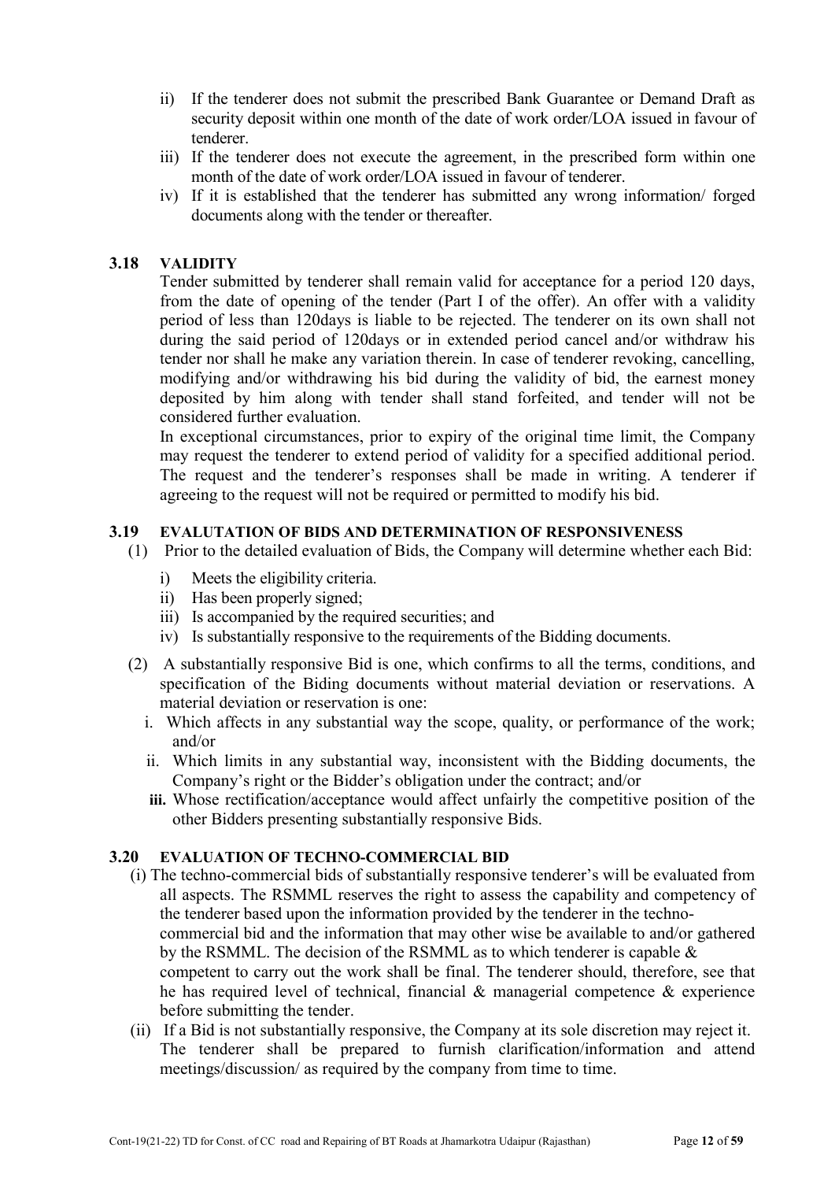ii) If the tenderer does not submit the prescribed Bank Guarantee or Demand Draft as security deposit within one month of the date of work order/LOA issued in favour of tenderer.

iii) If the tenderer does not execute the agreement, in the prescribed form within one month of the date of work order/LOA issued in favour of tenderer.

iv) If it is established that the tenderer has submitted any wrong information/ forged documents along with the tender or thereafter.

### 3.18 VALIDITY

Tender submitted by tenderer shall remain valid for acceptance for a period 120 days, from the date of opening of the tender (Part I of the offer). An offer with a validity period of less than 120days is liable to be rejected. The tenderer on its own shall not during the said period of 120days or in extended period cancel and/or withdraw his tender nor shall he make any variation therein. In case of tenderer revoking, cancelling, modifying and/or withdrawing his bid during the validity of bid, the earnest money deposited by him along with tender shall stand forfeited, and tender will not be considered further evaluation.

In exceptional circumstances, prior to expiry of the original time limit, the Company may request the tenderer to extend period of validity for a specified additional period. The request and the tenderer's responses shall be made in writing. A tenderer if agreeing to the request will not be required or permitted to modify his bid.

### 3.19 EVALUTATION OF BIDS AND DETERMINATION OF RESPONSIVENESS

(1) Prior to the detailed evaluation of Bids, the Company will determine whether each Bid:

i) Meets the eligibility criteria.
ii) Has been properly signed;
iii) Is accompanied by the required securities; and
iv) Is substantially responsive to the requirements of the Bidding documents.

(2) A substantially responsive Bid is one, which confirms to all the terms, conditions, and specification of the Biding documents without material deviation or reservations. A material deviation or reservation is one:

i. Which affects in any substantial way the scope, quality, or performance of the work; and/or
ii. Which limits in any substantial way, inconsistent with the Bidding documents, the Company's right or the Bidder's obligation under the contract; and/or
**iii.** Whose rectification/acceptance would affect unfairly the competitive position of the other Bidders presenting substantially responsive Bids.

### 3.20 EVALUATION OF TECHNO-COMMERCIAL BID

(i) The techno-commercial bids of substantially responsive tenderer's will be evaluated from all aspects. The RSMML reserves the right to assess the capability and competency of the tenderer based upon the information provided by the tenderer in the techno-commercial bid and the information that may other wise be available to and/or gathered by the RSMML. The decision of the RSMML as to which tenderer is capable & competent to carry out the work shall be final. The tenderer should, therefore, see that he has required level of technical, financial & managerial competence & experience before submitting the tender.

(ii) If a Bid is not substantially responsive, the Company at its sole discretion may reject it. The tenderer shall be prepared to furnish clarification/information and attend meetings/discussion/ as required by the company from time to time.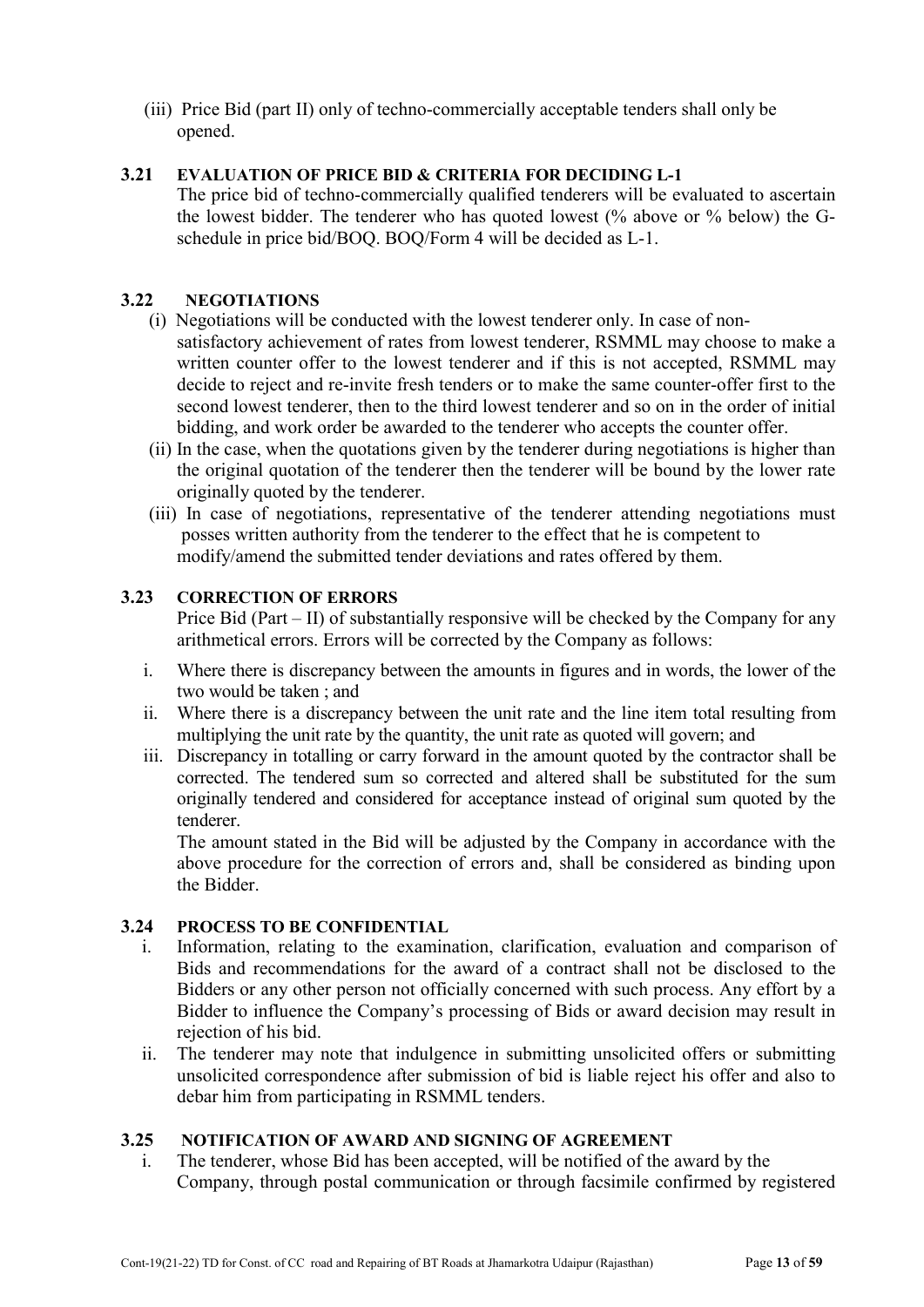(iii) Price Bid (part II) only of techno-commercially acceptable tenders shall only be opened.

### 3.21 EVALUATION OF PRICE BID & CRITERIA FOR DECIDING L-1

The price bid of techno-commercially qualified tenderers will be evaluated to ascertain the lowest bidder. The tenderer who has quoted lowest (% above or % below) the G-schedule in price bid/BOQ. BOQ/Form 4 will be decided as L-1.

### 3.22 NEGOTIATIONS

(i) Negotiations will be conducted with the lowest tenderer only. In case of non-satisfactory achievement of rates from lowest tenderer, RSMML may choose to make a written counter offer to the lowest tenderer and if this is not accepted, RSMML may decide to reject and re-invite fresh tenders or to make the same counter-offer first to the second lowest tenderer, then to the third lowest tenderer and so on in the order of initial bidding, and work order be awarded to the tenderer who accepts the counter offer.

(ii) In the case, when the quotations given by the tenderer during negotiations is higher than the original quotation of the tenderer then the tenderer will be bound by the lower rate originally quoted by the tenderer.

(iii) In case of negotiations, representative of the tenderer attending negotiations must posses written authority from the tenderer to the effect that he is competent to modify/amend the submitted tender deviations and rates offered by them.

### 3.23 CORRECTION OF ERRORS

Price Bid (Part – II) of substantially responsive will be checked by the Company for any arithmetical errors. Errors will be corrected by the Company as follows:

i. Where there is discrepancy between the amounts in figures and in words, the lower of the two would be taken ; and
ii. Where there is a discrepancy between the unit rate and the line item total resulting from multiplying the unit rate by the quantity, the unit rate as quoted will govern; and
iii. Discrepancy in totalling or carry forward in the amount quoted by the contractor shall be corrected. The tendered sum so corrected and altered shall be substituted for the sum originally tendered and considered for acceptance instead of original sum quoted by the tenderer.

The amount stated in the Bid will be adjusted by the Company in accordance with the above procedure for the correction of errors and, shall be considered as binding upon the Bidder.

### 3.24 PROCESS TO BE CONFIDENTIAL

i. Information, relating to the examination, clarification, evaluation and comparison of Bids and recommendations for the award of a contract shall not be disclosed to the Bidders or any other person not officially concerned with such process. Any effort by a Bidder to influence the Company's processing of Bids or award decision may result in rejection of his bid.
ii. The tenderer may note that indulgence in submitting unsolicited offers or submitting unsolicited correspondence after submission of bid is liable reject his offer and also to debar him from participating in RSMML tenders.

### 3.25 NOTIFICATION OF AWARD AND SIGNING OF AGREEMENT

i. The tenderer, whose Bid has been accepted, will be notified of the award by the Company, through postal communication or through facsimile confirmed by registered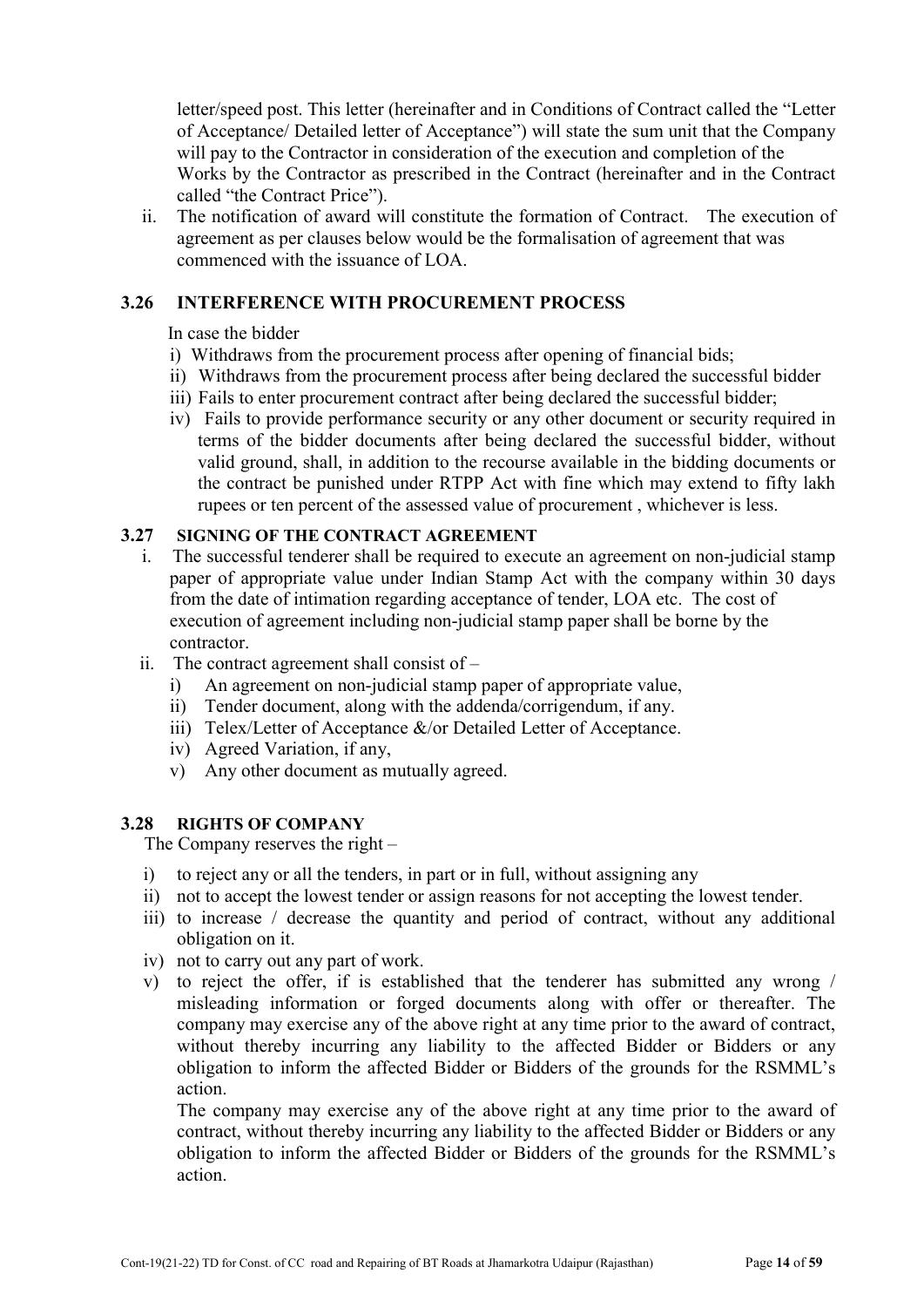letter/speed post. This letter (hereinafter and in Conditions of Contract called the "Letter of Acceptance/ Detailed letter of Acceptance") will state the sum unit that the Company will pay to the Contractor in consideration of the execution and completion of the Works by the Contractor as prescribed in the Contract (hereinafter and in the Contract called "the Contract Price").

ii. The notification of award will constitute the formation of Contract. The execution of agreement as per clauses below would be the formalisation of agreement that was commenced with the issuance of LOA.

### 3.26 INTERFERENCE WITH PROCUREMENT PROCESS

In case the bidder

i) Withdraws from the procurement process after opening of financial bids;
ii) Withdraws from the procurement process after being declared the successful bidder
iii) Fails to enter procurement contract after being declared the successful bidder;
iv) Fails to provide performance security or any other document or security required in terms of the bidder documents after being declared the successful bidder, without valid ground, shall, in addition to the recourse available in the bidding documents or the contract be punished under RTPP Act with fine which may extend to fifty lakh rupees or ten percent of the assessed value of procurement , whichever is less.

### 3.27 SIGNING OF THE CONTRACT AGREEMENT

i. The successful tenderer shall be required to execute an agreement on non-judicial stamp paper of appropriate value under Indian Stamp Act with the company within 30 days from the date of intimation regarding acceptance of tender, LOA etc. The cost of execution of agreement including non-judicial stamp paper shall be borne by the contractor.

ii. The contract agreement shall consist of –
   i) An agreement on non-judicial stamp paper of appropriate value,
   ii) Tender document, along with the addenda/corrigendum, if any.
   iii) Telex/Letter of Acceptance &/or Detailed Letter of Acceptance.
   iv) Agreed Variation, if any,
   v) Any other document as mutually agreed.

### 3.28 RIGHTS OF COMPANY

The Company reserves the right –

i) to reject any or all the tenders, in part or in full, without assigning any
ii) not to accept the lowest tender or assign reasons for not accepting the lowest tender.
iii) to increase / decrease the quantity and period of contract, without any additional obligation on it.
iv) not to carry out any part of work.
v) to reject the offer, if is established that the tenderer has submitted any wrong / misleading information or forged documents along with offer or thereafter. The company may exercise any of the above right at any time prior to the award of contract, without thereby incurring any liability to the affected Bidder or Bidders or any obligation to inform the affected Bidder or Bidders of the grounds for the RSMML's action.

   The company may exercise any of the above right at any time prior to the award of contract, without thereby incurring any liability to the affected Bidder or Bidders or any obligation to inform the affected Bidder or Bidders of the grounds for the RSMML's action.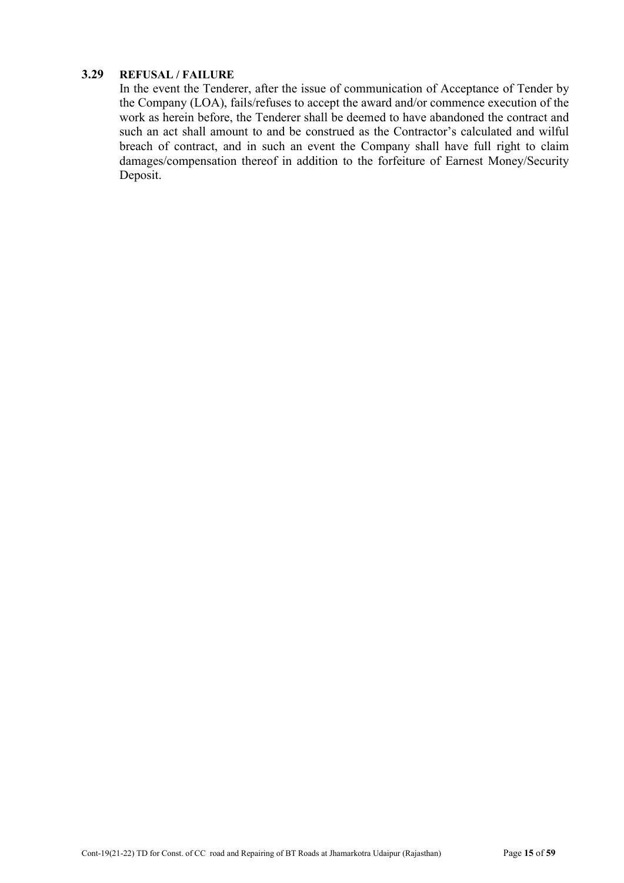### 3.29 REFUSAL / FAILURE

In the event the Tenderer, after the issue of communication of Acceptance of Tender by the Company (LOA), fails/refuses to accept the award and/or commence execution of the work as herein before, the Tenderer shall be deemed to have abandoned the contract and such an act shall amount to and be construed as the Contractor's calculated and wilful breach of contract, and in such an event the Company shall have full right to claim damages/compensation thereof in addition to the forfeiture of Earnest Money/Security Deposit.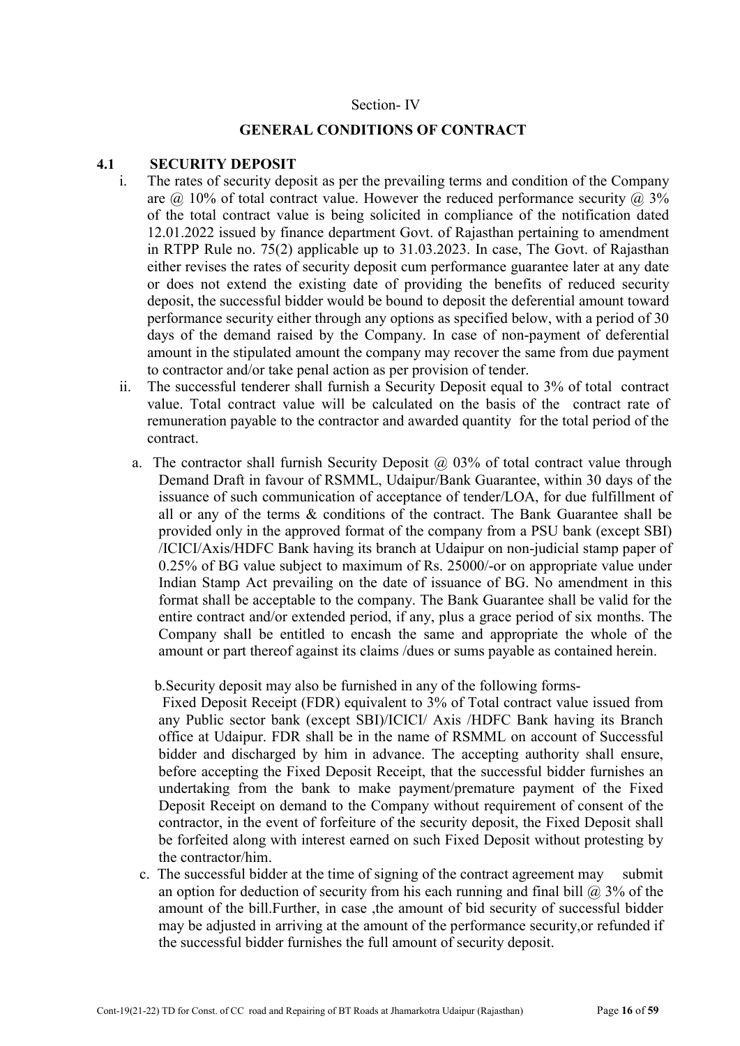Section- IV

## GENERAL CONDITIONS OF CONTRACT

### 4.1 SECURITY DEPOSIT

i. The rates of security deposit as per the prevailing terms and condition of the Company are @ 10% of total contract value. However the reduced performance security @ 3% of the total contract value is being solicited in compliance of the notification dated 12.01.2022 issued by finance department Govt. of Rajasthan pertaining to amendment in RTPP Rule no. 75(2) applicable up to 31.03.2023. In case, The Govt. of Rajasthan either revises the rates of security deposit cum performance guarantee later at any date or does not extend the existing date of providing the benefits of reduced security deposit, the successful bidder would be bound to deposit the deferential amount toward performance security either through any options as specified below, with a period of 30 days of the demand raised by the Company. In case of non-payment of deferential amount in the stipulated amount the company may recover the same from due payment to contractor and/or take penal action as per provision of tender.

ii. The successful tenderer shall furnish a Security Deposit equal to 3% of total contract value. Total contract value will be calculated on the basis of the contract rate of remuneration payable to the contractor and awarded quantity for the total period of the contract.

   a. The contractor shall furnish Security Deposit @ 03% of total contract value through Demand Draft in favour of RSMML, Udaipur/Bank Guarantee, within 30 days of the issuance of such communication of acceptance of tender/LOA, for due fulfillment of all or any of the terms & conditions of the contract. The Bank Guarantee shall be provided only in the approved format of the company from a PSU bank (except SBI) /ICICI/Axis/HDFC Bank having its branch at Udaipur on non-judicial stamp paper of 0.25% of BG value subject to maximum of Rs. 25000/-or on appropriate value under Indian Stamp Act prevailing on the date of issuance of BG. No amendment in this format shall be acceptable to the company. The Bank Guarantee shall be valid for the entire contract and/or extended period, if any, plus a grace period of six months. The Company shall be entitled to encash the same and appropriate the whole of the amount or part thereof against its claims /dues or sums payable as contained herein.

   b. Security deposit may also be furnished in any of the following forms-

   Fixed Deposit Receipt (FDR) equivalent to 3% of Total contract value issued from any Public sector bank (except SBI)/ICICI/ Axis /HDFC Bank having its Branch office at Udaipur. FDR shall be in the name of RSMML on account of Successful bidder and discharged by him in advance. The accepting authority shall ensure, before accepting the Fixed Deposit Receipt, that the successful bidder furnishes an undertaking from the bank to make payment/premature payment of the Fixed Deposit Receipt on demand to the Company without requirement of consent of the contractor, in the event of forfeiture of the security deposit, the Fixed Deposit shall be forfeited along with interest earned on such Fixed Deposit without protesting by the contractor/him.

   c. The successful bidder at the time of signing of the contract agreement may submit an option for deduction of security from his each running and final bill @ 3% of the amount of the bill.Further, in case ,the amount of bid security of successful bidder may be adjusted in arriving at the amount of the performance security,or refunded if the successful bidder furnishes the full amount of security deposit.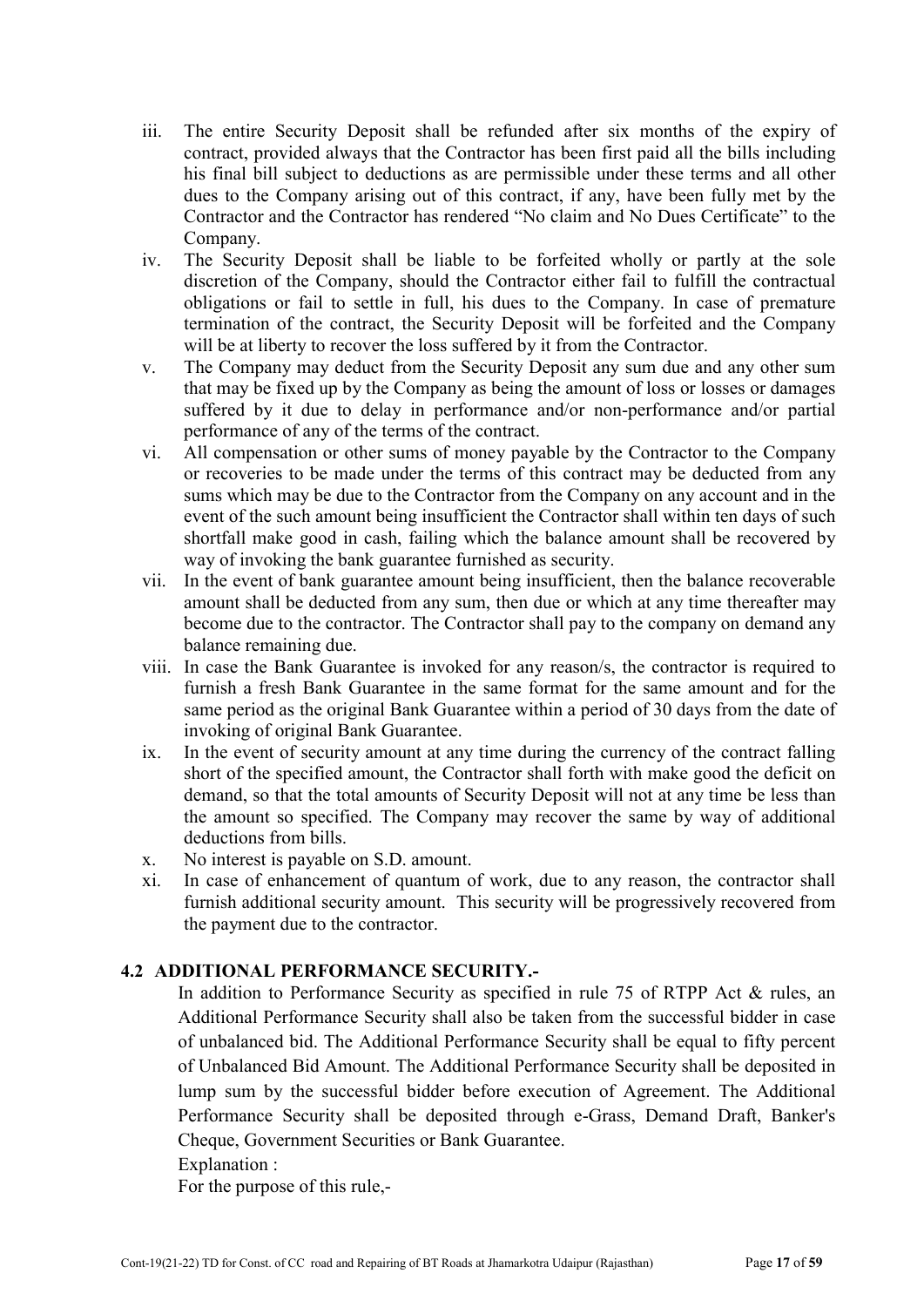iii. The entire Security Deposit shall be refunded after six months of the expiry of contract, provided always that the Contractor has been first paid all the bills including his final bill subject to deductions as are permissible under these terms and all other dues to the Company arising out of this contract, if any, have been fully met by the Contractor and the Contractor has rendered "No claim and No Dues Certificate" to the Company.

iv. The Security Deposit shall be liable to be forfeited wholly or partly at the sole discretion of the Company, should the Contractor either fail to fulfill the contractual obligations or fail to settle in full, his dues to the Company. In case of premature termination of the contract, the Security Deposit will be forfeited and the Company will be at liberty to recover the loss suffered by it from the Contractor.

v. The Company may deduct from the Security Deposit any sum due and any other sum that may be fixed up by the Company as being the amount of loss or losses or damages suffered by it due to delay in performance and/or non-performance and/or partial performance of any of the terms of the contract.

vi. All compensation or other sums of money payable by the Contractor to the Company or recoveries to be made under the terms of this contract may be deducted from any sums which may be due to the Contractor from the Company on any account and in the event of the such amount being insufficient the Contractor shall within ten days of such shortfall make good in cash, failing which the balance amount shall be recovered by way of invoking the bank guarantee furnished as security.

vii. In the event of bank guarantee amount being insufficient, then the balance recoverable amount shall be deducted from any sum, then due or which at any time thereafter may become due to the contractor. The Contractor shall pay to the company on demand any balance remaining due.

viii. In case the Bank Guarantee is invoked for any reason/s, the contractor is required to furnish a fresh Bank Guarantee in the same format for the same amount and for the same period as the original Bank Guarantee within a period of 30 days from the date of invoking of original Bank Guarantee.

ix. In the event of security amount at any time during the currency of the contract falling short of the specified amount, the Contractor shall forth with make good the deficit on demand, so that the total amounts of Security Deposit will not at any time be less than the amount so specified. The Company may recover the same by way of additional deductions from bills.

x. No interest is payable on S.D. amount.

xi. In case of enhancement of quantum of work, due to any reason, the contractor shall furnish additional security amount. This security will be progressively recovered from the payment due to the contractor.

### 4.2 ADDITIONAL PERFORMANCE SECURITY.-

In addition to Performance Security as specified in rule 75 of RTPP Act & rules, an Additional Performance Security shall also be taken from the successful bidder in case of unbalanced bid. The Additional Performance Security shall be equal to fifty percent of Unbalanced Bid Amount. The Additional Performance Security shall be deposited in lump sum by the successful bidder before execution of Agreement. The Additional Performance Security shall be deposited through e-Grass, Demand Draft, Banker's Cheque, Government Securities or Bank Guarantee.

Explanation :

For the purpose of this rule,-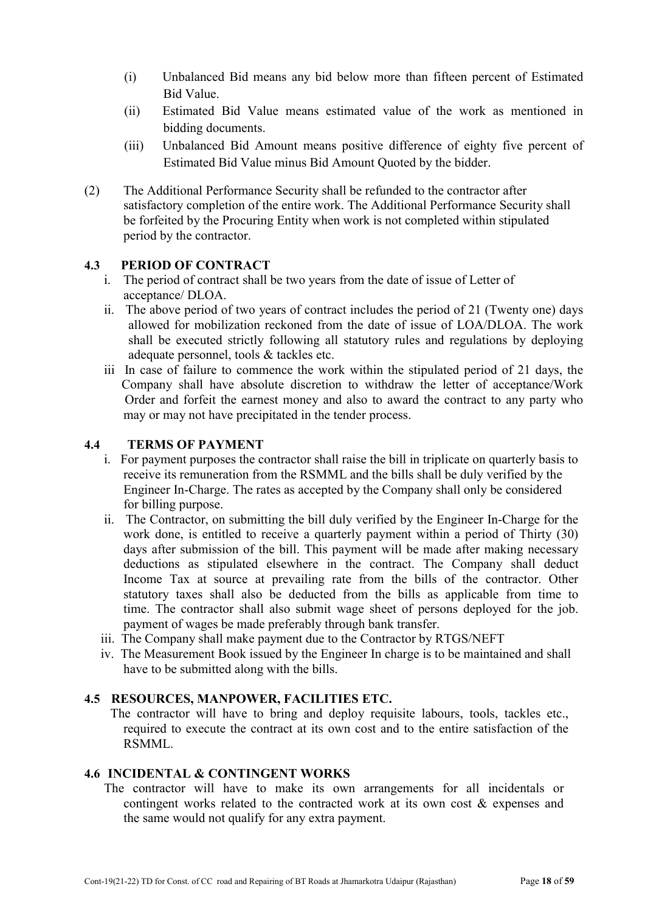(i) Unbalanced Bid means any bid below more than fifteen percent of Estimated Bid Value.

(ii) Estimated Bid Value means estimated value of the work as mentioned in bidding documents.

(iii) Unbalanced Bid Amount means positive difference of eighty five percent of Estimated Bid Value minus Bid Amount Quoted by the bidder.

(2) The Additional Performance Security shall be refunded to the contractor after satisfactory completion of the entire work. The Additional Performance Security shall be forfeited by the Procuring Entity when work is not completed within stipulated period by the contractor.

### 4.3 PERIOD OF CONTRACT

i. The period of contract shall be two years from the date of issue of Letter of acceptance/ DLOA.

ii. The above period of two years of contract includes the period of 21 (Twenty one) days allowed for mobilization reckoned from the date of issue of LOA/DLOA. The work shall be executed strictly following all statutory rules and regulations by deploying adequate personnel, tools & tackles etc.

iii In case of failure to commence the work within the stipulated period of 21 days, the Company shall have absolute discretion to withdraw the letter of acceptance/Work Order and forfeit the earnest money and also to award the contract to any party who may or may not have precipitated in the tender process.

### 4.4 TERMS OF PAYMENT

i. For payment purposes the contractor shall raise the bill in triplicate on quarterly basis to receive its remuneration from the RSMML and the bills shall be duly verified by the Engineer In-Charge. The rates as accepted by the Company shall only be considered for billing purpose.

ii. The Contractor, on submitting the bill duly verified by the Engineer In-Charge for the work done, is entitled to receive a quarterly payment within a period of Thirty (30) days after submission of the bill. This payment will be made after making necessary deductions as stipulated elsewhere in the contract. The Company shall deduct Income Tax at source at prevailing rate from the bills of the contractor. Other statutory taxes shall also be deducted from the bills as applicable from time to time. The contractor shall also submit wage sheet of persons deployed for the job. payment of wages be made preferably through bank transfer.

iii. The Company shall make payment due to the Contractor by RTGS/NEFT

iv. The Measurement Book issued by the Engineer In charge is to be maintained and shall have to be submitted along with the bills.

### 4.5 RESOURCES, MANPOWER, FACILITIES ETC.

The contractor will have to bring and deploy requisite labours, tools, tackles etc., required to execute the contract at its own cost and to the entire satisfaction of the RSMML.

### 4.6 INCIDENTAL & CONTINGENT WORKS

The contractor will have to make its own arrangements for all incidentals or contingent works related to the contracted work at its own cost & expenses and the same would not qualify for any extra payment.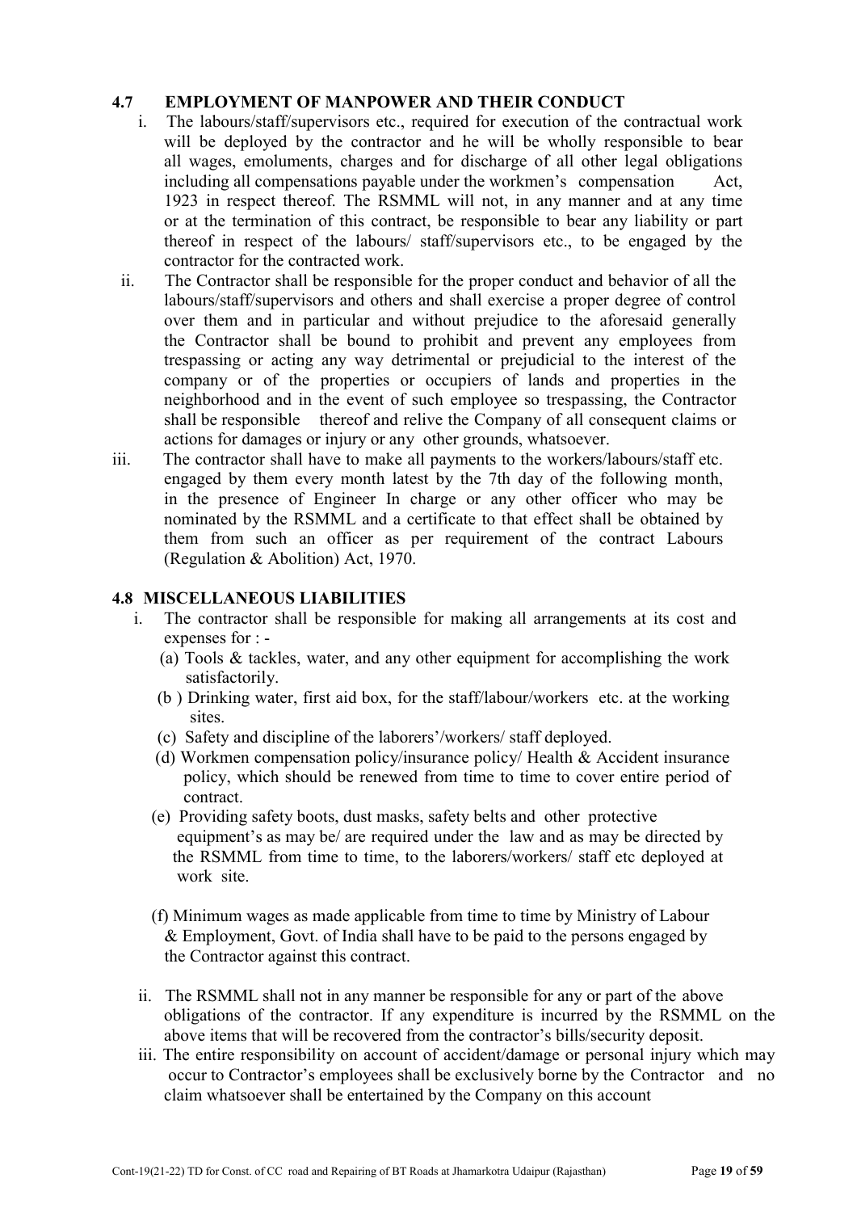## 4.7 EMPLOYMENT OF MANPOWER AND THEIR CONDUCT

i. The labours/staff/supervisors etc., required for execution of the contractual work will be deployed by the contractor and he will be wholly responsible to bear all wages, emoluments, charges and for discharge of all other legal obligations including all compensations payable under the workmen's compensation Act, 1923 in respect thereof. The RSMML will not, in any manner and at any time or at the termination of this contract, be responsible to bear any liability or part thereof in respect of the labours/ staff/supervisors etc., to be engaged by the contractor for the contracted work.

ii. The Contractor shall be responsible for the proper conduct and behavior of all the labours/staff/supervisors and others and shall exercise a proper degree of control over them and in particular and without prejudice to the aforesaid generally the Contractor shall be bound to prohibit and prevent any employees from trespassing or acting any way detrimental or prejudicial to the interest of the company or of the properties or occupiers of lands and properties in the neighborhood and in the event of such employee so trespassing, the Contractor shall be responsible thereof and relive the Company of all consequent claims or actions for damages or injury or any other grounds, whatsoever.

iii. The contractor shall have to make all payments to the workers/labours/staff etc. engaged by them every month latest by the 7th day of the following month, in the presence of Engineer In charge or any other officer who may be nominated by the RSMML and a certificate to that effect shall be obtained by them from such an officer as per requirement of the contract Labours (Regulation & Abolition) Act, 1970.

## 4.8 MISCELLANEOUS LIABILITIES

i. The contractor shall be responsible for making all arrangements at its cost and expenses for : -

(a) Tools & tackles, water, and any other equipment for accomplishing the work satisfactorily.

(b ) Drinking water, first aid box, for the staff/labour/workers etc. at the working sites.

(c) Safety and discipline of the laborers'/workers/ staff deployed.

(d) Workmen compensation policy/insurance policy/ Health & Accident insurance policy, which should be renewed from time to time to cover entire period of contract.

(e) Providing safety boots, dust masks, safety belts and other protective equipment's as may be/ are required under the law and as may be directed by the RSMML from time to time, to the laborers/workers/ staff etc deployed at work site.

(f) Minimum wages as made applicable from time to time by Ministry of Labour & Employment, Govt. of India shall have to be paid to the persons engaged by the Contractor against this contract.

ii. The RSMML shall not in any manner be responsible for any or part of the above obligations of the contractor. If any expenditure is incurred by the RSMML on the above items that will be recovered from the contractor's bills/security deposit.

iii. The entire responsibility on account of accident/damage or personal injury which may occur to Contractor's employees shall be exclusively borne by the Contractor and no claim whatsoever shall be entertained by the Company on this account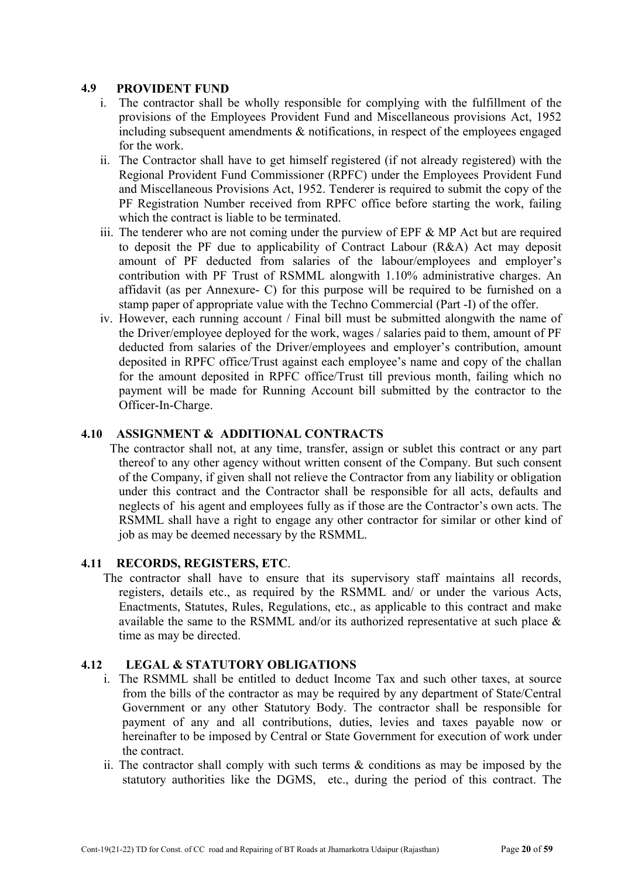### 4.9 PROVIDENT FUND

i. The contractor shall be wholly responsible for complying with the fulfillment of the provisions of the Employees Provident Fund and Miscellaneous provisions Act, 1952 including subsequent amendments & notifications, in respect of the employees engaged for the work.

ii. The Contractor shall have to get himself registered (if not already registered) with the Regional Provident Fund Commissioner (RPFC) under the Employees Provident Fund and Miscellaneous Provisions Act, 1952. Tenderer is required to submit the copy of the PF Registration Number received from RPFC office before starting the work, failing which the contract is liable to be terminated.

iii. The tenderer who are not coming under the purview of EPF & MP Act but are required to deposit the PF due to applicability of Contract Labour (R&A) Act may deposit amount of PF deducted from salaries of the labour/employees and employer's contribution with PF Trust of RSMML alongwith 1.10% administrative charges. An affidavit (as per Annexure- C) for this purpose will be required to be furnished on a stamp paper of appropriate value with the Techno Commercial (Part -I) of the offer.

iv. However, each running account / Final bill must be submitted alongwith the name of the Driver/employee deployed for the work, wages / salaries paid to them, amount of PF deducted from salaries of the Driver/employees and employer's contribution, amount deposited in RPFC office/Trust against each employee's name and copy of the challan for the amount deposited in RPFC office/Trust till previous month, failing which no payment will be made for Running Account bill submitted by the contractor to the Officer-In-Charge.

### 4.10 ASSIGNMENT & ADDITIONAL CONTRACTS

The contractor shall not, at any time, transfer, assign or sublet this contract or any part thereof to any other agency without written consent of the Company. But such consent of the Company, if given shall not relieve the Contractor from any liability or obligation under this contract and the Contractor shall be responsible for all acts, defaults and neglects of his agent and employees fully as if those are the Contractor's own acts. The RSMML shall have a right to engage any other contractor for similar or other kind of job as may be deemed necessary by the RSMML.

### 4.11 RECORDS, REGISTERS, ETC.

The contractor shall have to ensure that its supervisory staff maintains all records, registers, details etc., as required by the RSMML and/ or under the various Acts, Enactments, Statutes, Rules, Regulations, etc., as applicable to this contract and make available the same to the RSMML and/or its authorized representative at such place & time as may be directed.

### 4.12 LEGAL & STATUTORY OBLIGATIONS

i. The RSMML shall be entitled to deduct Income Tax and such other taxes, at source from the bills of the contractor as may be required by any department of State/Central Government or any other Statutory Body. The contractor shall be responsible for payment of any and all contributions, duties, levies and taxes payable now or hereinafter to be imposed by Central or State Government for execution of work under the contract.

ii. The contractor shall comply with such terms & conditions as may be imposed by the statutory authorities like the DGMS, etc., during the period of this contract. The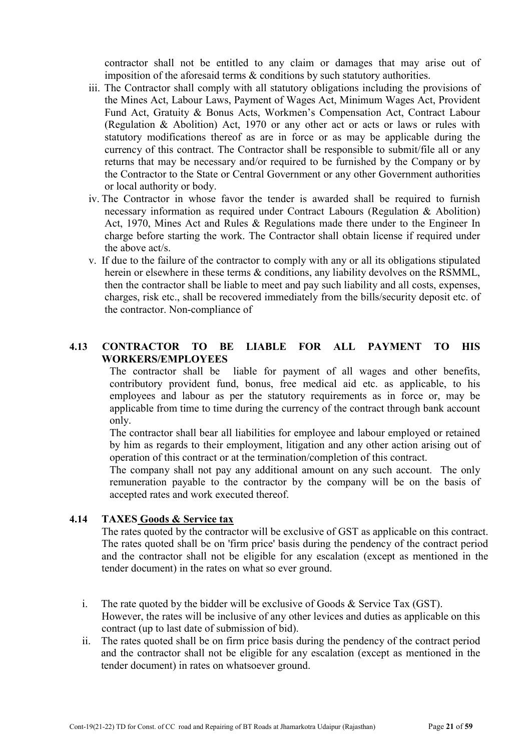contractor shall not be entitled to any claim or damages that may arise out of imposition of the aforesaid terms & conditions by such statutory authorities.

iii. The Contractor shall comply with all statutory obligations including the provisions of the Mines Act, Labour Laws, Payment of Wages Act, Minimum Wages Act, Provident Fund Act, Gratuity & Bonus Acts, Workmen's Compensation Act, Contract Labour (Regulation & Abolition) Act, 1970 or any other act or acts or laws or rules with statutory modifications thereof as are in force or as may be applicable during the currency of this contract. The Contractor shall be responsible to submit/file all or any returns that may be necessary and/or required to be furnished by the Company or by the Contractor to the State or Central Government or any other Government authorities or local authority or body.

iv. The Contractor in whose favor the tender is awarded shall be required to furnish necessary information as required under Contract Labours (Regulation & Abolition) Act, 1970, Mines Act and Rules & Regulations made there under to the Engineer In charge before starting the work. The Contractor shall obtain license if required under the above act/s.

v. If due to the failure of the contractor to comply with any or all its obligations stipulated herein or elsewhere in these terms & conditions, any liability devolves on the RSMML, then the contractor shall be liable to meet and pay such liability and all costs, expenses, charges, risk etc., shall be recovered immediately from the bills/security deposit etc. of the contractor. Non-compliance of

### 4.13 CONTRACTOR TO BE LIABLE FOR ALL PAYMENT TO HIS WORKERS/EMPLOYEES

The contractor shall be liable for payment of all wages and other benefits, contributory provident fund, bonus, free medical aid etc. as applicable, to his employees and labour as per the statutory requirements as in force or, may be applicable from time to time during the currency of the contract through bank account only.

The contractor shall bear all liabilities for employee and labour employed or retained by him as regards to their employment, litigation and any other action arising out of operation of this contract or at the termination/completion of this contract.

The company shall not pay any additional amount on any such account. The only remuneration payable to the contractor by the company will be on the basis of accepted rates and work executed thereof.

### 4.14 TAXES <u>Goods & Service tax</u>

The rates quoted by the contractor will be exclusive of GST as applicable on this contract. The rates quoted shall be on 'firm price' basis during the pendency of the contract period and the contractor shall not be eligible for any escalation (except as mentioned in the tender document) in the rates on what so ever ground.

i. The rate quoted by the bidder will be exclusive of Goods & Service Tax (GST). However, the rates will be inclusive of any other levices and duties as applicable on this contract (up to last date of submission of bid).

ii. The rates quoted shall be on firm price basis during the pendency of the contract period and the contractor shall not be eligible for any escalation (except as mentioned in the tender document) in rates on whatsoever ground.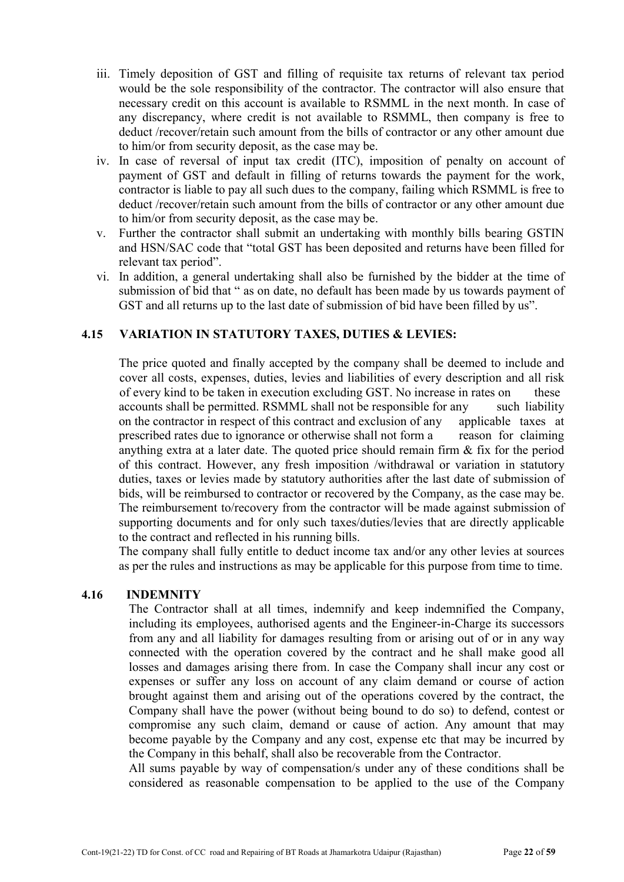iii. Timely deposition of GST and filling of requisite tax returns of relevant tax period would be the sole responsibility of the contractor. The contractor will also ensure that necessary credit on this account is available to RSMML in the next month. In case of any discrepancy, where credit is not available to RSMML, then company is free to deduct /recover/retain such amount from the bills of contractor or any other amount due to him/or from security deposit, as the case may be.

iv. In case of reversal of input tax credit (ITC), imposition of penalty on account of payment of GST and default in filling of returns towards the payment for the work, contractor is liable to pay all such dues to the company, failing which RSMML is free to deduct /recover/retain such amount from the bills of contractor or any other amount due to him/or from security deposit, as the case may be.

v. Further the contractor shall submit an undertaking with monthly bills bearing GSTIN and HSN/SAC code that "total GST has been deposited and returns have been filled for relevant tax period".

vi. In addition, a general undertaking shall also be furnished by the bidder at the time of submission of bid that " as on date, no default has been made by us towards payment of GST and all returns up to the last date of submission of bid have been filled by us".

## 4.15 VARIATION IN STATUTORY TAXES, DUTIES & LEVIES:

The price quoted and finally accepted by the company shall be deemed to include and cover all costs, expenses, duties, levies and liabilities of every description and all risk of every kind to be taken in execution excluding GST. No increase in rates on these accounts shall be permitted. RSMML shall not be responsible for any such liability on the contractor in respect of this contract and exclusion of any applicable taxes at prescribed rates due to ignorance or otherwise shall not form a reason for claiming anything extra at a later date. The quoted price should remain firm & fix for the period of this contract. However, any fresh imposition /withdrawal or variation in statutory duties, taxes or levies made by statutory authorities after the last date of submission of bids, will be reimbursed to contractor or recovered by the Company, as the case may be. The reimbursement to/recovery from the contractor will be made against submission of supporting documents and for only such taxes/duties/levies that are directly applicable to the contract and reflected in his running bills.

The company shall fully entitle to deduct income tax and/or any other levies at sources as per the rules and instructions as may be applicable for this purpose from time to time.

## 4.16 INDEMNITY

The Contractor shall at all times, indemnify and keep indemnified the Company, including its employees, authorised agents and the Engineer-in-Charge its successors from any and all liability for damages resulting from or arising out of or in any way connected with the operation covered by the contract and he shall make good all losses and damages arising there from. In case the Company shall incur any cost or expenses or suffer any loss on account of any claim demand or course of action brought against them and arising out of the operations covered by the contract, the Company shall have the power (without being bound to do so) to defend, contest or compromise any such claim, demand or cause of action. Any amount that may become payable by the Company and any cost, expense etc that may be incurred by the Company in this behalf, shall also be recoverable from the Contractor.

All sums payable by way of compensation/s under any of these conditions shall be considered as reasonable compensation to be applied to the use of the Company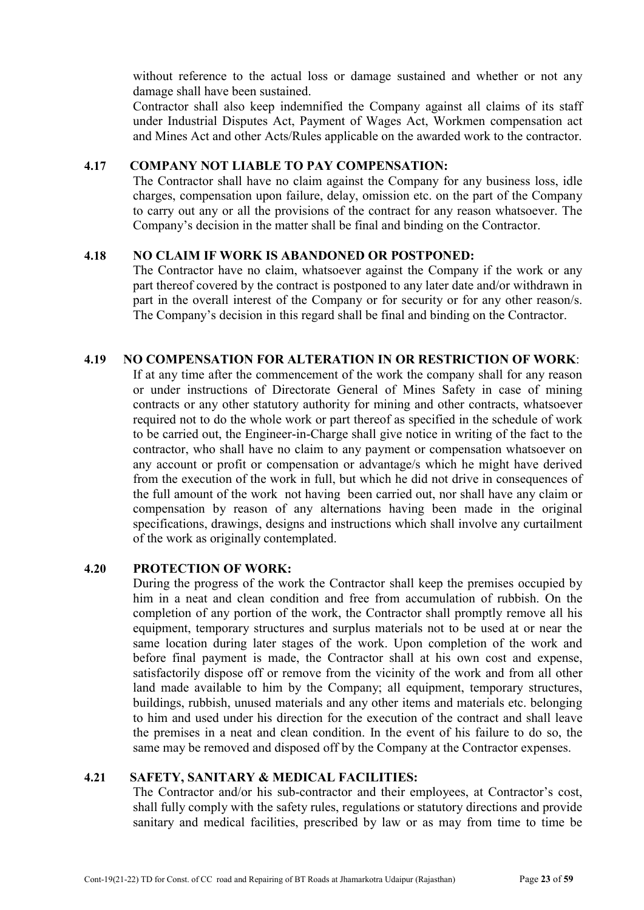without reference to the actual loss or damage sustained and whether or not any damage shall have been sustained.

Contractor shall also keep indemnified the Company against all claims of its staff under Industrial Disputes Act, Payment of Wages Act, Workmen compensation act and Mines Act and other Acts/Rules applicable on the awarded work to the contractor.

**4.17 COMPANY NOT LIABLE TO PAY COMPENSATION:**

The Contractor shall have no claim against the Company for any business loss, idle charges, compensation upon failure, delay, omission etc. on the part of the Company to carry out any or all the provisions of the contract for any reason whatsoever. The Company's decision in the matter shall be final and binding on the Contractor.

**4.18 NO CLAIM IF WORK IS ABANDONED OR POSTPONED:**

The Contractor have no claim, whatsoever against the Company if the work or any part thereof covered by the contract is postponed to any later date and/or withdrawn in part in the overall interest of the Company or for security or for any other reason/s. The Company's decision in this regard shall be final and binding on the Contractor.

**4.19 NO COMPENSATION FOR ALTERATION IN OR RESTRICTION OF WORK**:

If at any time after the commencement of the work the company shall for any reason or under instructions of Directorate General of Mines Safety in case of mining contracts or any other statutory authority for mining and other contracts, whatsoever required not to do the whole work or part thereof as specified in the schedule of work to be carried out, the Engineer-in-Charge shall give notice in writing of the fact to the contractor, who shall have no claim to any payment or compensation whatsoever on any account or profit or compensation or advantage/s which he might have derived from the execution of the work in full, but which he did not drive in consequences of the full amount of the work not having been carried out, nor shall have any claim or compensation by reason of any alternations having been made in the original specifications, drawings, designs and instructions which shall involve any curtailment of the work as originally contemplated.

**4.20 PROTECTION OF WORK:**

During the progress of the work the Contractor shall keep the premises occupied by him in a neat and clean condition and free from accumulation of rubbish. On the completion of any portion of the work, the Contractor shall promptly remove all his equipment, temporary structures and surplus materials not to be used at or near the same location during later stages of the work. Upon completion of the work and before final payment is made, the Contractor shall at his own cost and expense, satisfactorily dispose off or remove from the vicinity of the work and from all other land made available to him by the Company; all equipment, temporary structures, buildings, rubbish, unused materials and any other items and materials etc. belonging to him and used under his direction for the execution of the contract and shall leave the premises in a neat and clean condition. In the event of his failure to do so, the same may be removed and disposed off by the Company at the Contractor expenses.

**4.21 SAFETY, SANITARY & MEDICAL FACILITIES:**

The Contractor and/or his sub-contractor and their employees, at Contractor's cost, shall fully comply with the safety rules, regulations or statutory directions and provide sanitary and medical facilities, prescribed by law or as may from time to time be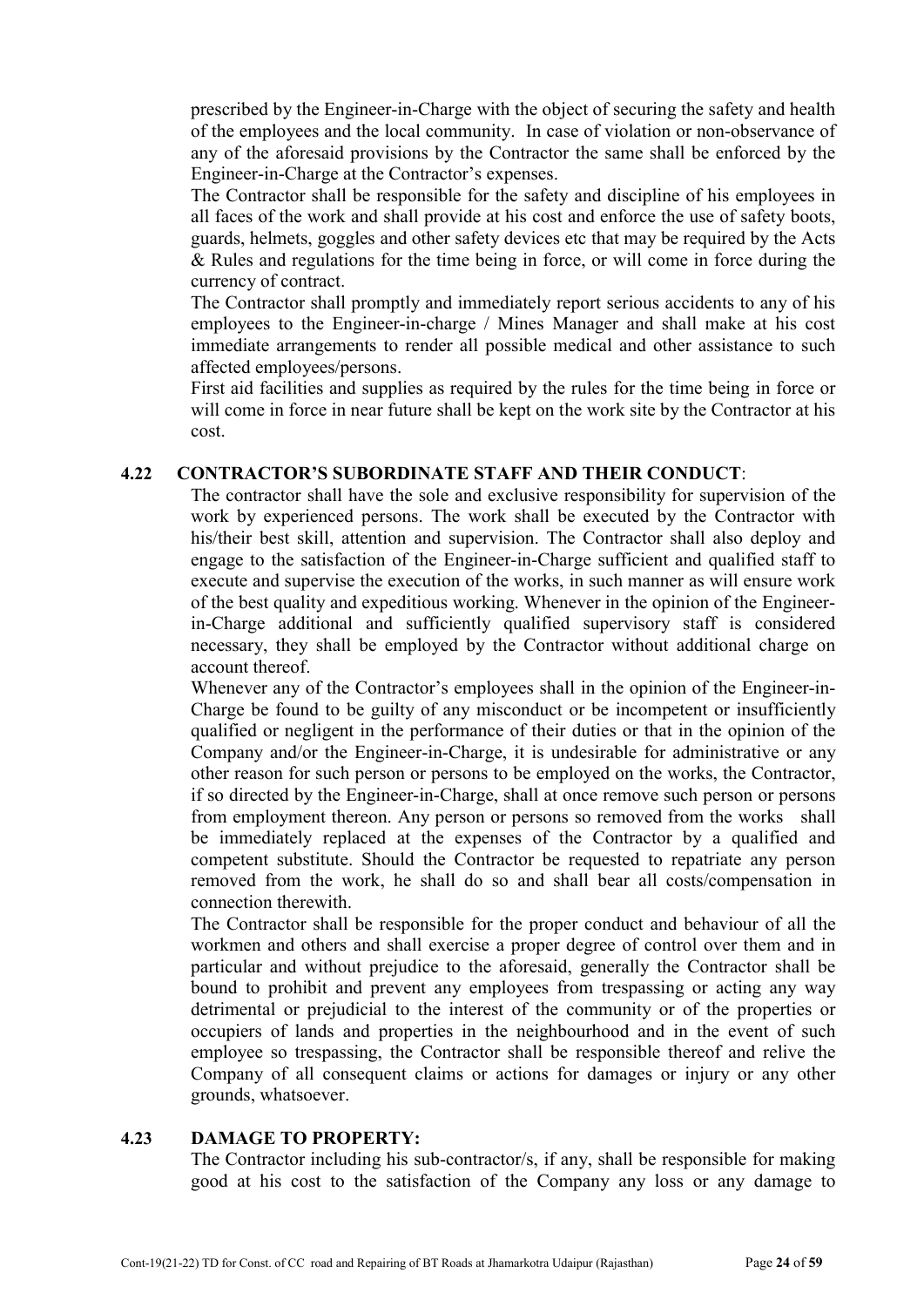prescribed by the Engineer-in-Charge with the object of securing the safety and health of the employees and the local community. In case of violation or non-observance of any of the aforesaid provisions by the Contractor the same shall be enforced by the Engineer-in-Charge at the Contractor's expenses.

The Contractor shall be responsible for the safety and discipline of his employees in all faces of the work and shall provide at his cost and enforce the use of safety boots, guards, helmets, goggles and other safety devices etc that may be required by the Acts & Rules and regulations for the time being in force, or will come in force during the currency of contract.

The Contractor shall promptly and immediately report serious accidents to any of his employees to the Engineer-in-charge / Mines Manager and shall make at his cost immediate arrangements to render all possible medical and other assistance to such affected employees/persons.

First aid facilities and supplies as required by the rules for the time being in force or will come in force in near future shall be kept on the work site by the Contractor at his cost.

### 4.22 CONTRACTOR'S SUBORDINATE STAFF AND THEIR CONDUCT:

The contractor shall have the sole and exclusive responsibility for supervision of the work by experienced persons. The work shall be executed by the Contractor with his/their best skill, attention and supervision. The Contractor shall also deploy and engage to the satisfaction of the Engineer-in-Charge sufficient and qualified staff to execute and supervise the execution of the works, in such manner as will ensure work of the best quality and expeditious working. Whenever in the opinion of the Engineer-in-Charge additional and sufficiently qualified supervisory staff is considered necessary, they shall be employed by the Contractor without additional charge on account thereof.

Whenever any of the Contractor's employees shall in the opinion of the Engineer-in-Charge be found to be guilty of any misconduct or be incompetent or insufficiently qualified or negligent in the performance of their duties or that in the opinion of the Company and/or the Engineer-in-Charge, it is undesirable for administrative or any other reason for such person or persons to be employed on the works, the Contractor, if so directed by the Engineer-in-Charge, shall at once remove such person or persons from employment thereon. Any person or persons so removed from the works shall be immediately replaced at the expenses of the Contractor by a qualified and competent substitute. Should the Contractor be requested to repatriate any person removed from the work, he shall do so and shall bear all costs/compensation in connection therewith.

The Contractor shall be responsible for the proper conduct and behaviour of all the workmen and others and shall exercise a proper degree of control over them and in particular and without prejudice to the aforesaid, generally the Contractor shall be bound to prohibit and prevent any employees from trespassing or acting any way detrimental or prejudicial to the interest of the community or of the properties or occupiers of lands and properties in the neighbourhood and in the event of such employee so trespassing, the Contractor shall be responsible thereof and relive the Company of all consequent claims or actions for damages or injury or any other grounds, whatsoever.

### 4.23 DAMAGE TO PROPERTY:

The Contractor including his sub-contractor/s, if any, shall be responsible for making good at his cost to the satisfaction of the Company any loss or any damage to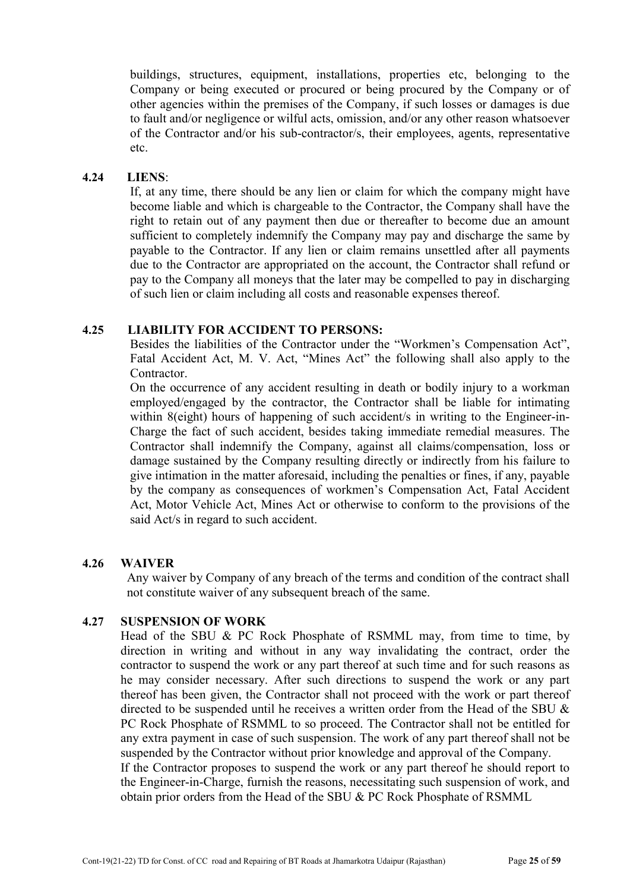buildings, structures, equipment, installations, properties etc, belonging to the Company or being executed or procured or being procured by the Company or of other agencies within the premises of the Company, if such losses or damages is due to fault and/or negligence or wilful acts, omission, and/or any other reason whatsoever of the Contractor and/or his sub-contractor/s, their employees, agents, representative etc.

### 4.24 LIENS:

If, at any time, there should be any lien or claim for which the company might have become liable and which is chargeable to the Contractor, the Company shall have the right to retain out of any payment then due or thereafter to become due an amount sufficient to completely indemnify the Company may pay and discharge the same by payable to the Contractor. If any lien or claim remains unsettled after all payments due to the Contractor are appropriated on the account, the Contractor shall refund or pay to the Company all moneys that the later may be compelled to pay in discharging of such lien or claim including all costs and reasonable expenses thereof.

### 4.25 LIABILITY FOR ACCIDENT TO PERSONS:

Besides the liabilities of the Contractor under the "Workmen's Compensation Act", Fatal Accident Act, M. V. Act, "Mines Act" the following shall also apply to the Contractor.

On the occurrence of any accident resulting in death or bodily injury to a workman employed/engaged by the contractor, the Contractor shall be liable for intimating within 8(eight) hours of happening of such accident/s in writing to the Engineer-in-Charge the fact of such accident, besides taking immediate remedial measures. The Contractor shall indemnify the Company, against all claims/compensation, loss or damage sustained by the Company resulting directly or indirectly from his failure to give intimation in the matter aforesaid, including the penalties or fines, if any, payable by the company as consequences of workmen's Compensation Act, Fatal Accident Act, Motor Vehicle Act, Mines Act or otherwise to conform to the provisions of the said Act/s in regard to such accident.

### 4.26 WAIVER

Any waiver by Company of any breach of the terms and condition of the contract shall not constitute waiver of any subsequent breach of the same.

### 4.27 SUSPENSION OF WORK

Head of the SBU & PC Rock Phosphate of RSMML may, from time to time, by direction in writing and without in any way invalidating the contract, order the contractor to suspend the work or any part thereof at such time and for such reasons as he may consider necessary. After such directions to suspend the work or any part thereof has been given, the Contractor shall not proceed with the work or part thereof directed to be suspended until he receives a written order from the Head of the SBU & PC Rock Phosphate of RSMML to so proceed. The Contractor shall not be entitled for any extra payment in case of such suspension. The work of any part thereof shall not be suspended by the Contractor without prior knowledge and approval of the Company.

If the Contractor proposes to suspend the work or any part thereof he should report to the Engineer-in-Charge, furnish the reasons, necessitating such suspension of work, and obtain prior orders from the Head of the SBU & PC Rock Phosphate of RSMML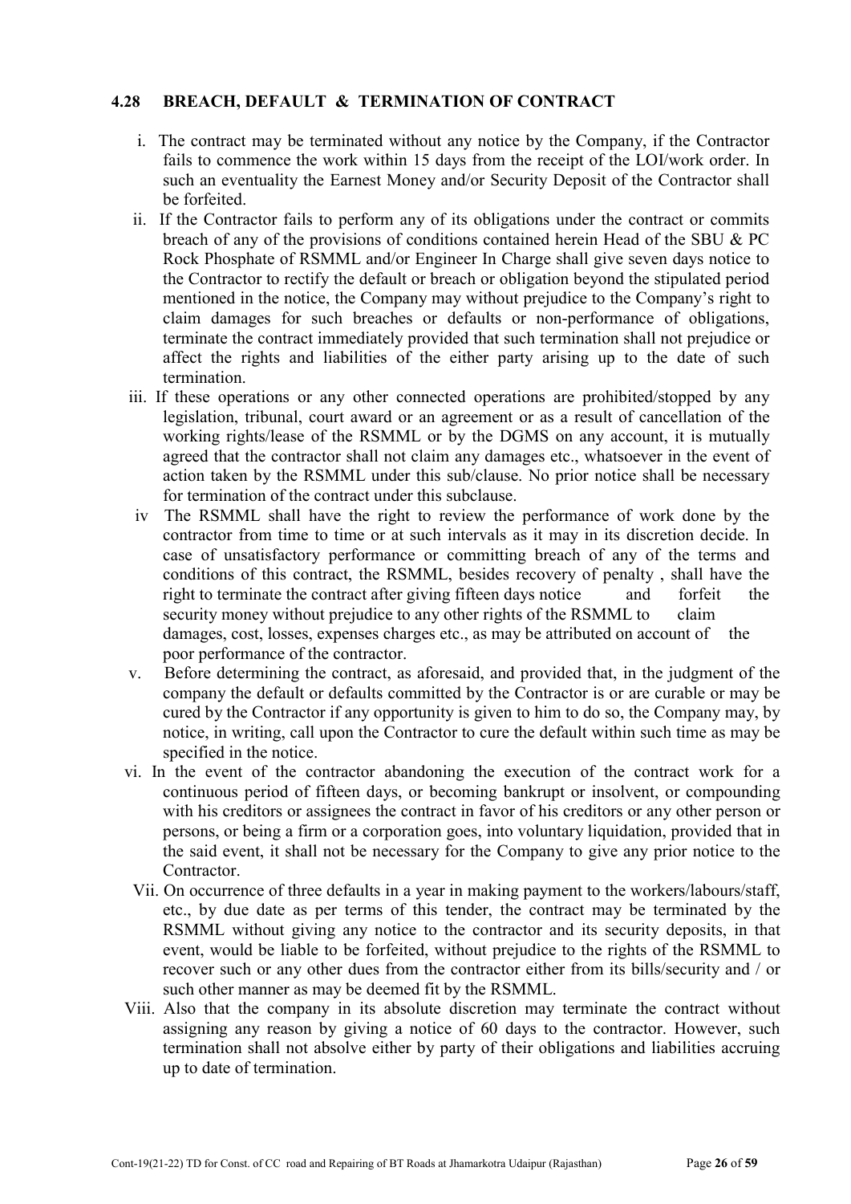### 4.28 BREACH, DEFAULT & TERMINATION OF CONTRACT

i. The contract may be terminated without any notice by the Company, if the Contractor fails to commence the work within 15 days from the receipt of the LOI/work order. In such an eventuality the Earnest Money and/or Security Deposit of the Contractor shall be forfeited.

ii. If the Contractor fails to perform any of its obligations under the contract or commits breach of any of the provisions of conditions contained herein Head of the SBU & PC Rock Phosphate of RSMML and/or Engineer In Charge shall give seven days notice to the Contractor to rectify the default or breach or obligation beyond the stipulated period mentioned in the notice, the Company may without prejudice to the Company's right to claim damages for such breaches or defaults or non-performance of obligations, terminate the contract immediately provided that such termination shall not prejudice or affect the rights and liabilities of the either party arising up to the date of such termination.

iii. If these operations or any other connected operations are prohibited/stopped by any legislation, tribunal, court award or an agreement or as a result of cancellation of the working rights/lease of the RSMML or by the DGMS on any account, it is mutually agreed that the contractor shall not claim any damages etc., whatsoever in the event of action taken by the RSMML under this sub/clause. No prior notice shall be necessary for termination of the contract under this subclause.

iv The RSMML shall have the right to review the performance of work done by the contractor from time to time or at such intervals as it may in its discretion decide. In case of unsatisfactory performance or committing breach of any of the terms and conditions of this contract, the RSMML, besides recovery of penalty , shall have the right to terminate the contract after giving fifteen days notice and forfeit the security money without prejudice to any other rights of the RSMML to claim damages, cost, losses, expenses charges etc., as may be attributed on account of the poor performance of the contractor.

v. Before determining the contract, as aforesaid, and provided that, in the judgment of the company the default or defaults committed by the Contractor is or are curable or may be cured by the Contractor if any opportunity is given to him to do so, the Company may, by notice, in writing, call upon the Contractor to cure the default within such time as may be specified in the notice.

vi. In the event of the contractor abandoning the execution of the contract work for a continuous period of fifteen days, or becoming bankrupt or insolvent, or compounding with his creditors or assignees the contract in favor of his creditors or any other person or persons, or being a firm or a corporation goes, into voluntary liquidation, provided that in the said event, it shall not be necessary for the Company to give any prior notice to the Contractor.

Vii. On occurrence of three defaults in a year in making payment to the workers/labours/staff, etc., by due date as per terms of this tender, the contract may be terminated by the RSMML without giving any notice to the contractor and its security deposits, in that event, would be liable to be forfeited, without prejudice to the rights of the RSMML to recover such or any other dues from the contractor either from its bills/security and / or such other manner as may be deemed fit by the RSMML.

Viii. Also that the company in its absolute discretion may terminate the contract without assigning any reason by giving a notice of 60 days to the contractor. However, such termination shall not absolve either by party of their obligations and liabilities accruing up to date of termination.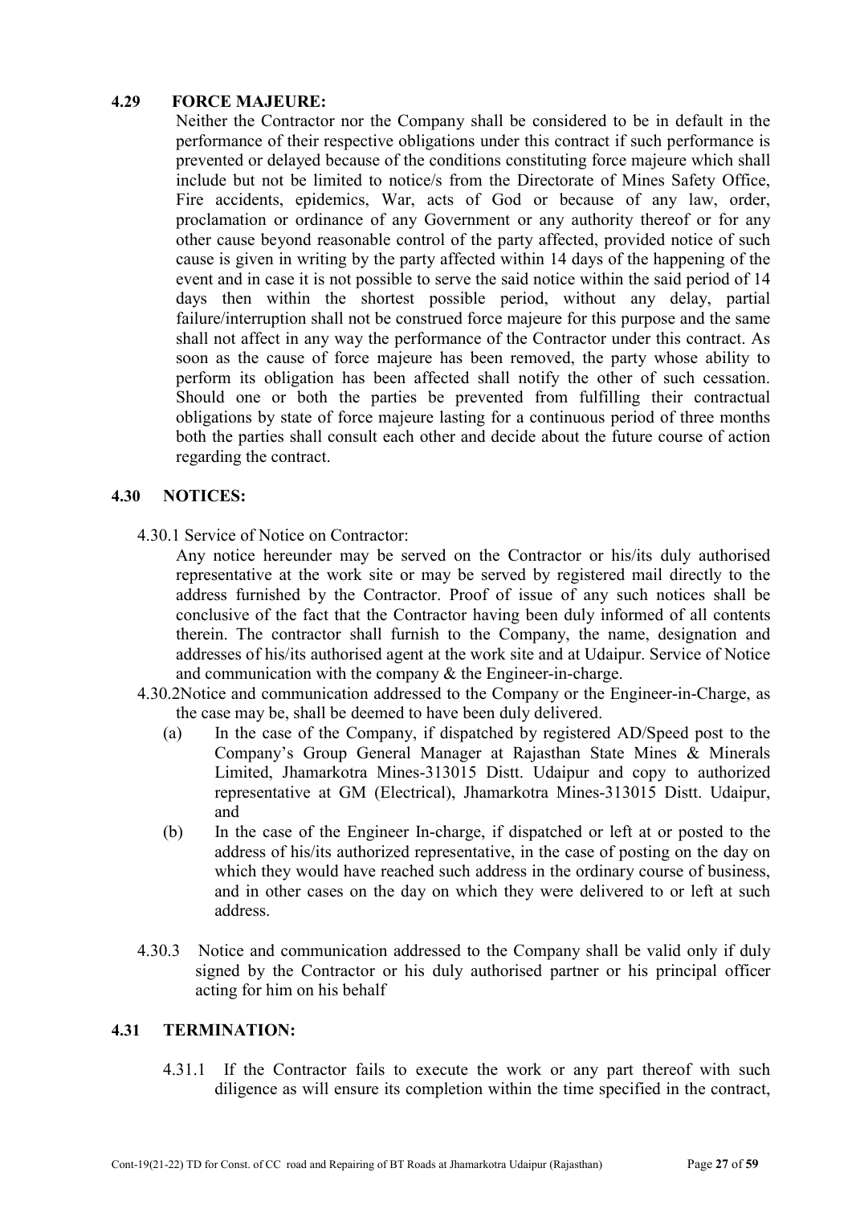### 4.29 FORCE MAJEURE:

Neither the Contractor nor the Company shall be considered to be in default in the performance of their respective obligations under this contract if such performance is prevented or delayed because of the conditions constituting force majeure which shall include but not be limited to notice/s from the Directorate of Mines Safety Office, Fire accidents, epidemics, War, acts of God or because of any law, order, proclamation or ordinance of any Government or any authority thereof or for any other cause beyond reasonable control of the party affected, provided notice of such cause is given in writing by the party affected within 14 days of the happening of the event and in case it is not possible to serve the said notice within the said period of 14 days then within the shortest possible period, without any delay, partial failure/interruption shall not be construed force majeure for this purpose and the same shall not affect in any way the performance of the Contractor under this contract. As soon as the cause of force majeure has been removed, the party whose ability to perform its obligation has been affected shall notify the other of such cessation. Should one or both the parties be prevented from fulfilling their contractual obligations by state of force majeure lasting for a continuous period of three months both the parties shall consult each other and decide about the future course of action regarding the contract.

### 4.30 NOTICES:

4.30.1 Service of Notice on Contractor:

Any notice hereunder may be served on the Contractor or his/its duly authorised representative at the work site or may be served by registered mail directly to the address furnished by the Contractor. Proof of issue of any such notices shall be conclusive of the fact that the Contractor having been duly informed of all contents therein. The contractor shall furnish to the Company, the name, designation and addresses of his/its authorised agent at the work site and at Udaipur. Service of Notice and communication with the company & the Engineer-in-charge.

4.30.2Notice and communication addressed to the Company or the Engineer-in-Charge, as the case may be, shall be deemed to have been duly delivered.

(a) In the case of the Company, if dispatched by registered AD/Speed post to the Company's Group General Manager at Rajasthan State Mines & Minerals Limited, Jhamarkotra Mines-313015 Distt. Udaipur and copy to authorized representative at GM (Electrical), Jhamarkotra Mines-313015 Distt. Udaipur, and

(b) In the case of the Engineer In-charge, if dispatched or left at or posted to the address of his/its authorized representative, in the case of posting on the day on which they would have reached such address in the ordinary course of business, and in other cases on the day on which they were delivered to or left at such address.

4.30.3 Notice and communication addressed to the Company shall be valid only if duly signed by the Contractor or his duly authorised partner or his principal officer acting for him on his behalf

### 4.31 TERMINATION:

4.31.1 If the Contractor fails to execute the work or any part thereof with such diligence as will ensure its completion within the time specified in the contract,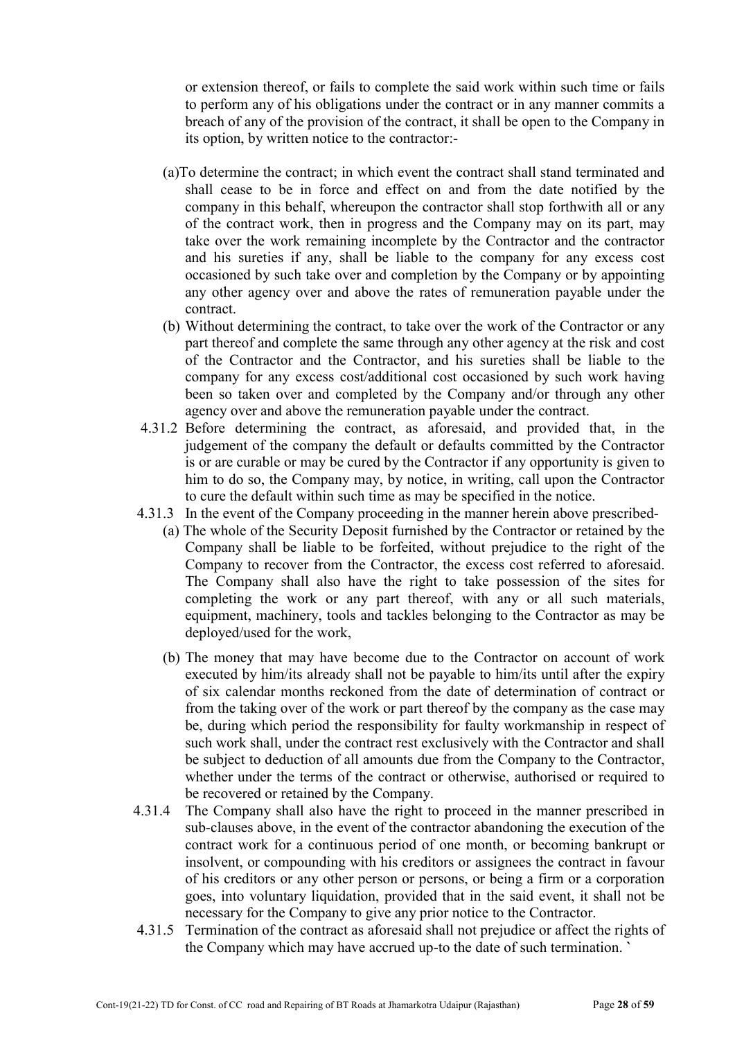or extension thereof, or fails to complete the said work within such time or fails to perform any of his obligations under the contract or in any manner commits a breach of any of the provision of the contract, it shall be open to the Company in its option, by written notice to the contractor:-

(a)To determine the contract; in which event the contract shall stand terminated and shall cease to be in force and effect on and from the date notified by the company in this behalf, whereupon the contractor shall stop forthwith all or any of the contract work, then in progress and the Company may on its part, may take over the work remaining incomplete by the Contractor and the contractor and his sureties if any, shall be liable to the company for any excess cost occasioned by such take over and completion by the Company or by appointing any other agency over and above the rates of remuneration payable under the contract.

(b) Without determining the contract, to take over the work of the Contractor or any part thereof and complete the same through any other agency at the risk and cost of the Contractor and the Contractor, and his sureties shall be liable to the company for any excess cost/additional cost occasioned by such work having been so taken over and completed by the Company and/or through any other agency over and above the remuneration payable under the contract.

4.31.2 Before determining the contract, as aforesaid, and provided that, in the judgement of the company the default or defaults committed by the Contractor is or are curable or may be cured by the Contractor if any opportunity is given to him to do so, the Company may, by notice, in writing, call upon the Contractor to cure the default within such time as may be specified in the notice.

4.31.3 In the event of the Company proceeding in the manner herein above prescribed-

(a) The whole of the Security Deposit furnished by the Contractor or retained by the Company shall be liable to be forfeited, without prejudice to the right of the Company to recover from the Contractor, the excess cost referred to aforesaid. The Company shall also have the right to take possession of the sites for completing the work or any part thereof, with any or all such materials, equipment, machinery, tools and tackles belonging to the Contractor as may be deployed/used for the work,

(b) The money that may have become due to the Contractor on account of work executed by him/its already shall not be payable to him/its until after the expiry of six calendar months reckoned from the date of determination of contract or from the taking over of the work or part thereof by the company as the case may be, during which period the responsibility for faulty workmanship in respect of such work shall, under the contract rest exclusively with the Contractor and shall be subject to deduction of all amounts due from the Company to the Contractor, whether under the terms of the contract or otherwise, authorised or required to be recovered or retained by the Company.

4.31.4 The Company shall also have the right to proceed in the manner prescribed in sub-clauses above, in the event of the contractor abandoning the execution of the contract work for a continuous period of one month, or becoming bankrupt or insolvent, or compounding with his creditors or assignees the contract in favour of his creditors or any other person or persons, or being a firm or a corporation goes, into voluntary liquidation, provided that in the said event, it shall not be necessary for the Company to give any prior notice to the Contractor.

4.31.5 Termination of the contract as aforesaid shall not prejudice or affect the rights of the Company which may have accrued up-to the date of such termination. `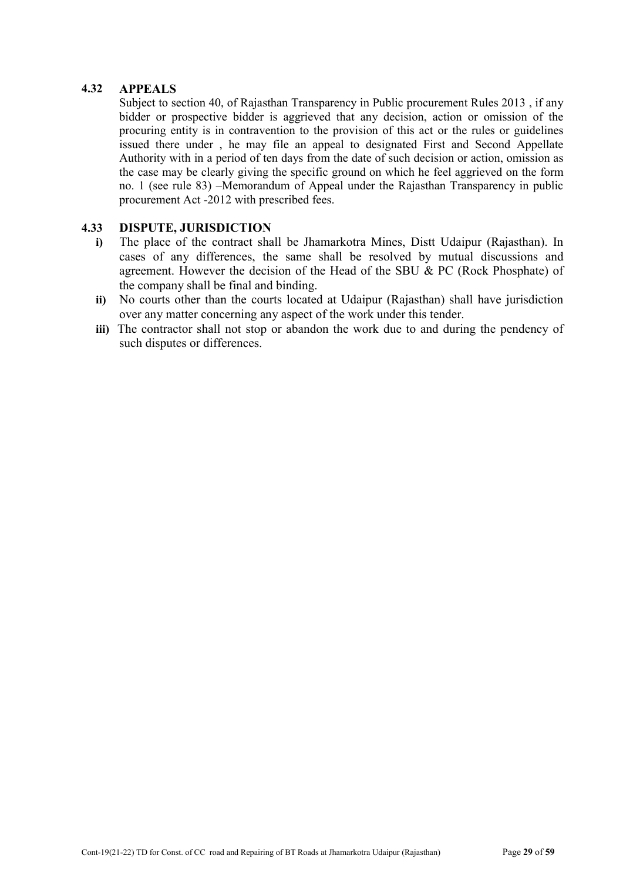### 4.32 APPEALS

Subject to section 40, of Rajasthan Transparency in Public procurement Rules 2013 , if any bidder or prospective bidder is aggrieved that any decision, action or omission of the procuring entity is in contravention to the provision of this act or the rules or guidelines issued there under , he may file an appeal to designated First and Second Appellate Authority with in a period of ten days from the date of such decision or action, omission as the case may be clearly giving the specific ground on which he feel aggrieved on the form no. 1 (see rule 83) –Memorandum of Appeal under the Rajasthan Transparency in public procurement Act -2012 with prescribed fees.

### 4.33 DISPUTE, JURISDICTION

**i)** The place of the contract shall be Jhamarkotra Mines, Distt Udaipur (Rajasthan). In cases of any differences, the same shall be resolved by mutual discussions and agreement. However the decision of the Head of the SBU & PC (Rock Phosphate) of the company shall be final and binding.

**ii)** No courts other than the courts located at Udaipur (Rajasthan) shall have jurisdiction over any matter concerning any aspect of the work under this tender.

**iii)** The contractor shall not stop or abandon the work due to and during the pendency of such disputes or differences.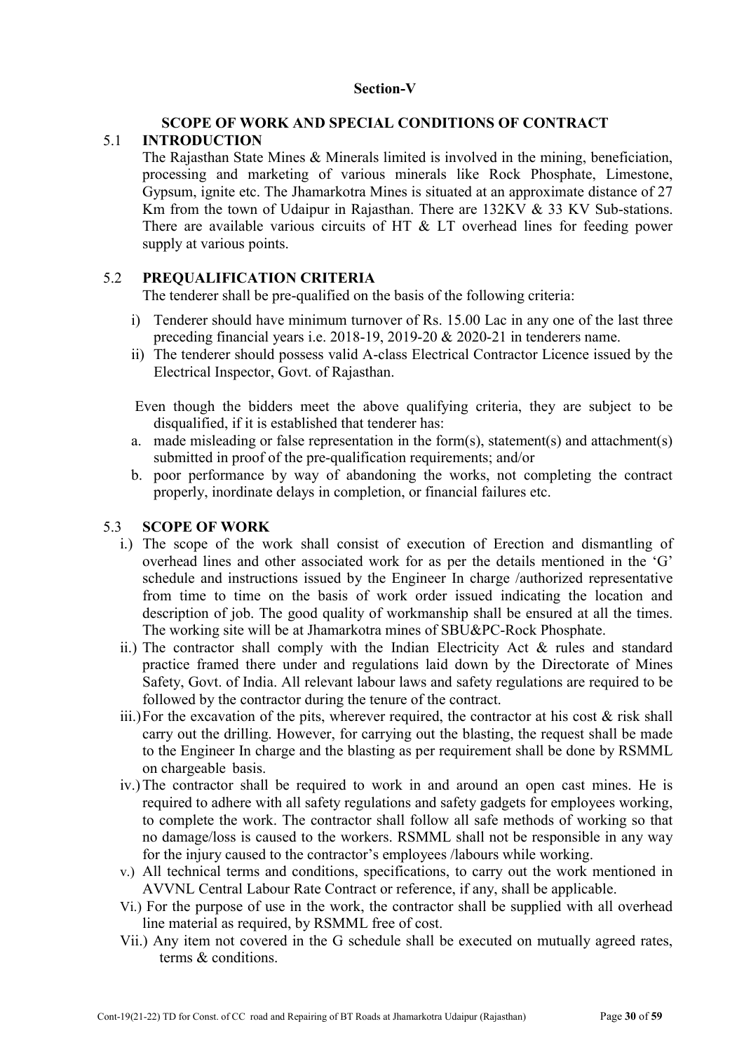# Section-V

## SCOPE OF WORK AND SPECIAL CONDITIONS OF CONTRACT

### 5.1 INTRODUCTION

The Rajasthan State Mines & Minerals limited is involved in the mining, beneficiation, processing and marketing of various minerals like Rock Phosphate, Limestone, Gypsum, ignite etc. The Jhamarkotra Mines is situated at an approximate distance of 27 Km from the town of Udaipur in Rajasthan. There are 132KV & 33 KV Sub-stations. There are available various circuits of HT & LT overhead lines for feeding power supply at various points.

### 5.2 PREQUALIFICATION CRITERIA

The tenderer shall be pre-qualified on the basis of the following criteria:

i) Tenderer should have minimum turnover of Rs. 15.00 Lac in any one of the last three preceding financial years i.e. 2018-19, 2019-20 & 2020-21 in tenderers name.

ii) The tenderer should possess valid A-class Electrical Contractor Licence issued by the Electrical Inspector, Govt. of Rajasthan.

Even though the bidders meet the above qualifying criteria, they are subject to be disqualified, if it is established that tenderer has:

a. made misleading or false representation in the form(s), statement(s) and attachment(s) submitted in proof of the pre-qualification requirements; and/or

b. poor performance by way of abandoning the works, not completing the contract properly, inordinate delays in completion, or financial failures etc.

### 5.3 SCOPE OF WORK

i.) The scope of the work shall consist of execution of Erection and dismantling of overhead lines and other associated work for as per the details mentioned in the 'G' schedule and instructions issued by the Engineer In charge /authorized representative from time to time on the basis of work order issued indicating the location and description of job. The good quality of workmanship shall be ensured at all the times. The working site will be at Jhamarkotra mines of SBU&PC-Rock Phosphate.

ii.) The contractor shall comply with the Indian Electricity Act & rules and standard practice framed there under and regulations laid down by the Directorate of Mines Safety, Govt. of India. All relevant labour laws and safety regulations are required to be followed by the contractor during the tenure of the contract.

iii.) For the excavation of the pits, wherever required, the contractor at his cost & risk shall carry out the drilling. However, for carrying out the blasting, the request shall be made to the Engineer In charge and the blasting as per requirement shall be done by RSMML on chargeable basis.

iv.) The contractor shall be required to work in and around an open cast mines. He is required to adhere with all safety regulations and safety gadgets for employees working, to complete the work. The contractor shall follow all safe methods of working so that no damage/loss is caused to the workers. RSMML shall not be responsible in any way for the injury caused to the contractor's employees /labours while working.

v.) All technical terms and conditions, specifications, to carry out the work mentioned in AVVNL Central Labour Rate Contract or reference, if any, shall be applicable.

Vi.) For the purpose of use in the work, the contractor shall be supplied with all overhead line material as required, by RSMML free of cost.

Vii.) Any item not covered in the G schedule shall be executed on mutually agreed rates, terms & conditions.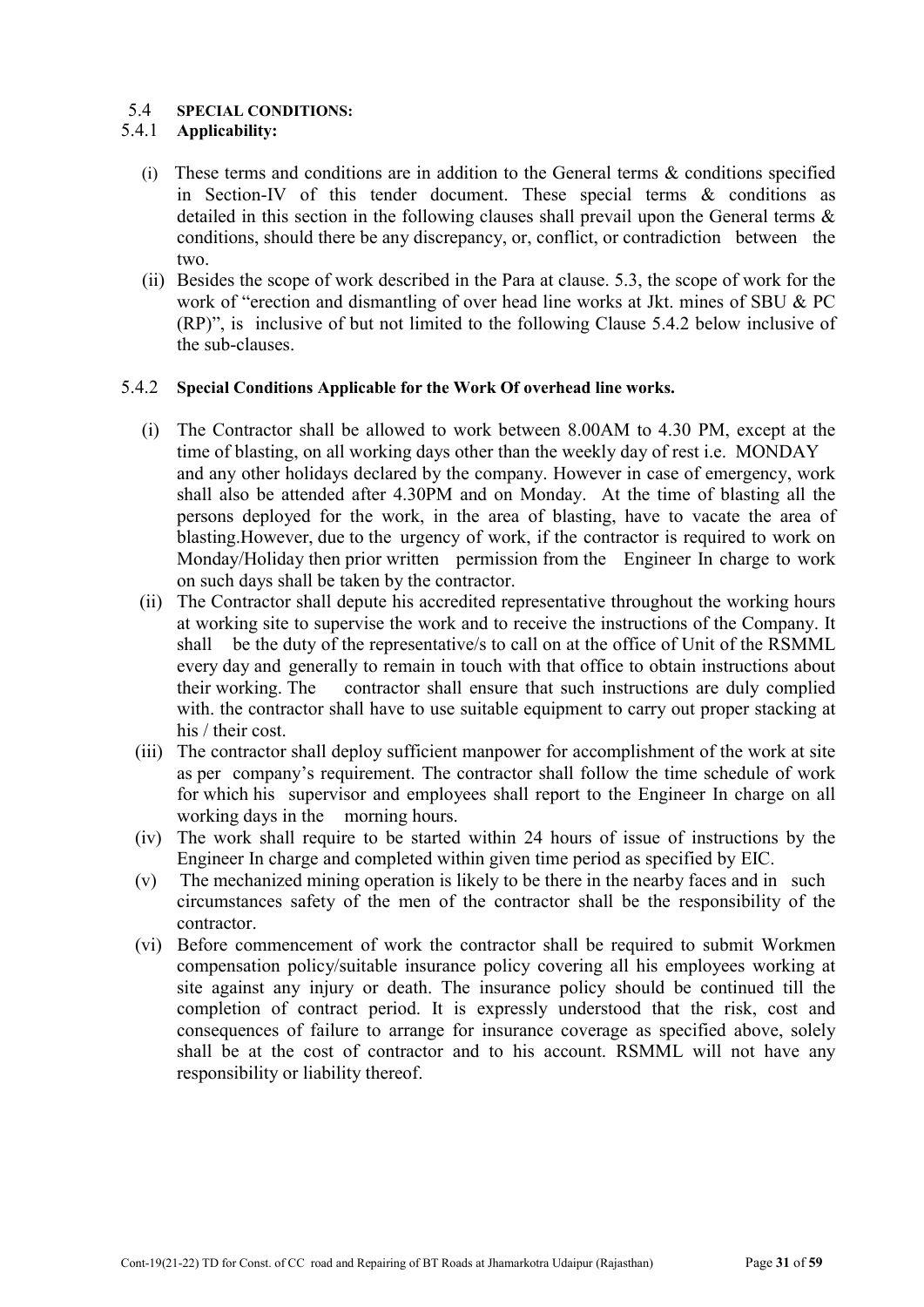### 5.4 SPECIAL CONDITIONS:

#### 5.4.1 Applicability:

(i) These terms and conditions are in addition to the General terms & conditions specified in Section-IV of this tender document. These special terms & conditions as detailed in this section in the following clauses shall prevail upon the General terms & conditions, should there be any discrepancy, or, conflict, or contradiction between the two.

(ii) Besides the scope of work described in the Para at clause. 5.3, the scope of work for the work of "erection and dismantling of over head line works at Jkt. mines of SBU & PC (RP)", is inclusive of but not limited to the following Clause 5.4.2 below inclusive of the sub-clauses.

#### 5.4.2 Special Conditions Applicable for the Work Of overhead line works.

(i) The Contractor shall be allowed to work between 8.00AM to 4.30 PM, except at the time of blasting, on all working days other than the weekly day of rest i.e. MONDAY and any other holidays declared by the company. However in case of emergency, work shall also be attended after 4.30PM and on Monday. At the time of blasting all the persons deployed for the work, in the area of blasting, have to vacate the area of blasting.However, due to the urgency of work, if the contractor is required to work on Monday/Holiday then prior written permission from the Engineer In charge to work on such days shall be taken by the contractor.

(ii) The Contractor shall depute his accredited representative throughout the working hours at working site to supervise the work and to receive the instructions of the Company. It shall be the duty of the representative/s to call on at the office of Unit of the RSMML every day and generally to remain in touch with that office to obtain instructions about their working. The contractor shall ensure that such instructions are duly complied with. the contractor shall have to use suitable equipment to carry out proper stacking at his / their cost.

(iii) The contractor shall deploy sufficient manpower for accomplishment of the work at site as per company's requirement. The contractor shall follow the time schedule of work for which his supervisor and employees shall report to the Engineer In charge on all working days in the morning hours.

(iv) The work shall require to be started within 24 hours of issue of instructions by the Engineer In charge and completed within given time period as specified by EIC.

(v) The mechanized mining operation is likely to be there in the nearby faces and in such circumstances safety of the men of the contractor shall be the responsibility of the contractor.

(vi) Before commencement of work the contractor shall be required to submit Workmen compensation policy/suitable insurance policy covering all his employees working at site against any injury or death. The insurance policy should be continued till the completion of contract period. It is expressly understood that the risk, cost and consequences of failure to arrange for insurance coverage as specified above, solely shall be at the cost of contractor and to his account. RSMML will not have any responsibility or liability thereof.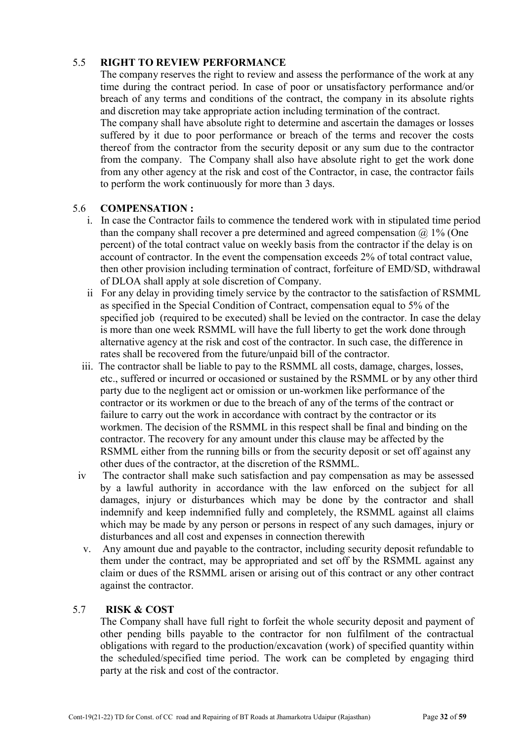### 5.5 RIGHT TO REVIEW PERFORMANCE

The company reserves the right to review and assess the performance of the work at any time during the contract period. In case of poor or unsatisfactory performance and/or breach of any terms and conditions of the contract, the company in its absolute rights and discretion may take appropriate action including termination of the contract.

The company shall have absolute right to determine and ascertain the damages or losses suffered by it due to poor performance or breach of the terms and recover the costs thereof from the contractor from the security deposit or any sum due to the contractor from the company. The Company shall also have absolute right to get the work done from any other agency at the risk and cost of the Contractor, in case, the contractor fails to perform the work continuously for more than 3 days.

### 5.6 COMPENSATION :

i. In case the Contractor fails to commence the tendered work with in stipulated time period than the company shall recover a pre determined and agreed compensation @ 1% (One percent) of the total contract value on weekly basis from the contractor if the delay is on account of contractor. In the event the compensation exceeds 2% of total contract value, then other provision including termination of contract, forfeiture of EMD/SD, withdrawal of DLOA shall apply at sole discretion of Company.

ii For any delay in providing timely service by the contractor to the satisfaction of RSMML as specified in the Special Condition of Contract, compensation equal to 5% of the specified job (required to be executed) shall be levied on the contractor. In case the delay is more than one week RSMML will have the full liberty to get the work done through alternative agency at the risk and cost of the contractor. In such case, the difference in rates shall be recovered from the future/unpaid bill of the contractor.

iii. The contractor shall be liable to pay to the RSMML all costs, damage, charges, losses, etc., suffered or incurred or occasioned or sustained by the RSMML or by any other third party due to the negligent act or omission or un-workmen like performance of the contractor or its workmen or due to the breach of any of the terms of the contract or failure to carry out the work in accordance with contract by the contractor or its workmen. The decision of the RSMML in this respect shall be final and binding on the contractor. The recovery for any amount under this clause may be affected by the RSMML either from the running bills or from the security deposit or set off against any other dues of the contractor, at the discretion of the RSMML.

iv The contractor shall make such satisfaction and pay compensation as may be assessed by a lawful authority in accordance with the law enforced on the subject for all damages, injury or disturbances which may be done by the contractor and shall indemnify and keep indemnified fully and completely, the RSMML against all claims which may be made by any person or persons in respect of any such damages, injury or disturbances and all cost and expenses in connection therewith

v. Any amount due and payable to the contractor, including security deposit refundable to them under the contract, may be appropriated and set off by the RSMML against any claim or dues of the RSMML arisen or arising out of this contract or any other contract against the contractor.

### 5.7 RISK & COST

The Company shall have full right to forfeit the whole security deposit and payment of other pending bills payable to the contractor for non fulfilment of the contractual obligations with regard to the production/excavation (work) of specified quantity within the scheduled/specified time period. The work can be completed by engaging third party at the risk and cost of the contractor.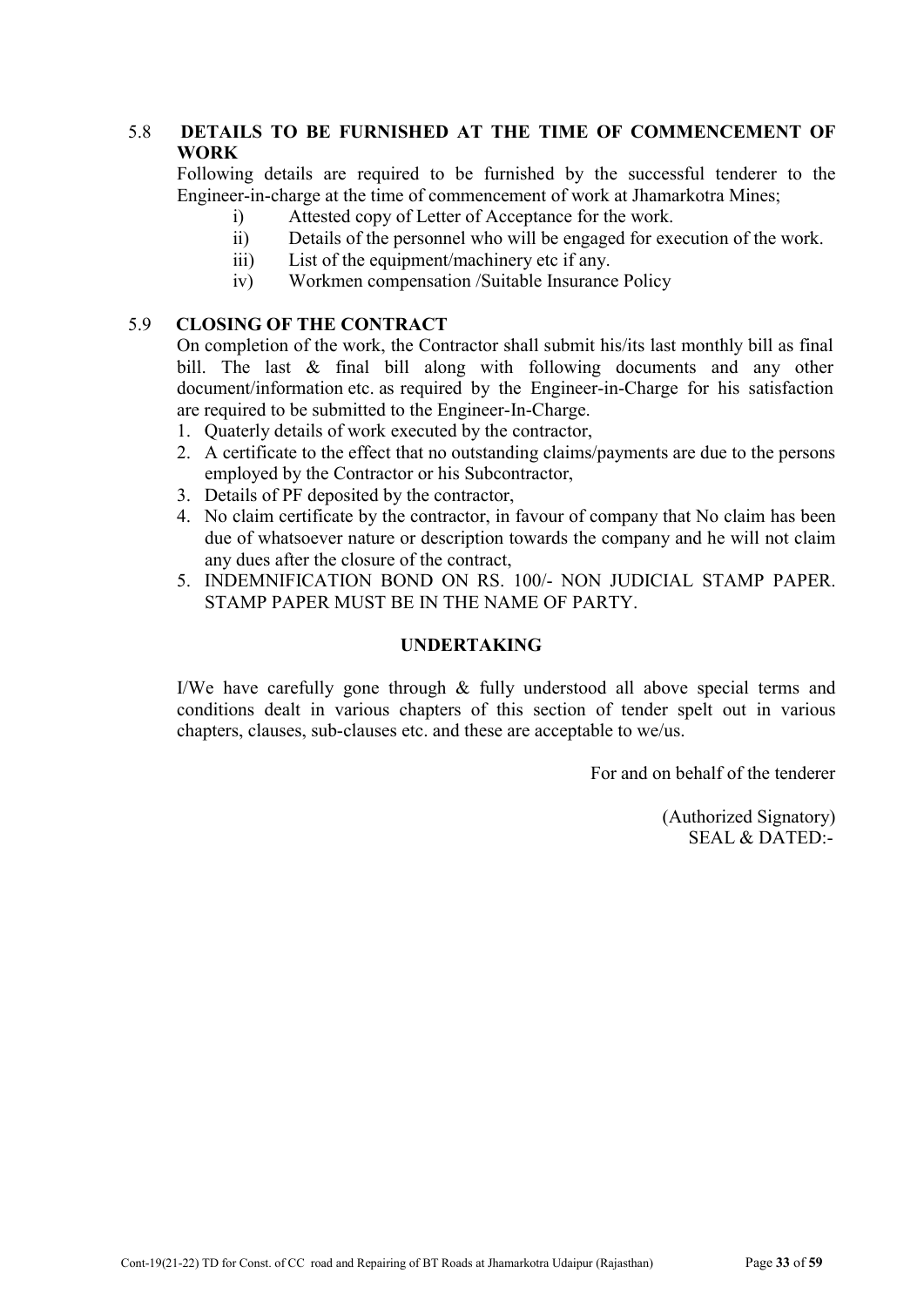### 5.8 DETAILS TO BE FURNISHED AT THE TIME OF COMMENCEMENT OF WORK

Following details are required to be furnished by the successful tenderer to the Engineer-in-charge at the time of commencement of work at Jhamarkotra Mines;

- i) Attested copy of Letter of Acceptance for the work.
- ii) Details of the personnel who will be engaged for execution of the work.
- iii) List of the equipment/machinery etc if any.
- iv) Workmen compensation /Suitable Insurance Policy

### 5.9 CLOSING OF THE CONTRACT

On completion of the work, the Contractor shall submit his/its last monthly bill as final bill. The last & final bill along with following documents and any other document/information etc. as required by the Engineer-in-Charge for his satisfaction are required to be submitted to the Engineer-In-Charge.

1. Quaterly details of work executed by the contractor,
2. A certificate to the effect that no outstanding claims/payments are due to the persons employed by the Contractor or his Subcontractor,
3. Details of PF deposited by the contractor,
4. No claim certificate by the contractor, in favour of company that No claim has been due of whatsoever nature or description towards the company and he will not claim any dues after the closure of the contract,
5. INDEMNIFICATION BOND ON RS. 100/- NON JUDICIAL STAMP PAPER. STAMP PAPER MUST BE IN THE NAME OF PARTY.

**UNDERTAKING**

I/We have carefully gone through & fully understood all above special terms and conditions dealt in various chapters of this section of tender spelt out in various chapters, clauses, sub-clauses etc. and these are acceptable to we/us.

For and on behalf of the tenderer

(Authorized Signatory)
SEAL & DATED:-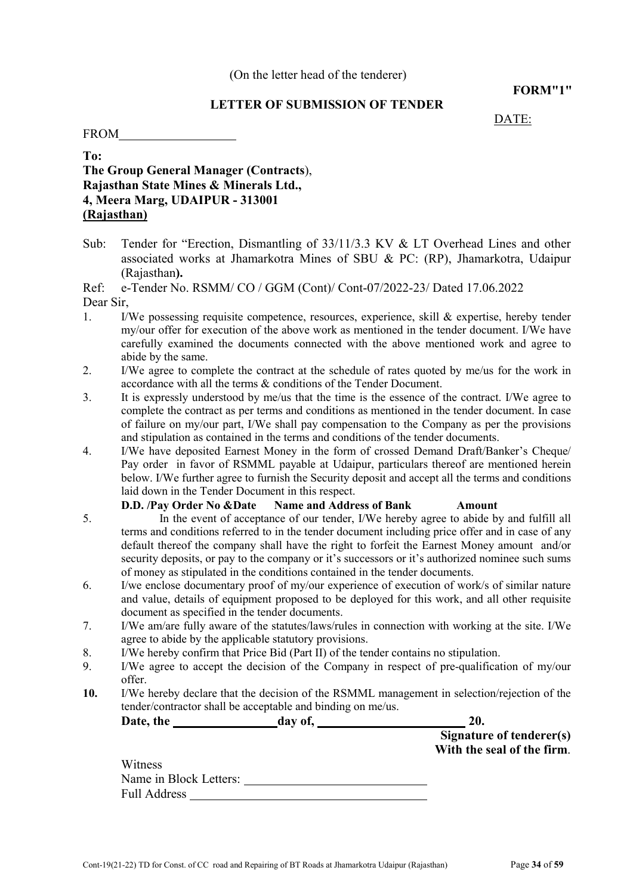(On the letter head of the tenderer)

**FORM"1"**

## LETTER OF SUBMISSION OF TENDER

DATE:

FROM\_\_\_\_\_\_\_\_\_\_\_\_\_\_\_\_\_\_

**To:**
**The Group General Manager (Contracts)**,
**Rajasthan State Mines & Minerals Ltd.,**
**4, Meera Marg, UDAIPUR - 313001**
**(Rajasthan)**

Sub: Tender for "Erection, Dismantling of 33/11/3.3 KV & LT Overhead Lines and other associated works at Jhamarkotra Mines of SBU & PC: (RP), Jhamarkotra, Udaipur (Rajasthan**).**

Ref: e-Tender No. RSMM/ CO / GGM (Cont)/ Cont-07/2022-23/ Dated 17.06.2022

Dear Sir,

1. I/We possessing requisite competence, resources, experience, skill & expertise, hereby tender my/our offer for execution of the above work as mentioned in the tender document. I/We have carefully examined the documents connected with the above mentioned work and agree to abide by the same.
2. I/We agree to complete the contract at the schedule of rates quoted by me/us for the work in accordance with all the terms & conditions of the Tender Document.
3. It is expressly understood by me/us that the time is the essence of the contract. I/We agree to complete the contract as per terms and conditions as mentioned in the tender document. In case of failure on my/our part, I/We shall pay compensation to the Company as per the provisions and stipulation as contained in the terms and conditions of the tender documents.
4. I/We have deposited Earnest Money in the form of crossed Demand Draft/Banker's Cheque/ Pay order in favor of RSMML payable at Udaipur, particulars thereof are mentioned herein below. I/We further agree to furnish the Security deposit and accept all the terms and conditions laid down in the Tender Document in this respect.

   **D.D. /Pay Order No &Date    Name and Address of Bank    Amount**

5. In the event of acceptance of our tender, I/We hereby agree to abide by and fulfill all terms and conditions referred to in the tender document including price offer and in case of any default thereof the company shall have the right to forfeit the Earnest Money amount and/or security deposits, or pay to the company or it's successors or it's authorized nominee such sums of money as stipulated in the conditions contained in the tender documents.
6. I/we enclose documentary proof of my/our experience of execution of work/s of similar nature and value, details of equipment proposed to be deployed for this work, and all other requisite document as specified in the tender documents.
7. I/We am/are fully aware of the statutes/laws/rules in connection with working at the site. I/We agree to abide by the applicable statutory provisions.
8. I/We hereby confirm that Price Bid (Part II) of the tender contains no stipulation.
9. I/We agree to accept the decision of the Company in respect of pre-qualification of my/our offer.
10. I/We hereby declare that the decision of the RSMML management in selection/rejection of the tender/contractor shall be acceptable and binding on me/us.

**Date, the \_\_\_\_\_\_\_\_\_\_\_\_\_\_\_\_ day of, \_\_\_\_\_\_\_\_\_\_\_\_\_\_\_\_\_\_\_\_\_\_\_ 20.**

**Signature of tenderer(s)**
**With the seal of the firm**.

Witness
Name in Block Letters: \_\_\_\_\_\_\_\_\_\_\_\_\_\_\_\_\_\_\_\_\_\_\_\_\_\_\_\_
Full Address \_\_\_\_\_\_\_\_\_\_\_\_\_\_\_\_\_\_\_\_\_\_\_\_\_\_\_\_\_\_\_\_\_\_\_\_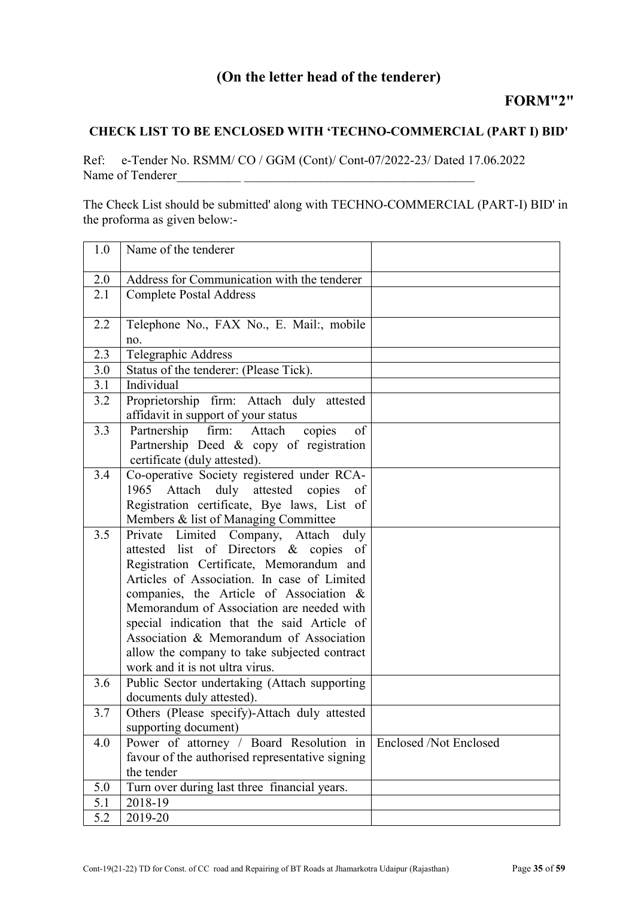**(On the letter head of the tenderer)**

**FORM"2"**

### CHECK LIST TO BE ENCLOSED WITH 'TECHNO-COMMERCIAL (PART I) BID'

Ref: e-Tender No. RSMM/ CO / GGM (Cont)/ Cont-07/2022-23/ Dated 17.06.2022
Name of Tenderer__________ ____________________________________

The Check List should be submitted' along with TECHNO-COMMERCIAL (PART-I) BID' in the proforma as given below:-

| | | |
|---|---|---|
| 1.0 | Name of the tenderer | |
| 2.0 | Address for Communication with the tenderer | |
| 2.1 | Complete Postal Address | |
| 2.2 | Telephone No., FAX No., E. Mail:, mobile no. | |
| 2.3 | Telegraphic Address | |
| 3.0 | Status of the tenderer: (Please Tick). | |
| 3.1 | Individual | |
| 3.2 | Proprietorship firm: Attach duly attested affidavit in support of your status | |
| 3.3 | Partnership firm: Attach copies of Partnership Deed & copy of registration certificate (duly attested). | |
| 3.4 | Co-operative Society registered under RCA-1965 Attach duly attested copies of Registration certificate, Bye laws, List of Members & list of Managing Committee | |
| 3.5 | Private Limited Company, Attach duly attested list of Directors & copies of Registration Certificate, Memorandum and Articles of Association. In case of Limited companies, the Article of Association & Memorandum of Association are needed with special indication that the said Article of Association & Memorandum of Association allow the company to take subjected contract work and it is not ultra virus. | |
| 3.6 | Public Sector undertaking (Attach supporting documents duly attested). | |
| 3.7 | Others (Please specify)-Attach duly attested supporting document) | |
| 4.0 | Power of attorney / Board Resolution in favour of the authorised representative signing the tender | Enclosed /Not Enclosed |
| 5.0 | Turn over during last three financial years. | |
| 5.1 | 2018-19 | |
| 5.2 | 2019-20 | |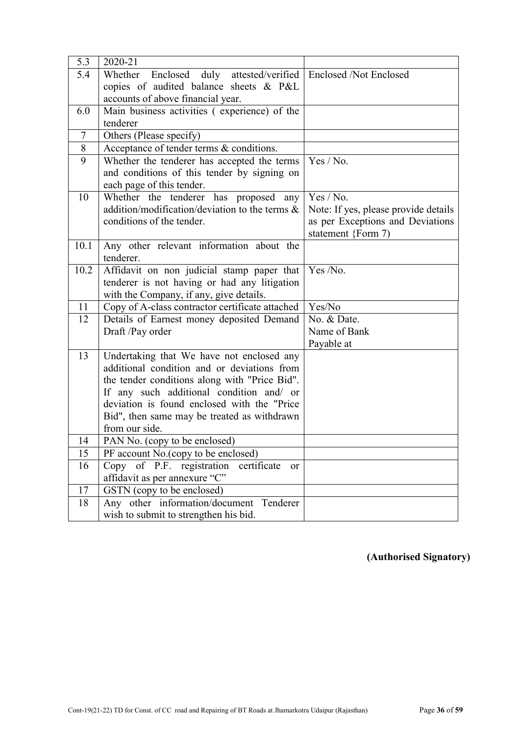| | | |
|---|---|---|
| 5.3 | 2020-21 | |
| 5.4 | Whether Enclosed duly attested/verified copies of audited balance sheets & P&L accounts of above financial year. | Enclosed /Not Enclosed |
| 6.0 | Main business activities ( experience) of the tenderer | |
| 7 | Others (Please specify) | |
| 8 | Acceptance of tender terms & conditions. | |
| 9 | Whether the tenderer has accepted the terms and conditions of this tender by signing on each page of this tender. | Yes / No. |
| 10 | Whether the tenderer has proposed any addition/modification/deviation to the terms & conditions of the tender. | Yes / No.<br>Note: If yes, please provide details as per Exceptions and Deviations statement {Form 7) |
| 10.1 | Any other relevant information about the tenderer. | |
| 10.2 | Affidavit on non judicial stamp paper that tenderer is not having or had any litigation with the Company, if any, give details. | Yes /No. |
| 11 | Copy of A-class contractor certificate attached | Yes/No |
| 12 | Details of Earnest money deposited Demand Draft /Pay order | No. & Date.<br>Name of Bank<br>Payable at |
| 13 | Undertaking that We have not enclosed any additional condition and or deviations from the tender conditions along with "Price Bid". If any such additional condition and/ or deviation is found enclosed with the "Price Bid", then same may be treated as withdrawn from our side. | |
| 14 | PAN No. (copy to be enclosed) | |
| 15 | PF account No.(copy to be enclosed) | |
| 16 | Copy of P.F. registration certificate or affidavit as per annexure "C" | |
| 17 | GSTN (copy to be enclosed) | |
| 18 | Any other information/document Tenderer wish to submit to strengthen his bid. | |

**(Authorised Signatory)**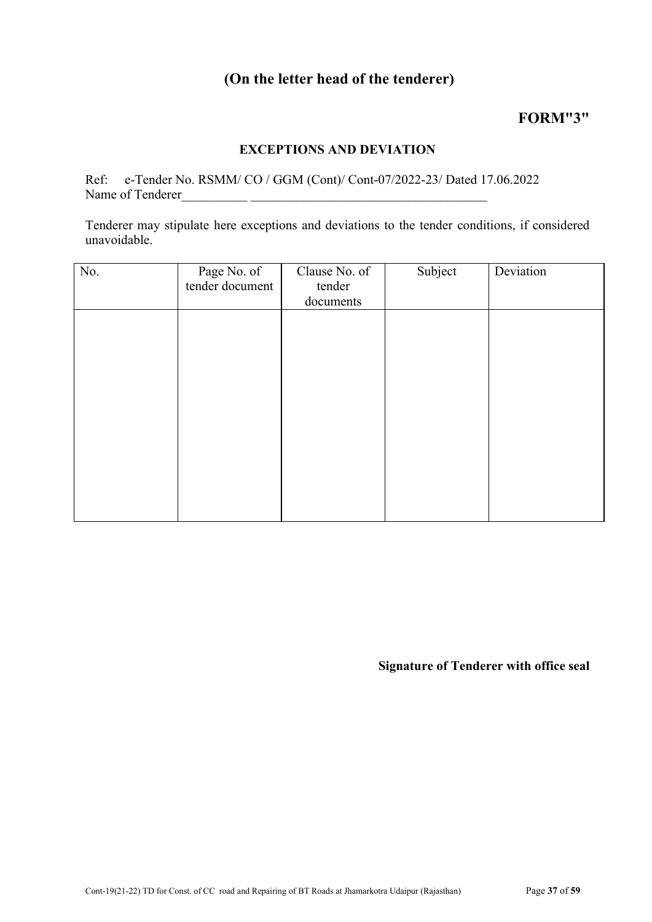## (On the letter head of the tenderer)

**FORM"3"**

### EXCEPTIONS AND DEVIATION

Ref: e-Tender No. RSMM/ CO / GGM (Cont)/ Cont-07/2022-23/ Dated 17.06.2022
Name of Tenderer__________ ______________________________________

Tenderer may stipulate here exceptions and deviations to the tender conditions, if considered unavoidable.

| No. | Page No. of tender document | Clause No. of tender documents | Subject | Deviation |
|---|---|---|---|---|
| | | | | |

**Signature of Tenderer with office seal**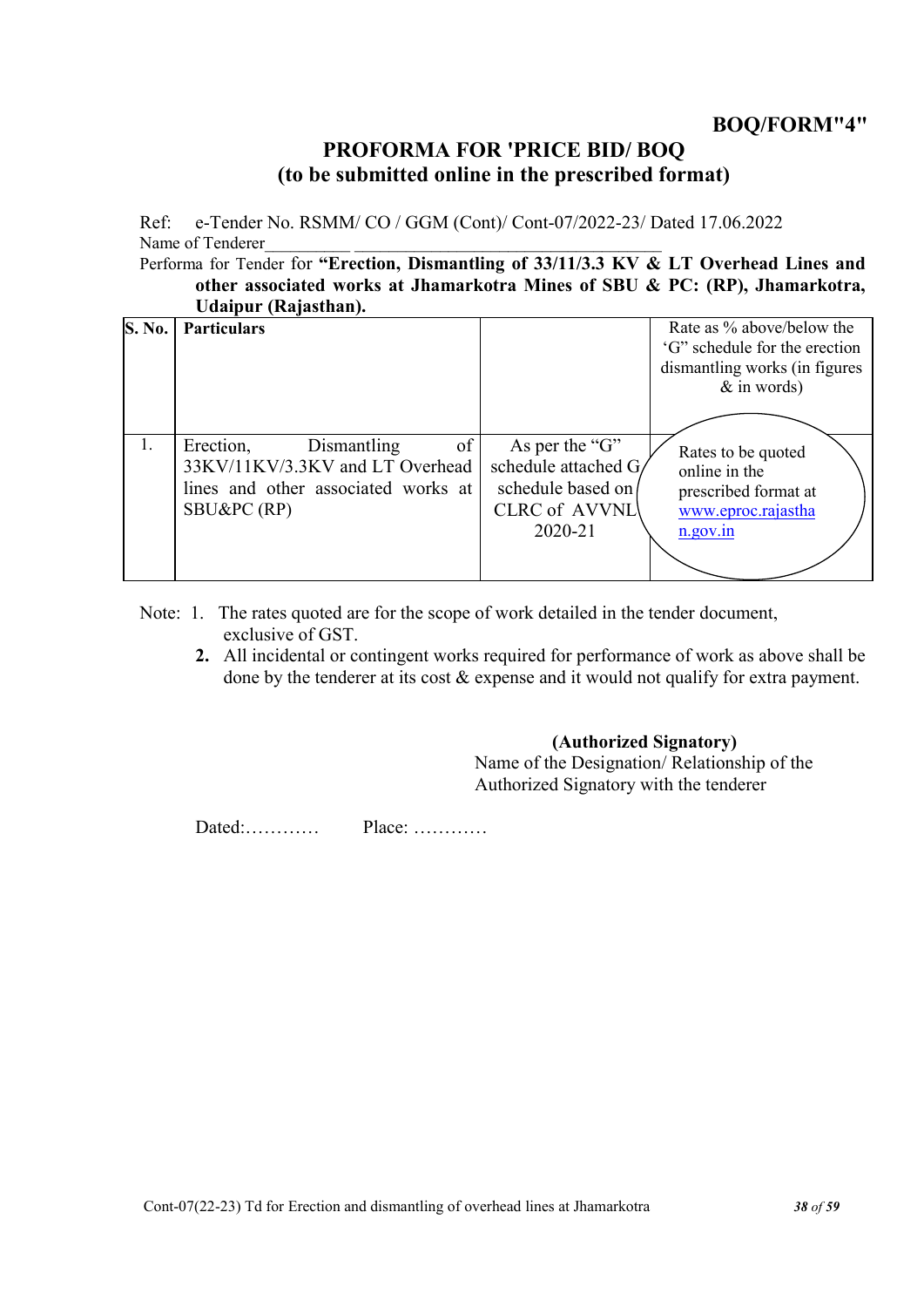**BOQ/FORM"4"**

## PROFORMA FOR 'PRICE BID/ BOQ
## (to be submitted online in the prescribed format)

Ref: e-Tender No. RSMM/ CO / GGM (Cont)/ Cont-07/2022-23/ Dated 17.06.2022

Name of Tenderer__________ ___________________________________

Performa for Tender for **"Erection, Dismantling of 33/11/3.3 KV & LT Overhead Lines and other associated works at Jhamarkotra Mines of SBU & PC: (RP), Jhamarkotra, Udaipur (Rajasthan).**

| S. No. | Particulars | | Rate as % above/below the 'G" schedule for the erection dismantling works (in figures & in words) |
|---|---|---|---|
| 1. | Erection, Dismantling of 33KV/11KV/3.3KV and LT Overhead lines and other associated works at SBU&PC (RP) | As per the "G" schedule attached G schedule based on CLRC of AVVNL 2020-21 | Rates to be quoted online in the prescribed format at www.eproc.rajasthan.gov.in |

Note: 1. The rates quoted are for the scope of work detailed in the tender document, exclusive of GST.

**2.** All incidental or contingent works required for performance of work as above shall be done by the tenderer at its cost & expense and it would not qualify for extra payment.

**(Authorized Signatory)**
Name of the Designation/ Relationship of the Authorized Signatory with the tenderer

Dated:………… Place: …………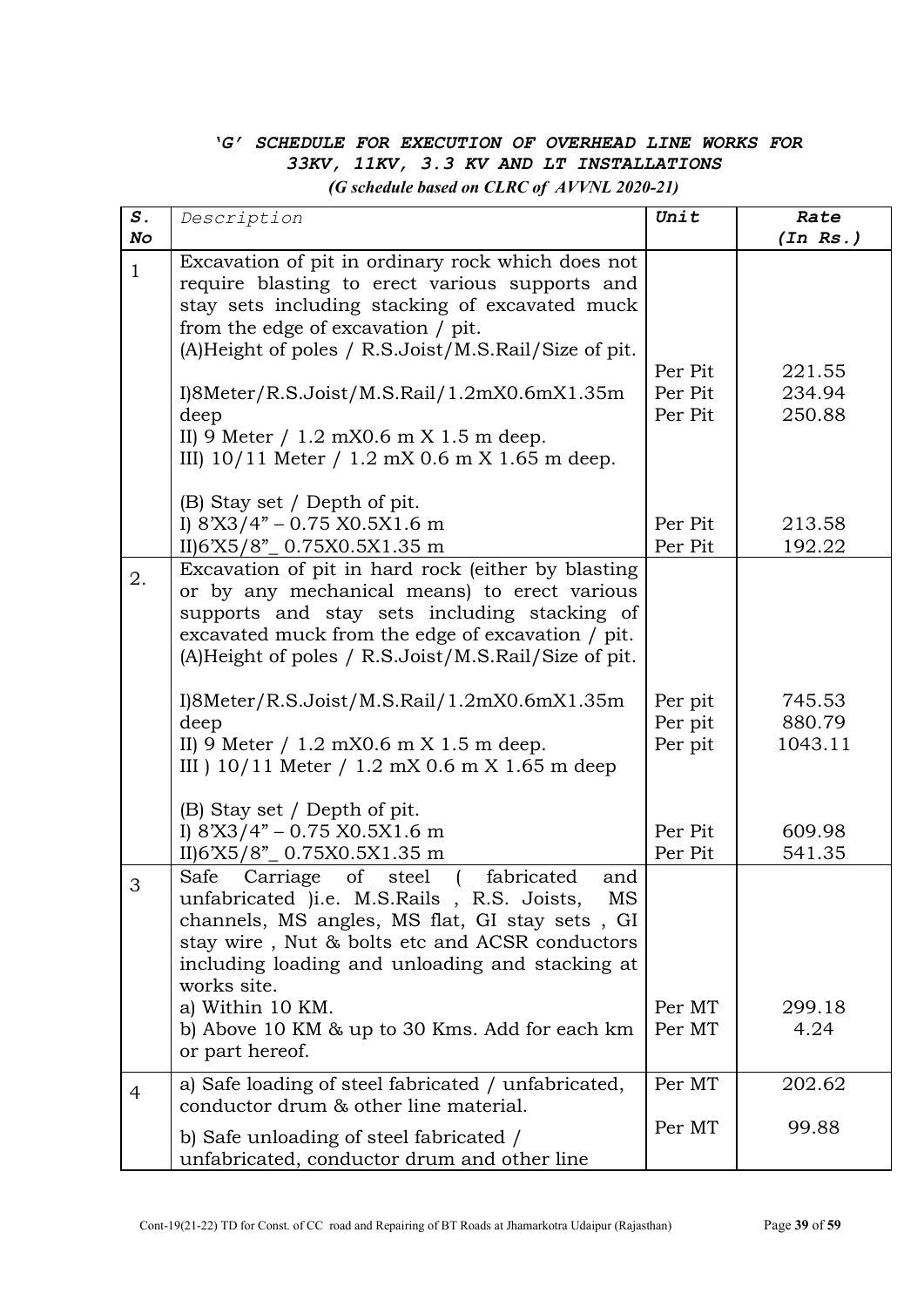# *'G' SCHEDULE FOR EXECUTION OF OVERHEAD LINE WORKS FOR 33KV, 11KV, 3.3 KV AND LT INSTALLATIONS*

*(G schedule based on CLRC of AVVNL 2020-21)*

| S. No | Description | Unit | Rate (In Rs.) |
|---|---|---|---|
| 1 | Excavation of pit in ordinary rock which does not require blasting to erect various supports and stay sets including stacking of excavated muck from the edge of excavation / pit.<br>(A)Height of poles / R.S.Joist/M.S.Rail/Size of pit.<br>I)8Meter/R.S.Joist/M.S.Rail/1.2mX0.6mX1.35m deep<br>II) 9 Meter / 1.2 mX0.6 m X 1.5 m deep.<br>III) 10/11 Meter / 1.2 mX 0.6 m X 1.65 m deep.<br><br>(B) Stay set / Depth of pit.<br>I) 8'X3/4" – 0.75 X0.5X1.6 m<br>II)6'X5/8"_ 0.75X0.5X1.35 m | Per Pit<br>Per Pit<br>Per Pit<br><br>Per Pit<br>Per Pit | 221.55<br>234.94<br>250.88<br><br>213.58<br>192.22 |
| 2. | Excavation of pit in hard rock (either by blasting or by any mechanical means) to erect various supports and stay sets including stacking of excavated muck from the edge of excavation / pit.<br>(A)Height of poles / R.S.Joist/M.S.Rail/Size of pit.<br><br>I)8Meter/R.S.Joist/M.S.Rail/1.2mX0.6mX1.35m deep<br>II) 9 Meter / 1.2 mX0.6 m X 1.5 m deep.<br>III ) 10/11 Meter / 1.2 mX 0.6 m X 1.65 m deep<br><br>(B) Stay set / Depth of pit.<br>I) 8'X3/4" – 0.75 X0.5X1.6 m<br>II)6'X5/8"_ 0.75X0.5X1.35 m | Per pit<br>Per pit<br>Per pit<br><br>Per Pit<br>Per Pit | 745.53<br>880.79<br>1043.11<br><br>609.98<br>541.35 |
| 3 | Safe Carriage of steel ( fabricated and unfabricated )i.e. M.S.Rails , R.S. Joists, MS channels, MS angles, MS flat, GI stay sets , GI stay wire , Nut & bolts etc and ACSR conductors including loading and unloading and stacking at works site.<br>a) Within 10 KM.<br>b) Above 10 KM & up to 30 Kms. Add for each km or part hereof. | Per MT<br>Per MT | 299.18<br>4.24 |
| 4 | a) Safe loading of steel fabricated / unfabricated, conductor drum & other line material.<br>b) Safe unloading of steel fabricated / unfabricated, conductor drum and other line | Per MT<br>Per MT | 202.62<br>99.88 |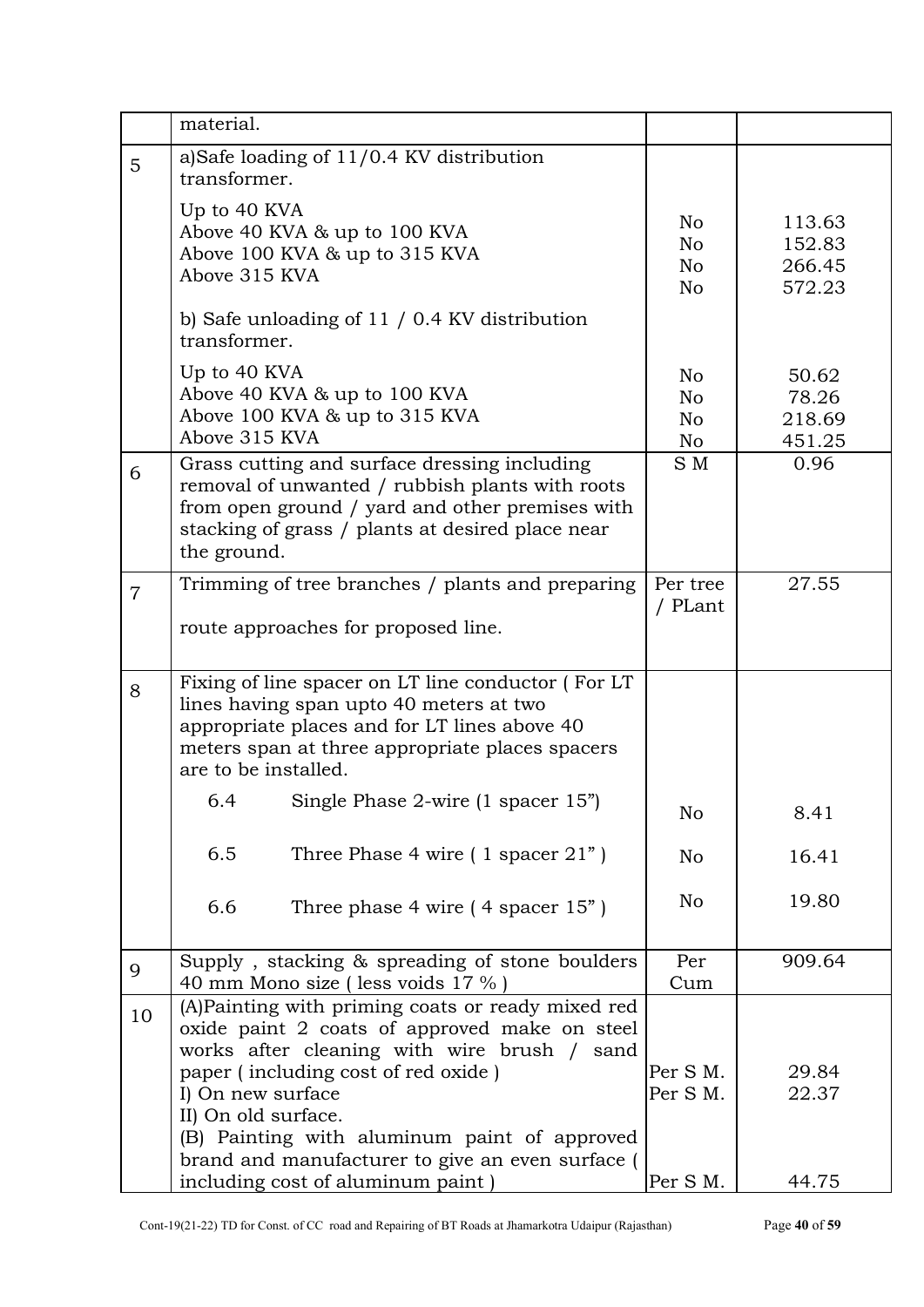| | | | |
|---|---|---|---|
| | material. | | |
| 5 | a)Safe loading of 11/0.4 KV distribution transformer.<br><br>Up to 40 KVA<br>Above 40 KVA & up to 100 KVA<br>Above 100 KVA & up to 315 KVA<br>Above 315 KVA<br><br>b) Safe unloading of 11 / 0.4 KV distribution transformer.<br><br>Up to 40 KVA<br>Above 40 KVA & up to 100 KVA<br>Above 100 KVA & up to 315 KVA<br>Above 315 KVA | <br><br><br>No<br>No<br>No<br>No<br><br><br><br><br>No<br>No<br>No<br>No | <br><br><br>113.63<br>152.83<br>266.45<br>572.23<br><br><br><br><br>50.62<br>78.26<br>218.69<br>451.25 |
| 6 | Grass cutting and surface dressing including removal of unwanted / rubbish plants with roots from open ground / yard and other premises with stacking of grass / plants at desired place near the ground. | S M | 0.96 |
| 7 | Trimming of tree branches / plants and preparing route approaches for proposed line. | Per tree / PLant | 27.55 |
| 8 | Fixing of line spacer on LT line conductor ( For LT lines having span upto 40 meters at two appropriate places and for LT lines above 40 meters span at three appropriate places spacers are to be installed.<br><br>6.4 Single Phase 2-wire (1 spacer 15")<br><br>6.5 Three Phase 4 wire ( 1 spacer 21" )<br><br>6.6 Three phase 4 wire ( 4 spacer 15" ) | <br><br><br><br><br>No<br><br>No<br><br>No | <br><br><br><br><br>8.41<br><br>16.41<br><br>19.80 |
| 9 | Supply , stacking & spreading of stone boulders 40 mm Mono size ( less voids 17 % ) | Per Cum | 909.64 |
| 10 | (A)Painting with priming coats or ready mixed red oxide paint 2 coats of approved make on steel works after cleaning with wire brush / sand paper ( including cost of red oxide )<br>I) On new surface<br>II) On old surface.<br>(B) Painting with aluminum paint of approved brand and manufacturer to give an even surface ( including cost of aluminum paint ) | <br><br><br>Per S M.<br>Per S M.<br><br><br>Per S M. | <br><br><br>29.84<br>22.37<br><br><br>44.75 |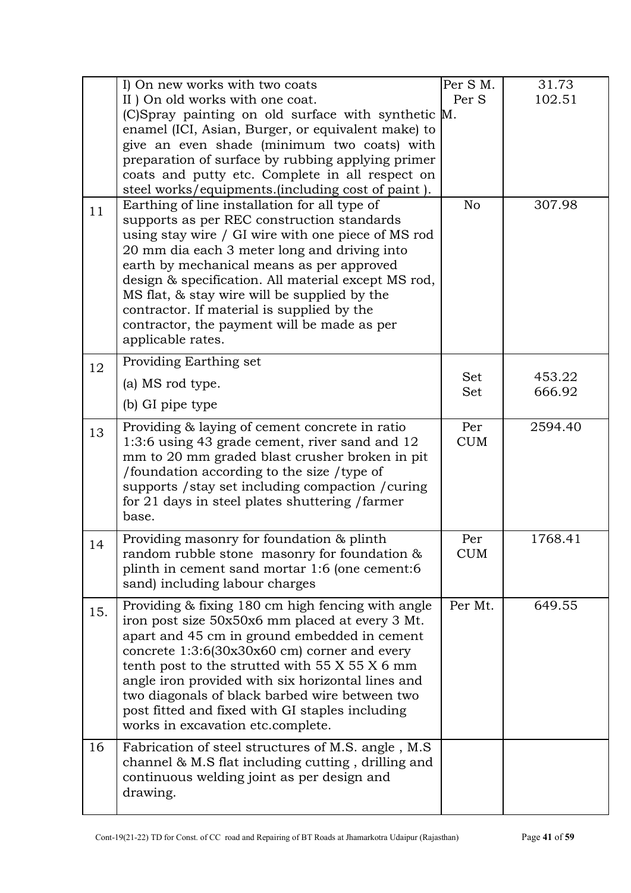| | | | |
|---|---|---|---|
| | I) On new works with two coats<br>II ) On old works with one coat.<br>(C)Spray painting on old surface with synthetic enamel (ICI, Asian, Burger, or equivalent make) to give an even shade (minimum two coats) with preparation of surface by rubbing applying primer coats and putty etc. Complete in all respect on steel works/equipments.(including cost of paint ). | Per S M.<br>Per S M. | 31.73<br>102.51 |
| 11 | Earthing of line installation for all type of supports as per REC construction standards using stay wire / GI wire with one piece of MS rod 20 mm dia each 3 meter long and driving into earth by mechanical means as per approved design & specification. All material except MS rod, MS flat, & stay wire will be supplied by the contractor. If material is supplied by the contractor, the payment will be made as per applicable rates. | No | 307.98 |
| 12 | Providing Earthing set<br>(a) MS rod type.<br>(b) GI pipe type | Set<br>Set | 453.22<br>666.92 |
| 13 | Providing & laying of cement concrete in ratio 1:3:6 using 43 grade cement, river sand and 12 mm to 20 mm graded blast crusher broken in pit /foundation according to the size /type of supports /stay set including compaction /curing for 21 days in steel plates shuttering /farmer base. | Per CUM | 2594.40 |
| 14 | Providing masonry for foundation & plinth random rubble stone masonry for foundation & plinth in cement sand mortar 1:6 (one cement:6 sand) including labour charges | Per CUM | 1768.41 |
| 15. | Providing & fixing 180 cm high fencing with angle iron post size 50x50x6 mm placed at every 3 Mt. apart and 45 cm in ground embedded in cement concrete 1:3:6(30x30x60 cm) corner and every tenth post to the strutted with 55 X 55 X 6 mm angle iron provided with six horizontal lines and two diagonals of black barbed wire between two post fitted and fixed with GI staples including works in excavation etc.complete. | Per Mt. | 649.55 |
| 16 | Fabrication of steel structures of M.S. angle , M.S channel & M.S flat including cutting , drilling and continuous welding joint as per design and drawing. | | |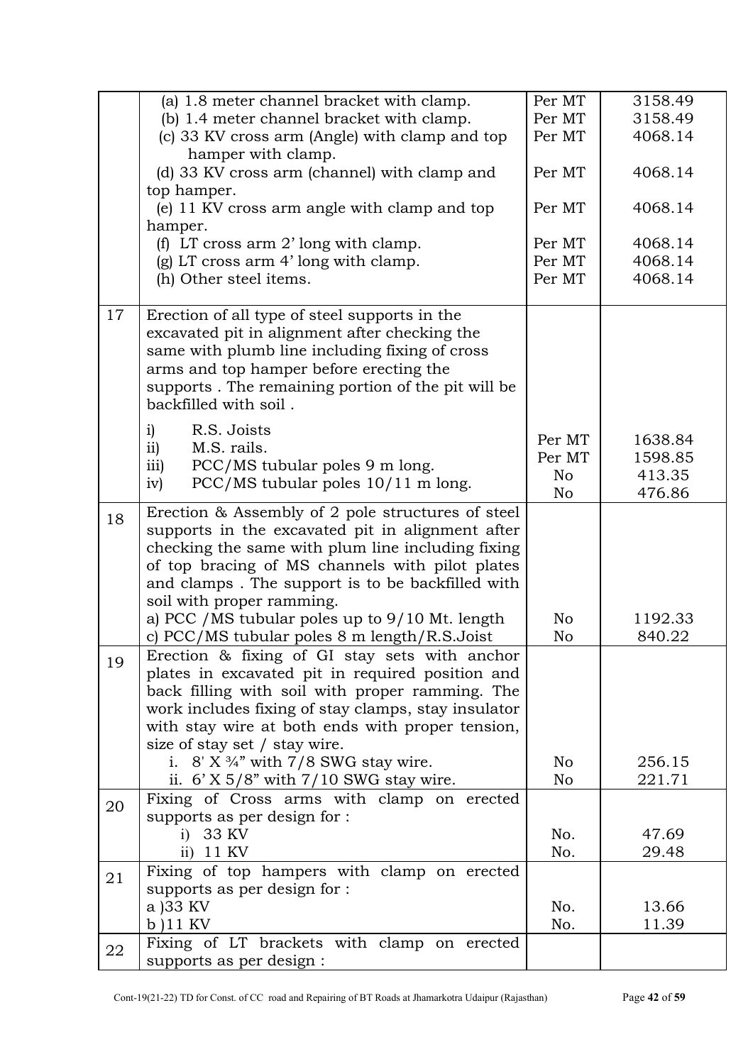| | | | |
|---|---|---|---|
| | (a) 1.8 meter channel bracket with clamp.<br>(b) 1.4 meter channel bracket with clamp.<br>(c) 33 KV cross arm (Angle) with clamp and top hamper with clamp.<br>(d) 33 KV cross arm (channel) with clamp and top hamper.<br>(e) 11 KV cross arm angle with clamp and top hamper.<br>(f) LT cross arm 2' long with clamp.<br>(g) LT cross arm 4' long with clamp.<br>(h) Other steel items. | Per MT<br>Per MT<br>Per MT<br><br>Per MT<br><br>Per MT<br><br>Per MT<br>Per MT<br>Per MT | 3158.49<br>3158.49<br>4068.14<br><br>4068.14<br><br>4068.14<br><br>4068.14<br>4068.14<br>4068.14 |
| 17 | Erection of all type of steel supports in the excavated pit in alignment after checking the same with plumb line including fixing of cross arms and top hamper before erecting the supports . The remaining portion of the pit will be backfilled with soil .<br>i) R.S. Joists<br>ii) M.S. rails.<br>iii) PCC/MS tubular poles 9 m long.<br>iv) PCC/MS tubular poles 10/11 m long. | <br><br><br><br><br>Per MT<br>Per MT<br>No<br>No | <br><br><br><br><br>1638.84<br>1598.85<br>413.35<br>476.86 |
| 18 | Erection & Assembly of 2 pole structures of steel supports in the excavated pit in alignment after checking the same with plum line including fixing of top bracing of MS channels with pilot plates and clamps . The support is to be backfilled with soil with proper ramming.<br>a) PCC /MS tubular poles up to 9/10 Mt. length<br>c) PCC/MS tubular poles 8 m length/R.S.Joist | <br><br><br><br><br>No<br>No | <br><br><br><br><br>1192.33<br>840.22 |
| 19 | Erection & fixing of GI stay sets with anchor plates in excavated pit in required position and back filling with soil with proper ramming. The work includes fixing of stay clamps, stay insulator with stay wire at both ends with proper tension, size of stay set / stay wire.<br>i. 8' X ¾" with 7/8 SWG stay wire.<br>ii. 6' X 5/8" with 7/10 SWG stay wire. | <br><br><br><br><br>No<br>No | <br><br><br><br><br>256.15<br>221.71 |
| 20 | Fixing of Cross arms with clamp on erected supports as per design for :<br>i) 33 KV<br>ii) 11 KV | <br><br>No.<br>No. | <br><br>47.69<br>29.48 |
| 21 | Fixing of top hampers with clamp on erected supports as per design for :<br>a )33 KV<br>b )11 KV | <br><br>No.<br>No. | <br><br>13.66<br>11.39 |
| 22 | Fixing of LT brackets with clamp on erected supports as per design : | | |

Cont-19(21-22) TD for Const. of CC road and Repairing of BT Roads at Jhamarkotra Udaipur (Rajasthan)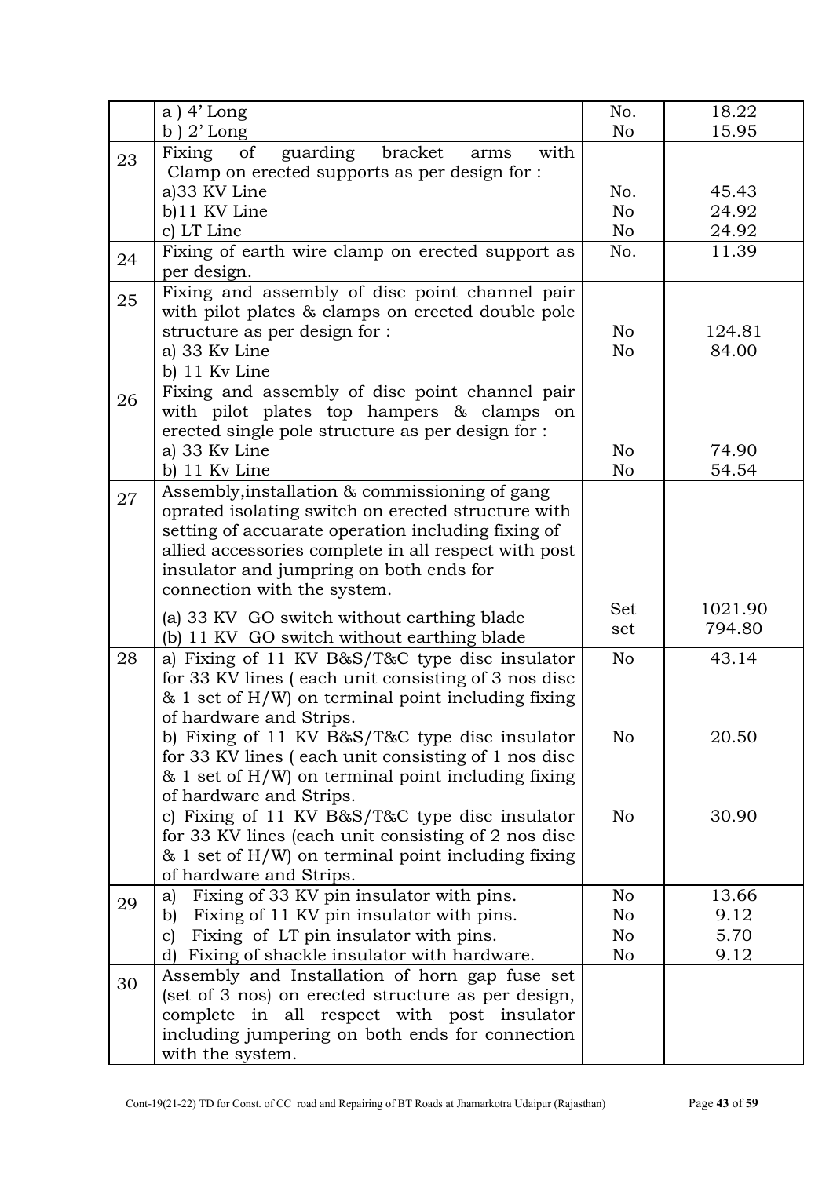| | | | |
|---|---|---|---|
| | a ) 4' Long<br>b ) 2' Long | No.<br>No | 18.22<br>15.95 |
| 23 | Fixing of guarding bracket arms with Clamp on erected supports as per design for :<br>a)33 KV Line<br>b)11 KV Line<br>c) LT Line | <br><br>No.<br>No<br>No | <br><br>45.43<br>24.92<br>24.92 |
| 24 | Fixing of earth wire clamp on erected support as per design. | No. | 11.39 |
| 25 | Fixing and assembly of disc point channel pair with pilot plates & clamps on erected double pole structure as per design for :<br>a) 33 Kv Line<br>b) 11 Kv Line | <br><br>No<br>No | <br><br>124.81<br>84.00 |
| 26 | Fixing and assembly of disc point channel pair with pilot plates top hampers & clamps on erected single pole structure as per design for :<br>a) 33 Kv Line<br>b) 11 Kv Line | <br><br><br>No<br>No | <br><br><br>74.90<br>54.54 |
| 27 | Assembly,installation & commissioning of gang oprated isolating switch on erected structure with setting of accuarate operation including fixing of allied accessories complete in all respect with post insulator and jumpring on both ends for connection with the system.<br>(a) 33 KV GO switch without earthing blade<br>(b) 11 KV GO switch without earthing blade | <br><br><br><br><br><br>Set<br>set | <br><br><br><br><br><br>1021.90<br>794.80 |
| 28 | a) Fixing of 11 KV B&S/T&C type disc insulator for 33 KV lines ( each unit consisting of 3 nos disc & 1 set of H/W) on terminal point including fixing of hardware and Strips.<br>b) Fixing of 11 KV B&S/T&C type disc insulator for 33 KV lines ( each unit consisting of 1 nos disc & 1 set of H/W) on terminal point including fixing of hardware and Strips.<br>c) Fixing of 11 KV B&S/T&C type disc insulator for 33 KV lines (each unit consisting of 2 nos disc & 1 set of H/W) on terminal point including fixing of hardware and Strips. | No<br><br><br><br>No<br><br><br><br>No | 43.14<br><br><br><br>20.50<br><br><br><br>30.90 |
| 29 | a) Fixing of 33 KV pin insulator with pins.<br>b) Fixing of 11 KV pin insulator with pins.<br>c) Fixing of LT pin insulator with pins.<br>d) Fixing of shackle insulator with hardware. | No<br>No<br>No<br>No | 13.66<br>9.12<br>5.70<br>9.12 |
| 30 | Assembly and Installation of horn gap fuse set (set of 3 nos) on erected structure as per design, complete in all respect with post insulator including jumpering on both ends for connection with the system. | | |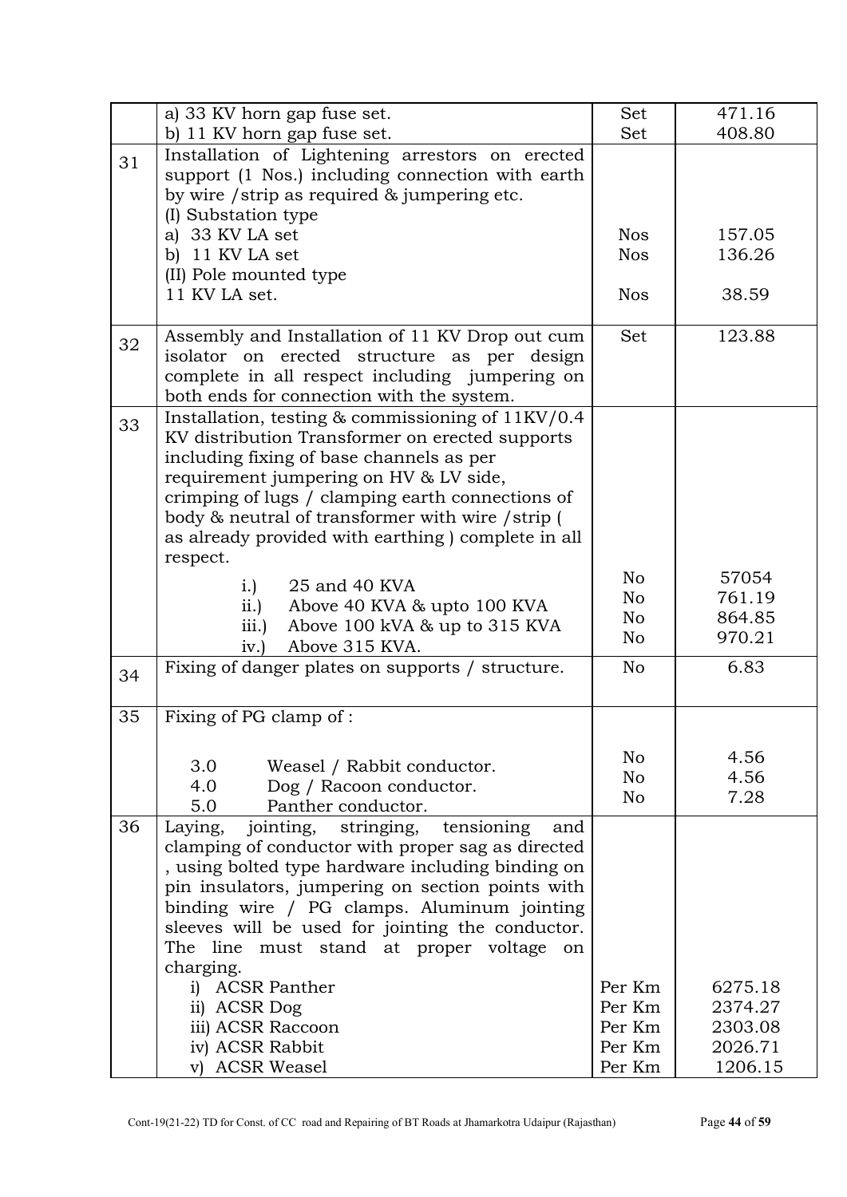| | | | |
|---|---|---|---|
| | a) 33 KV horn gap fuse set.<br>b) 11 KV horn gap fuse set. | Set<br>Set | 471.16<br>408.80 |
| 31 | Installation of Lightening arrestors on erected support (1 Nos.) including connection with earth by wire /strip as required & jumpering etc.<br>(I) Substation type<br>a) 33 KV LA set<br>b) 11 KV LA set<br>(II) Pole mounted type<br>11 KV LA set. | <br><br><br><br>Nos<br>Nos<br><br>Nos | <br><br><br><br>157.05<br>136.26<br><br>38.59 |
| 32 | Assembly and Installation of 11 KV Drop out cum isolator on erected structure as per design complete in all respect including jumpering on both ends for connection with the system. | Set | 123.88 |
| 33 | Installation, testing & commissioning of 11KV/0.4 KV distribution Transformer on erected supports including fixing of base channels as per requirement jumpering on HV & LV side, crimping of lugs / clamping earth connections of body & neutral of transformer with wire /strip ( as already provided with earthing ) complete in all respect.<br>i.) 25 and 40 KVA<br>ii.) Above 40 KVA & upto 100 KVA<br>iii.) Above 100 kVA & up to 315 KVA<br>iv.) Above 315 KVA. | <br><br><br><br><br><br><br>No<br>No<br>No<br>No | <br><br><br><br><br><br><br>57054<br>761.19<br>864.85<br>970.21 |
| 34 | Fixing of danger plates on supports / structure. | No | 6.83 |
| 35 | Fixing of PG clamp of :<br>3.0 Weasel / Rabbit conductor.<br>4.0 Dog / Racoon conductor.<br>5.0 Panther conductor. | <br>No<br>No<br>No | <br>4.56<br>4.56<br>7.28 |
| 36 | Laying, jointing, stringing, tensioning and clamping of conductor with proper sag as directed , using bolted type hardware including binding on pin insulators, jumpering on section points with binding wire / PG clamps. Aluminum jointing sleeves will be used for jointing the conductor. The line must stand at proper voltage on charging.<br>i) ACSR Panther<br>ii) ACSR Dog<br>iii) ACSR Raccoon<br>iv) ACSR Rabbit<br>v) ACSR Weasel | <br><br><br><br><br><br><br>Per Km<br>Per Km<br>Per Km<br>Per Km<br>Per Km | <br><br><br><br><br><br><br>6275.18<br>2374.27<br>2303.08<br>2026.71<br>1206.15 |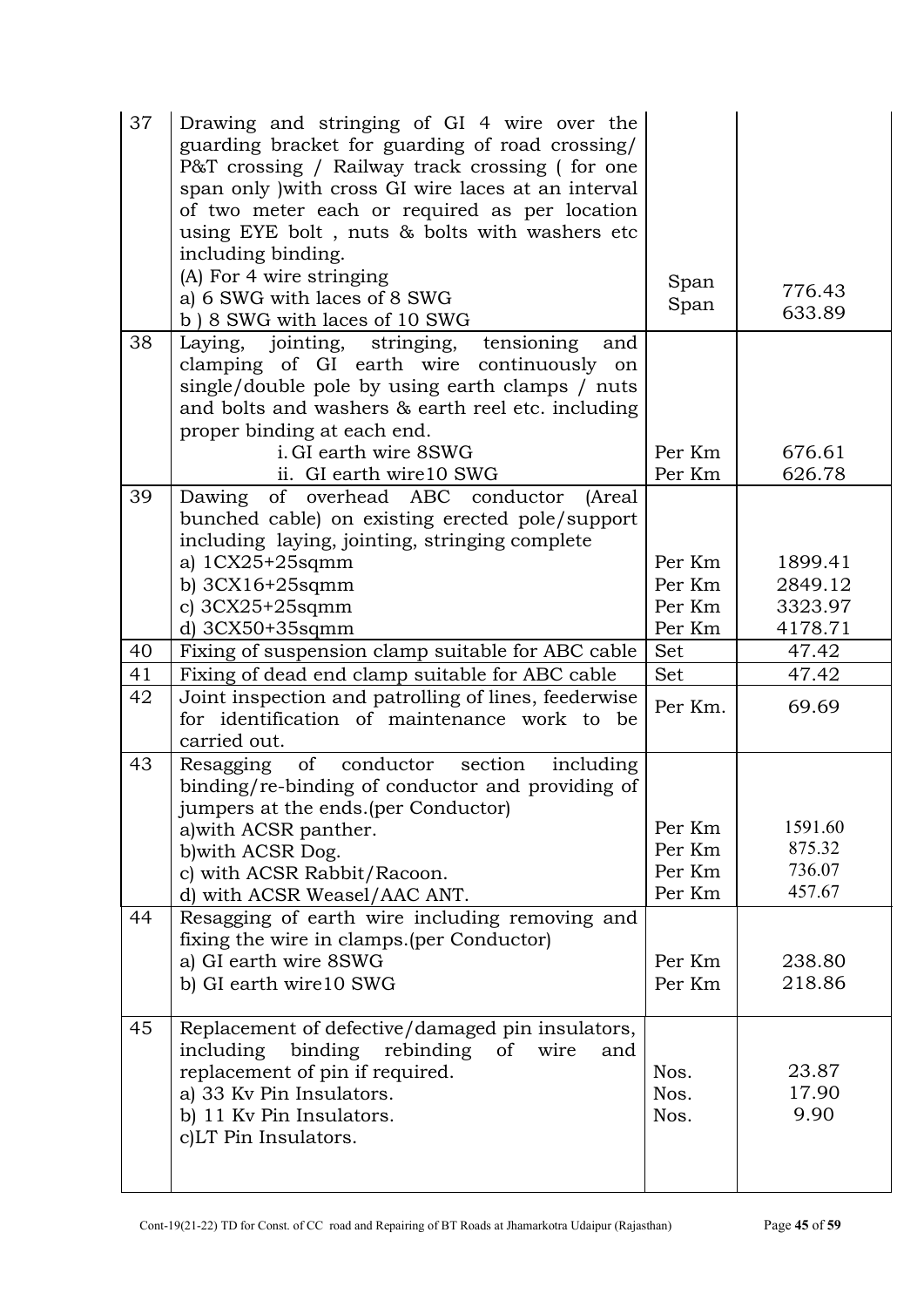| 37 | Drawing and stringing of GI 4 wire over the guarding bracket for guarding of road crossing/ P&T crossing / Railway track crossing ( for one span only )with cross GI wire laces at an interval of two meter each or required as per location using EYE bolt , nuts & bolts with washers etc including binding.<br>(A) For 4 wire stringing<br>a) 6 SWG with laces of 8 SWG<br>b ) 8 SWG with laces of 10 SWG | Span<br>Span | 776.43<br>633.89 |
|---|---|---|---|
| 38 | Laying, jointing, stringing, tensioning and clamping of GI earth wire continuously on single/double pole by using earth clamps / nuts and bolts and washers & earth reel etc. including proper binding at each end.<br>i. GI earth wire 8SWG<br>ii. GI earth wire10 SWG | Per Km<br>Per Km | 676.61<br>626.78 |
| 39 | Dawing of overhead ABC conductor (Areal bunched cable) on existing erected pole/support including laying, jointing, stringing complete<br>a) 1CX25+25sqmm<br>b) 3CX16+25sqmm<br>c) 3CX25+25sqmm<br>d) 3CX50+35sqmm | Per Km<br>Per Km<br>Per Km<br>Per Km | 1899.41<br>2849.12<br>3323.97<br>4178.71 |
| 40 | Fixing of suspension clamp suitable for ABC cable | Set | 47.42 |
| 41 | Fixing of dead end clamp suitable for ABC cable | Set | 47.42 |
| 42 | Joint inspection and patrolling of lines, feederwise for identification of maintenance work to be carried out. | Per Km. | 69.69 |
| 43 | Resagging of conductor section including binding/re-binding of conductor and providing of jumpers at the ends.(per Conductor)<br>a)with ACSR panther.<br>b)with ACSR Dog.<br>c) with ACSR Rabbit/Racoon.<br>d) with ACSR Weasel/AAC ANT. | Per Km<br>Per Km<br>Per Km<br>Per Km | 1591.60<br>875.32<br>736.07<br>457.67 |
| 44 | Resagging of earth wire including removing and fixing the wire in clamps.(per Conductor)<br>a) GI earth wire 8SWG<br>b) GI earth wire10 SWG | Per Km<br>Per Km | 238.80<br>218.86 |
| 45 | Replacement of defective/damaged pin insulators, including binding rebinding of wire and replacement of pin if required.<br>a) 33 Kv Pin Insulators.<br>b) 11 Kv Pin Insulators.<br>c)LT Pin Insulators. | Nos.<br>Nos.<br>Nos. | 23.87<br>17.90<br>9.90 |

Cont-19(21-22) TD for Const. of CC road and Repairing of BT Roads at Jhamarkotra Udaipur (Rajasthan)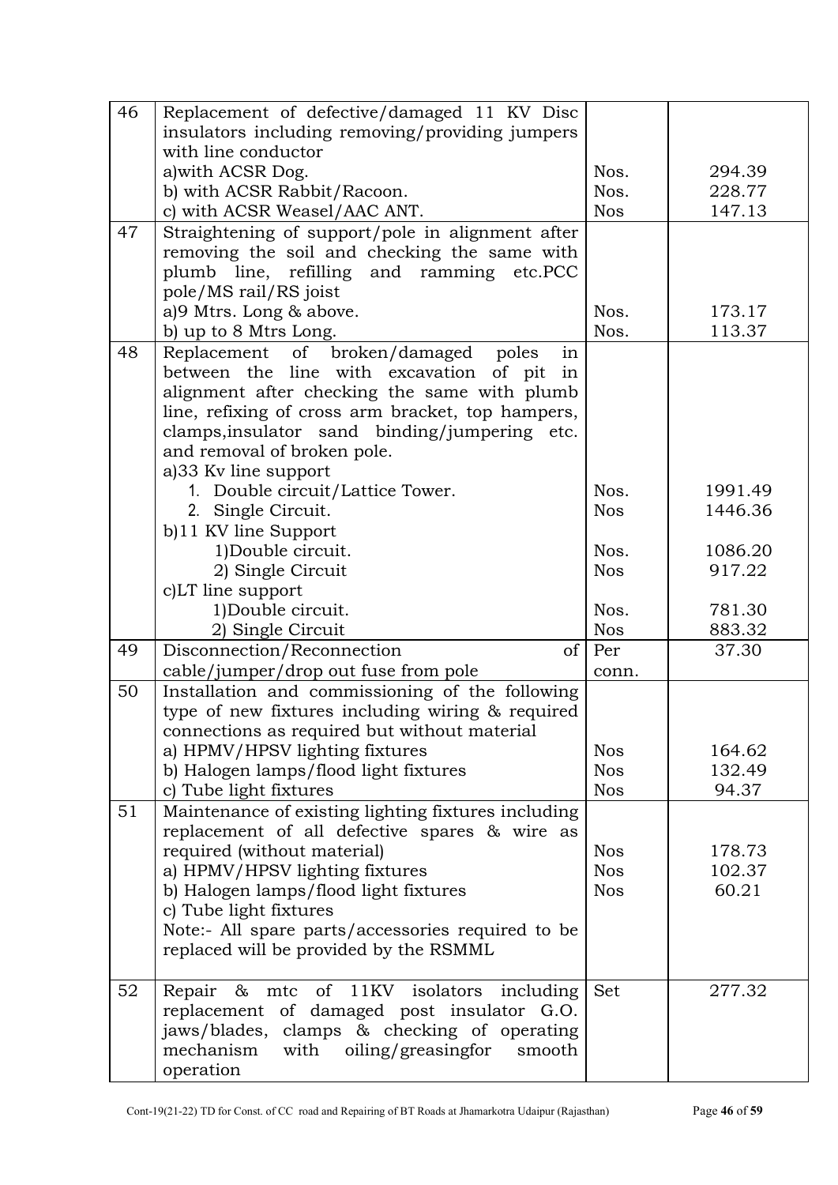| 46 | Replacement of defective/damaged 11 KV Disc insulators including removing/providing jumpers with line conductor<br>a)with ACSR Dog.<br>b) with ACSR Rabbit/Racoon.<br>c) with ACSR Weasel/AAC ANT. | <br><br><br>Nos.<br>Nos.<br>Nos | <br><br><br>294.39<br>228.77<br>147.13 |
|---|---|---|---|
| 47 | Straightening of support/pole in alignment after removing the soil and checking the same with plumb line, refilling and ramming etc.PCC pole/MS rail/RS joist<br>a)9 Mtrs. Long & above.<br>b) up to 8 Mtrs Long. | <br><br><br><br>Nos.<br>Nos. | <br><br><br><br>173.17<br>113.37 |
| 48 | Replacement of broken/damaged poles in between the line with excavation of pit in alignment after checking the same with plumb line, refixing of cross arm bracket, top hampers, clamps,insulator sand binding/jumpering etc. and removal of broken pole.<br>a)33 Kv line support<br>1. Double circuit/Lattice Tower.<br>2. Single Circuit.<br>b)11 KV line Support<br>1)Double circuit.<br>2) Single Circuit<br>c)LT line support<br>1)Double circuit.<br>2) Single Circuit | <br><br><br><br><br><br><br>Nos.<br>Nos<br><br>Nos.<br>Nos<br><br>Nos.<br>Nos | <br><br><br><br><br><br><br>1991.49<br>1446.36<br><br>1086.20<br>917.22<br><br>781.30<br>883.32 |
| 49 | Disconnection/Reconnection of cable/jumper/drop out fuse from pole | Per conn. | 37.30 |
| 50 | Installation and commissioning of the following type of new fixtures including wiring & required connections as required but without material<br>a) HPMV/HPSV lighting fixtures<br>b) Halogen lamps/flood light fixtures<br>c) Tube light fixtures | <br><br><br>Nos<br>Nos<br>Nos | <br><br><br>164.62<br>132.49<br>94.37 |
| 51 | Maintenance of existing lighting fixtures including replacement of all defective spares & wire as required (without material)<br>a) HPMV/HPSV lighting fixtures<br>b) Halogen lamps/flood light fixtures<br>c) Tube light fixtures<br>Note:- All spare parts/accessories required to be replaced will be provided by the RSMML | <br><br>Nos<br>Nos<br>Nos | <br><br>178.73<br>102.37<br>60.21 |
| 52 | Repair & mtc of 11KV isolators including replacement of damaged post insulator G.O. jaws/blades, clamps & checking of operating mechanism with oiling/greasingfor smooth operation | Set | 277.32 |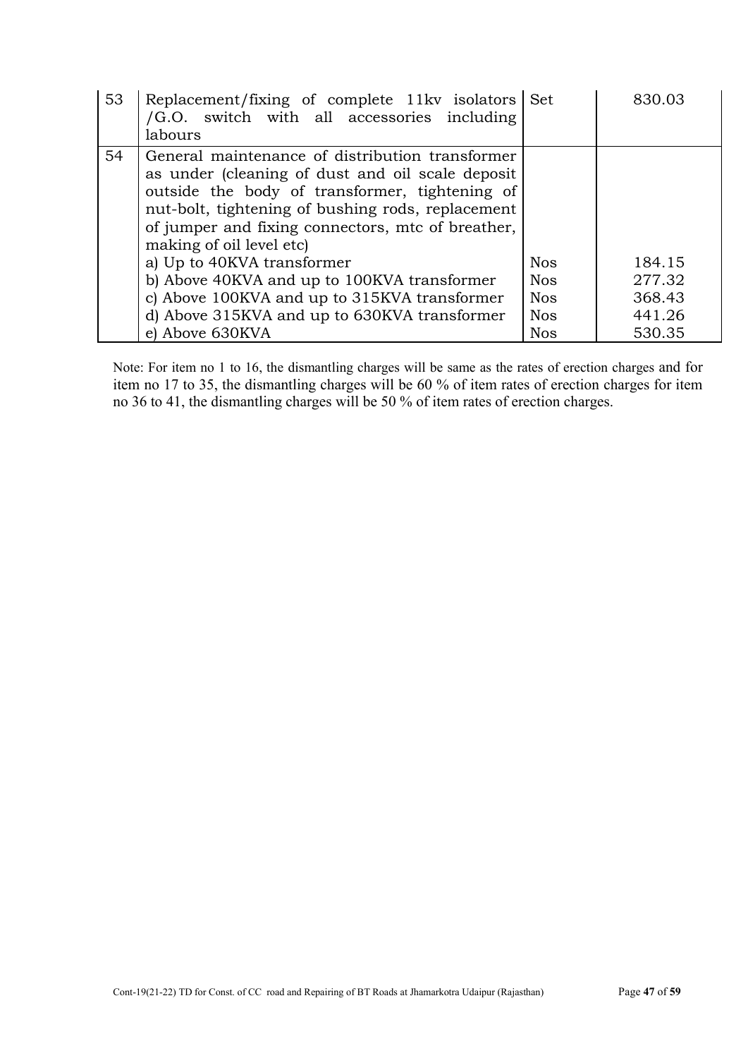| 53 | Replacement/fixing of complete 11kv isolators /G.O. switch with all accessories including labours | Set | 830.03 |
|---|---|---|---|
| 54 | General maintenance of distribution transformer as under (cleaning of dust and oil scale deposit outside the body of transformer, tightening of nut-bolt, tightening of bushing rods, replacement of jumper and fixing connectors, mtc of breather, making of oil level etc) | | |
| | a) Up to 40KVA transformer | Nos | 184.15 |
| | b) Above 40KVA and up to 100KVA transformer | Nos | 277.32 |
| | c) Above 100KVA and up to 315KVA transformer | Nos | 368.43 |
| | d) Above 315KVA and up to 630KVA transformer | Nos | 441.26 |
| | e) Above 630KVA | Nos | 530.35 |

Note: For item no 1 to 16, the dismantling charges will be same as the rates of erection charges and for item no 17 to 35, the dismantling charges will be 60 % of item rates of erection charges for item no 36 to 41, the dismantling charges will be 50 % of item rates of erection charges.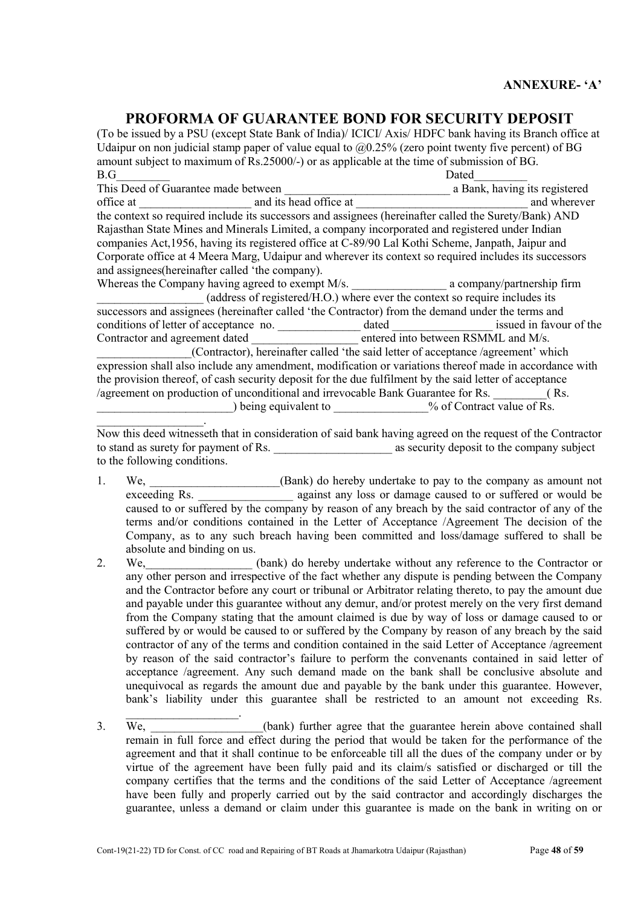**ANNEXURE- 'A'**

# PROFORMA OF GUARANTEE BOND FOR SECURITY DEPOSIT

(To be issued by a PSU (except State Bank of India)/ ICICI/ Axis/ HDFC bank having its Branch office at Udaipur on non judicial stamp paper of value equal to @0.25% (zero point twenty five percent) of BG amount subject to maximum of Rs.25000/-) or as applicable at the time of submission of BG.

B.G_________ Dated_________

This Deed of Guarantee made between _____________________________ a Bank, having its registered office at ___________________ and its head office at ______________________________ and wherever the context so required include its successors and assignees (hereinafter called the Surety/Bank) AND Rajasthan State Mines and Minerals Limited, a company incorporated and registered under Indian companies Act,1956, having its registered office at C-89/90 Lal Kothi Scheme, Janpath, Jaipur and Corporate office at 4 Meera Marg, Udaipur and wherever its context so required includes its successors and assignees(hereinafter called 'the company).

Whereas the Company having agreed to exempt M/s. ________________ a company/partnership firm __________________ (address of registered/H.O.) where ever the context so require includes its successors and assignees (hereinafter called 'the Contractor) from the demand under the terms and conditions of letter of acceptance no. ______________ dated _________________ issued in favour of the Contractor and agreement dated __________________ entered into between RSMML and M/s. ________________(Contractor), hereinafter called 'the said letter of acceptance /agreement' which expression shall also include any amendment, modification or variations thereof made in accordance with the provision thereof, of cash security deposit for the due fulfilment by the said letter of acceptance /agreement on production of unconditional and irrevocable Bank Guarantee for Rs. _________( Rs. _______________________) being equivalent to ________________% of Contract value of Rs. __________________.

Now this deed witnesseth that in consideration of said bank having agreed on the request of the Contractor to stand as surety for payment of Rs. ____________________ as security deposit to the company subject to the following conditions.

1. We, ______________________(Bank) do hereby undertake to pay to the company as amount not exceeding Rs. ________________ against any loss or damage caused to or suffered or would be caused to or suffered by the company by reason of any breach by the said contractor of any of the terms and/or conditions contained in the Letter of Acceptance /Agreement The decision of the Company, as to any such breach having been committed and loss/damage suffered to shall be absolute and binding on us.
2. We,__________________ (bank) do hereby undertake without any reference to the Contractor or any other person and irrespective of the fact whether any dispute is pending between the Company and the Contractor before any court or tribunal or Arbitrator relating thereto, to pay the amount due and payable under this guarantee without any demur, and/or protest merely on the very first demand from the Company stating that the amount claimed is due by way of loss or damage caused to or suffered by or would be caused to or suffered by the Company by reason of any breach by the said contractor of any of the terms and condition contained in the said Letter of Acceptance /agreement by reason of the said contractor's failure to perform the convenants contained in said letter of acceptance /agreement. Any such demand made on the bank shall be conclusive absolute and unequivocal as regards the amount due and payable by the bank under this guarantee. However, bank's liability under this guarantee shall be restricted to an amount not exceeding Rs. ___________________.
3. We, ___________________(bank) further agree that the guarantee herein above contained shall remain in full force and effect during the period that would be taken for the performance of the agreement and that it shall continue to be enforceable till all the dues of the company under or by virtue of the agreement have been fully paid and its claim/s satisfied or discharged or till the company certifies that the terms and the conditions of the said Letter of Acceptance /agreement have been fully and properly carried out by the said contractor and accordingly discharges the guarantee, unless a demand or claim under this guarantee is made on the bank in writing on or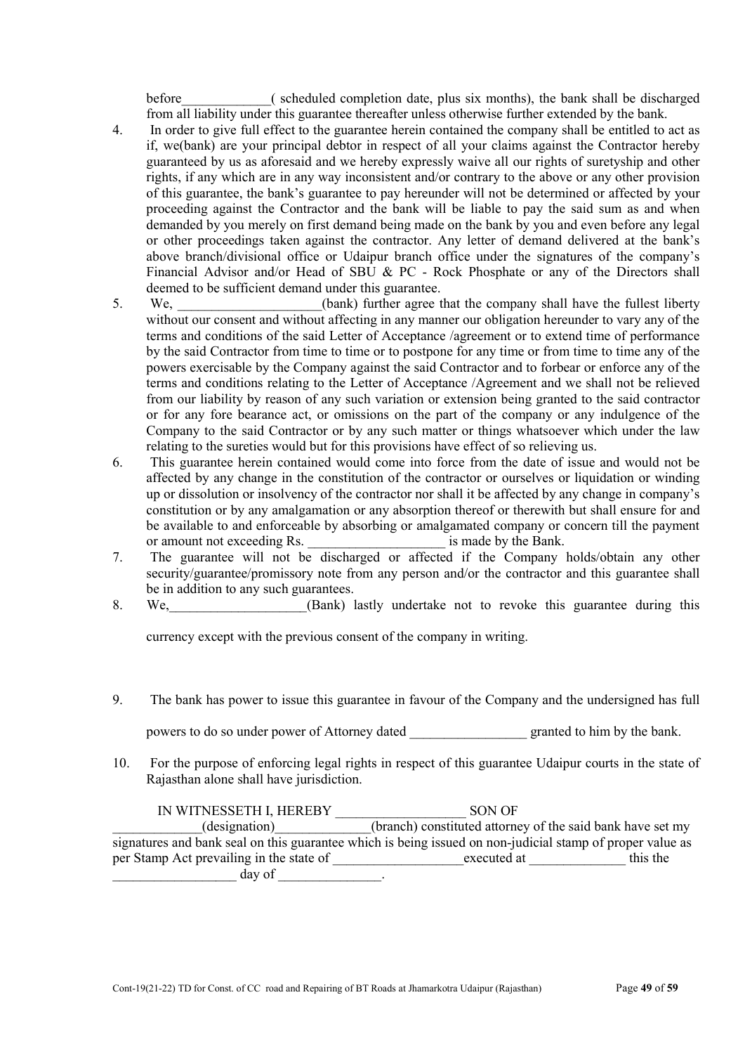before_____________( scheduled completion date, plus six months), the bank shall be discharged from all liability under this guarantee thereafter unless otherwise further extended by the bank.

4. In order to give full effect to the guarantee herein contained the company shall be entitled to act as if, we(bank) are your principal debtor in respect of all your claims against the Contractor hereby guaranteed by us as aforesaid and we hereby expressly waive all our rights of suretyship and other rights, if any which are in any way inconsistent and/or contrary to the above or any other provision of this guarantee, the bank's guarantee to pay hereunder will not be determined or affected by your proceeding against the Contractor and the bank will be liable to pay the said sum as and when demanded by you merely on first demand being made on the bank by you and even before any legal or other proceedings taken against the contractor. Any letter of demand delivered at the bank's above branch/divisional office or Udaipur branch office under the signatures of the company's Financial Advisor and/or Head of SBU & PC - Rock Phosphate or any of the Directors shall deemed to be sufficient demand under this guarantee.

5. We, _____________________(bank) further agree that the company shall have the fullest liberty without our consent and without affecting in any manner our obligation hereunder to vary any of the terms and conditions of the said Letter of Acceptance /agreement or to extend time of performance by the said Contractor from time to time or to postpone for any time or from time to time any of the powers exercisable by the Company against the said Contractor and to forbear or enforce any of the terms and conditions relating to the Letter of Acceptance /Agreement and we shall not be relieved from our liability by reason of any such variation or extension being granted to the said contractor or for any fore bearance act, or omissions on the part of the company or any indulgence of the Company to the said Contractor or by any such matter or things whatsoever which under the law relating to the sureties would but for this provisions have effect of so relieving us.

6. This guarantee herein contained would come into force from the date of issue and would not be affected by any change in the constitution of the contractor or ourselves or liquidation or winding up or dissolution or insolvency of the contractor nor shall it be affected by any change in company's constitution or by any amalgamation or any absorption thereof or therewith but shall ensure for and be available to and enforceable by absorbing or amalgamated company or concern till the payment or amount not exceeding Rs. ____________________ is made by the Bank.

7. The guarantee will not be discharged or affected if the Company holds/obtain any other security/guarantee/promissory note from any person and/or the contractor and this guarantee shall be in addition to any such guarantees.

8. We,____________________(Bank) lastly undertake not to revoke this guarantee during this currency except with the previous consent of the company in writing.

9. The bank has power to issue this guarantee in favour of the Company and the undersigned has full powers to do so under power of Attorney dated _________________ granted to him by the bank.

10. For the purpose of enforcing legal rights in respect of this guarantee Udaipur courts in the state of Rajasthan alone shall have jurisdiction.

IN WITNESSETH I, HEREBY ___________________ SON OF _____________(designation)______________(branch) constituted attorney of the said bank have set my signatures and bank seal on this guarantee which is being issued on non-judicial stamp of proper value as per Stamp Act prevailing in the state of ___________________executed at ______________ this the __________________ day of _______________.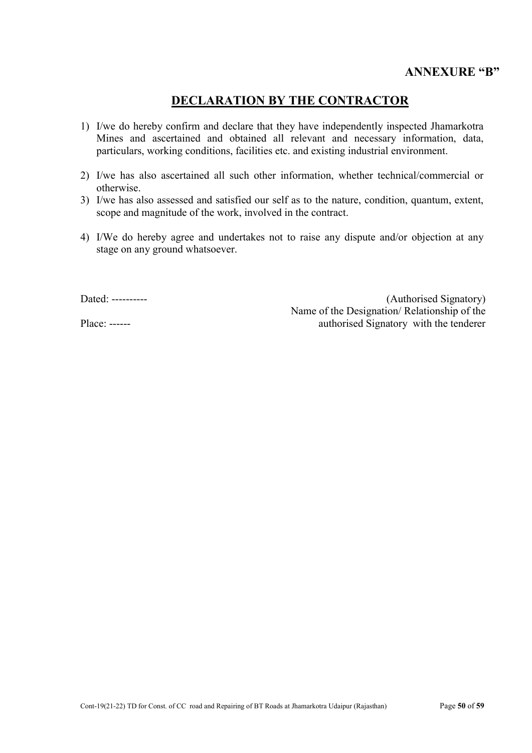**ANNEXURE "B"**

## DECLARATION BY THE CONTRACTOR

1) I/we do hereby confirm and declare that they have independently inspected Jhamarkotra Mines and ascertained and obtained all relevant and necessary information, data, particulars, working conditions, facilities etc. and existing industrial environment.

2) I/we has also ascertained all such other information, whether technical/commercial or otherwise.
3) I/we has also assessed and satisfied our self as to the nature, condition, quantum, extent, scope and magnitude of the work, involved in the contract.

4) I/We do hereby agree and undertakes not to raise any dispute and/or objection at any stage on any ground whatsoever.

Dated: ----------

Place: ------

(Authorised Signatory)
Name of the Designation/ Relationship of the authorised Signatory with the tenderer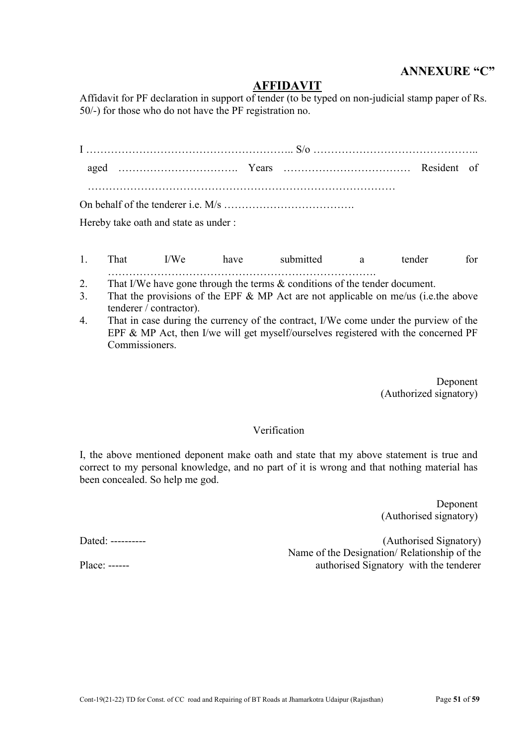**ANNEXURE "C"**

## AFFIDAVIT

Affidavit for PF declaration in support of tender (to be typed on non-judicial stamp paper of Rs. 50/-) for those who do not have the PF registration no.

I ………………………………………………….. S/o ………………………………………..
aged ……………………………. Years ……………………………… Resident of …………………………………………………………………………….

On behalf of the tenderer i.e. M/s ……………………………….

Hereby take oath and state as under :

1. That I/We have submitted a tender for ………………………………………………………………….
2. That I/We have gone through the terms & conditions of the tender document.
3. That the provisions of the EPF & MP Act are not applicable on me/us (i.e.the above tenderer / contractor).
4. That in case during the currency of the contract, I/We come under the purview of the EPF & MP Act, then I/we will get myself/ourselves registered with the concerned PF Commissioners.

Deponent
(Authorized signatory)

Verification

I, the above mentioned deponent make oath and state that my above statement is true and correct to my personal knowledge, and no part of it is wrong and that nothing material has been concealed. So help me god.

Deponent
(Authorised signatory)

Dated: ----------

(Authorised Signatory)
Name of the Designation/ Relationship of the authorised Signatory with the tenderer

Place: ------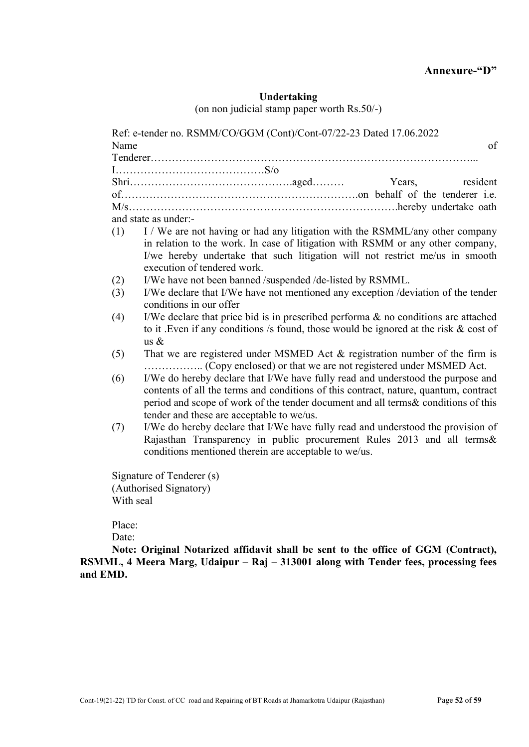**Annexure-"D"**

**Undertaking**

(on non judicial stamp paper worth Rs.50/-)

Ref: e-tender no. RSMM/CO/GGM (Cont)/Cont-07/22-23 Dated 17.06.2022

Name of Tenderer………………………………………………………………………………...

I……………………………………S/o Shri……………………………………….aged……… Years, resident of………………………………………………………….on behalf of the tenderer i.e. M/s………………………………………………………………….hereby undertake oath and state as under:-

(1) I / We are not having or had any litigation with the RSMML/any other company in relation to the work. In case of litigation with RSMM or any other company, I/we hereby undertake that such litigation will not restrict me/us in smooth execution of tendered work.

(2) I/We have not been banned /suspended /de-listed by RSMML.

(3) I/We declare that I/We have not mentioned any exception /deviation of the tender conditions in our offer

(4) I/We declare that price bid is in prescribed performa & no conditions are attached to it .Even if any conditions /s found, those would be ignored at the risk & cost of us &

(5) That we are registered under MSMED Act & registration number of the firm is …………….. (Copy enclosed) or that we are not registered under MSMED Act.

(6) I/We do hereby declare that I/We have fully read and understood the purpose and contents of all the terms and conditions of this contract, nature, quantum, contract period and scope of work of the tender document and all terms& conditions of this tender and these are acceptable to we/us.

(7) I/We do hereby declare that I/We have fully read and understood the provision of Rajasthan Transparency in public procurement Rules 2013 and all terms& conditions mentioned therein are acceptable to we/us.

Signature of Tenderer (s)
(Authorised Signatory)
With seal

Place:
Date:

**Note: Original Notarized affidavit shall be sent to the office of GGM (Contract), RSMML, 4 Meera Marg, Udaipur – Raj – 313001 along with Tender fees, processing fees and EMD.**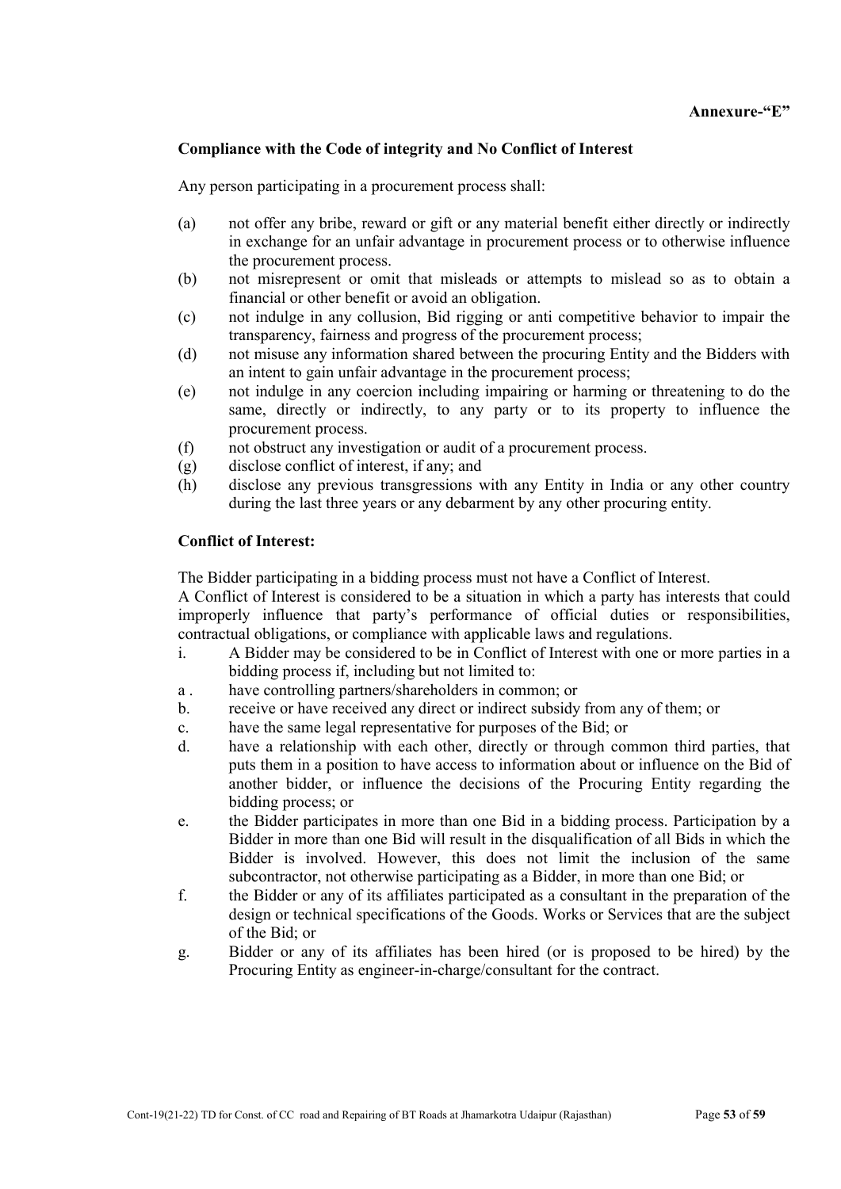**Annexure-"E"**

**Compliance with the Code of integrity and No Conflict of Interest**

Any person participating in a procurement process shall:

(a) not offer any bribe, reward or gift or any material benefit either directly or indirectly in exchange for an unfair advantage in procurement process or to otherwise influence the procurement process.

(b) not misrepresent or omit that misleads or attempts to mislead so as to obtain a financial or other benefit or avoid an obligation.

(c) not indulge in any collusion, Bid rigging or anti competitive behavior to impair the transparency, fairness and progress of the procurement process;

(d) not misuse any information shared between the procuring Entity and the Bidders with an intent to gain unfair advantage in the procurement process;

(e) not indulge in any coercion including impairing or harming or threatening to do the same, directly or indirectly, to any party or to its property to influence the procurement process.

(f) not obstruct any investigation or audit of a procurement process.

(g) disclose conflict of interest, if any; and

(h) disclose any previous transgressions with any Entity in India or any other country during the last three years or any debarment by any other procuring entity.

**Conflict of Interest:**

The Bidder participating in a bidding process must not have a Conflict of Interest.

A Conflict of Interest is considered to be a situation in which a party has interests that could improperly influence that party's performance of official duties or responsibilities, contractual obligations, or compliance with applicable laws and regulations.

i. A Bidder may be considered to be in Conflict of Interest with one or more parties in a bidding process if, including but not limited to:

a . have controlling partners/shareholders in common; or

b. receive or have received any direct or indirect subsidy from any of them; or

c. have the same legal representative for purposes of the Bid; or

d. have a relationship with each other, directly or through common third parties, that puts them in a position to have access to information about or influence on the Bid of another bidder, or influence the decisions of the Procuring Entity regarding the bidding process; or

e. the Bidder participates in more than one Bid in a bidding process. Participation by a Bidder in more than one Bid will result in the disqualification of all Bids in which the Bidder is involved. However, this does not limit the inclusion of the same subcontractor, not otherwise participating as a Bidder, in more than one Bid; or

f. the Bidder or any of its affiliates participated as a consultant in the preparation of the design or technical specifications of the Goods. Works or Services that are the subject of the Bid; or

g. Bidder or any of its affiliates has been hired (or is proposed to be hired) by the Procuring Entity as engineer-in-charge/consultant for the contract.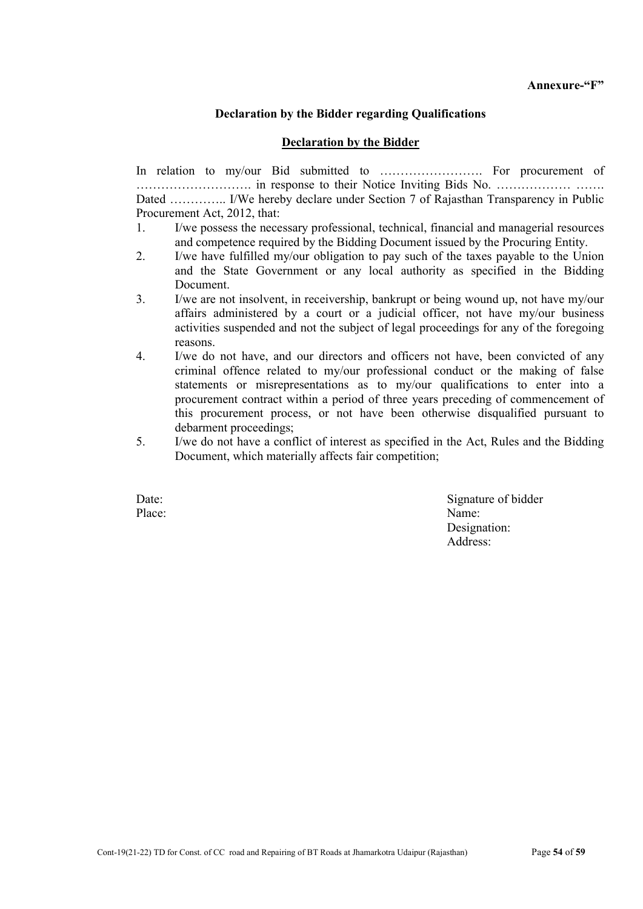**Annexure-"F"**

**Declaration by the Bidder regarding Qualifications**

**<u>Declaration by the Bidder</u>**

In relation to my/our Bid submitted to ……………………. For procurement of ………………………. in response to their Notice Inviting Bids No. ……………… ……. Dated ………….. I/We hereby declare under Section 7 of Rajasthan Transparency in Public Procurement Act, 2012, that:

1. I/we possess the necessary professional, technical, financial and managerial resources and competence required by the Bidding Document issued by the Procuring Entity.
2. I/we have fulfilled my/our obligation to pay such of the taxes payable to the Union and the State Government or any local authority as specified in the Bidding Document.
3. I/we are not insolvent, in receivership, bankrupt or being wound up, not have my/our affairs administered by a court or a judicial officer, not have my/our business activities suspended and not the subject of legal proceedings for any of the foregoing reasons.
4. I/we do not have, and our directors and officers not have, been convicted of any criminal offence related to my/our professional conduct or the making of false statements or misrepresentations as to my/our qualifications to enter into a procurement contract within a period of three years preceding of commencement of this procurement process, or not have been otherwise disqualified pursuant to debarment proceedings;
5. I/we do not have a conflict of interest as specified in the Act, Rules and the Bidding Document, which materially affects fair competition;

Date:

Place:

Signature of bidder

Name:

Designation:

Address: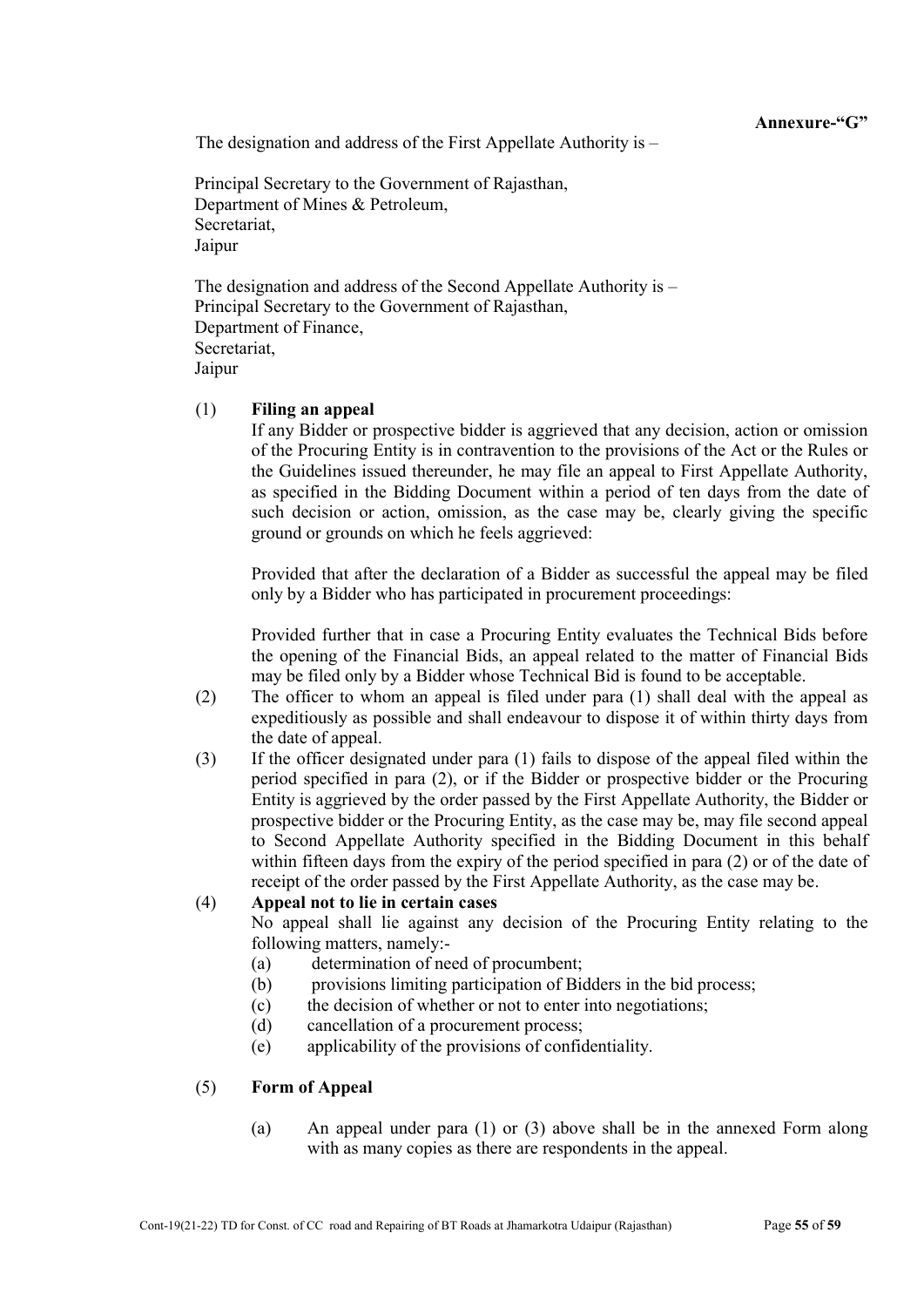**Annexure-"G"**

The designation and address of the First Appellate Authority is –

Principal Secretary to the Government of Rajasthan,
Department of Mines & Petroleum,
Secretariat,
Jaipur

The designation and address of the Second Appellate Authority is –
Principal Secretary to the Government of Rajasthan,
Department of Finance,
Secretariat,
Jaipur

(1) **Filing an appeal**

If any Bidder or prospective bidder is aggrieved that any decision, action or omission of the Procuring Entity is in contravention to the provisions of the Act or the Rules or the Guidelines issued thereunder, he may file an appeal to First Appellate Authority, as specified in the Bidding Document within a period of ten days from the date of such decision or action, omission, as the case may be, clearly giving the specific ground or grounds on which he feels aggrieved:

Provided that after the declaration of a Bidder as successful the appeal may be filed only by a Bidder who has participated in procurement proceedings:

Provided further that in case a Procuring Entity evaluates the Technical Bids before the opening of the Financial Bids, an appeal related to the matter of Financial Bids may be filed only by a Bidder whose Technical Bid is found to be acceptable.

(2) The officer to whom an appeal is filed under para (1) shall deal with the appeal as expeditiously as possible and shall endeavour to dispose it of within thirty days from the date of appeal.

(3) If the officer designated under para (1) fails to dispose of the appeal filed within the period specified in para (2), or if the Bidder or prospective bidder or the Procuring Entity is aggrieved by the order passed by the First Appellate Authority, the Bidder or prospective bidder or the Procuring Entity, as the case may be, may file second appeal to Second Appellate Authority specified in the Bidding Document in this behalf within fifteen days from the expiry of the period specified in para (2) or of the date of receipt of the order passed by the First Appellate Authority, as the case may be.

(4) **Appeal not to lie in certain cases**

No appeal shall lie against any decision of the Procuring Entity relating to the following matters, namely:-

(a) determination of need of procumbent;
(b) provisions limiting participation of Bidders in the bid process;
(c) the decision of whether or not to enter into negotiations;
(d) cancellation of a procurement process;
(e) applicability of the provisions of confidentiality.

(5) **Form of Appeal**

(a) An appeal under para (1) or (3) above shall be in the annexed Form along with as many copies as there are respondents in the appeal.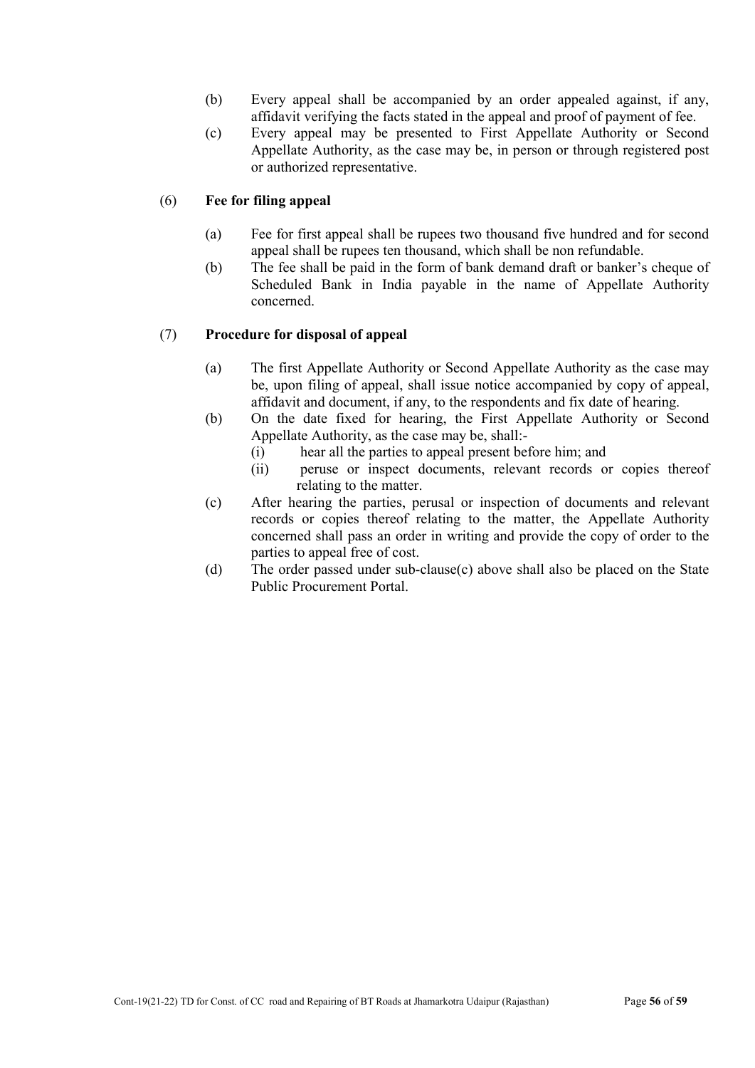(b) Every appeal shall be accompanied by an order appealed against, if any, affidavit verifying the facts stated in the appeal and proof of payment of fee.

(c) Every appeal may be presented to First Appellate Authority or Second Appellate Authority, as the case may be, in person or through registered post or authorized representative.

(6) **Fee for filing appeal**

(a) Fee for first appeal shall be rupees two thousand five hundred and for second appeal shall be rupees ten thousand, which shall be non refundable.

(b) The fee shall be paid in the form of bank demand draft or banker's cheque of Scheduled Bank in India payable in the name of Appellate Authority concerned.

(7) **Procedure for disposal of appeal**

(a) The first Appellate Authority or Second Appellate Authority as the case may be, upon filing of appeal, shall issue notice accompanied by copy of appeal, affidavit and document, if any, to the respondents and fix date of hearing.

(b) On the date fixed for hearing, the First Appellate Authority or Second Appellate Authority, as the case may be, shall:-
   (i) hear all the parties to appeal present before him; and
   (ii) peruse or inspect documents, relevant records or copies thereof relating to the matter.

(c) After hearing the parties, perusal or inspection of documents and relevant records or copies thereof relating to the matter, the Appellate Authority concerned shall pass an order in writing and provide the copy of order to the parties to appeal free of cost.

(d) The order passed under sub-clause(c) above shall also be placed on the State Public Procurement Portal.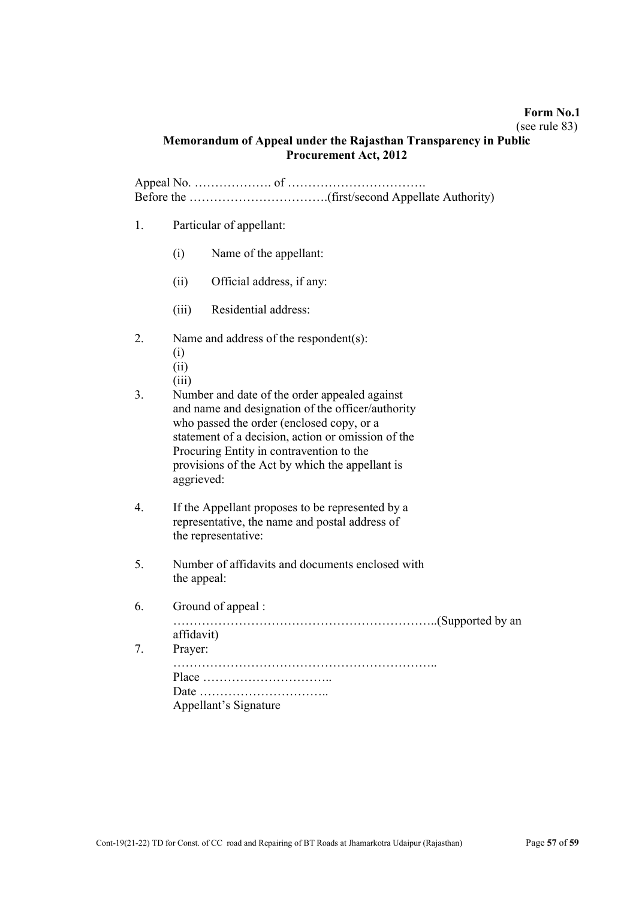**Form No.1**
(see rule 83)

## Memorandum of Appeal under the Rajasthan Transparency in Public Procurement Act, 2012

Appeal No. ………………. of …………………………….
Before the …………………………….(first/second Appellate Authority)

1. Particular of appellant:

   (i) Name of the appellant:

   (ii) Official address, if any:

   (iii) Residential address:

2. Name and address of the respondent(s):
   (i)
   (ii)
   (iii)

3. Number and date of the order appealed against and name and designation of the officer/authority who passed the order (enclosed copy, or a statement of a decision, action or omission of the Procuring Entity in contravention to the provisions of the Act by which the appellant is aggrieved:

4. If the Appellant proposes to be represented by a representative, the name and postal address of the representative:

5. Number of affidavits and documents enclosed with the appeal:

6. Ground of appeal :
   ……………………………………………………….(Supported by an affidavit)

7. Prayer:
   ……………………………………………………….
   Place …………………………..
   Date …………………………..
   Appellant's Signature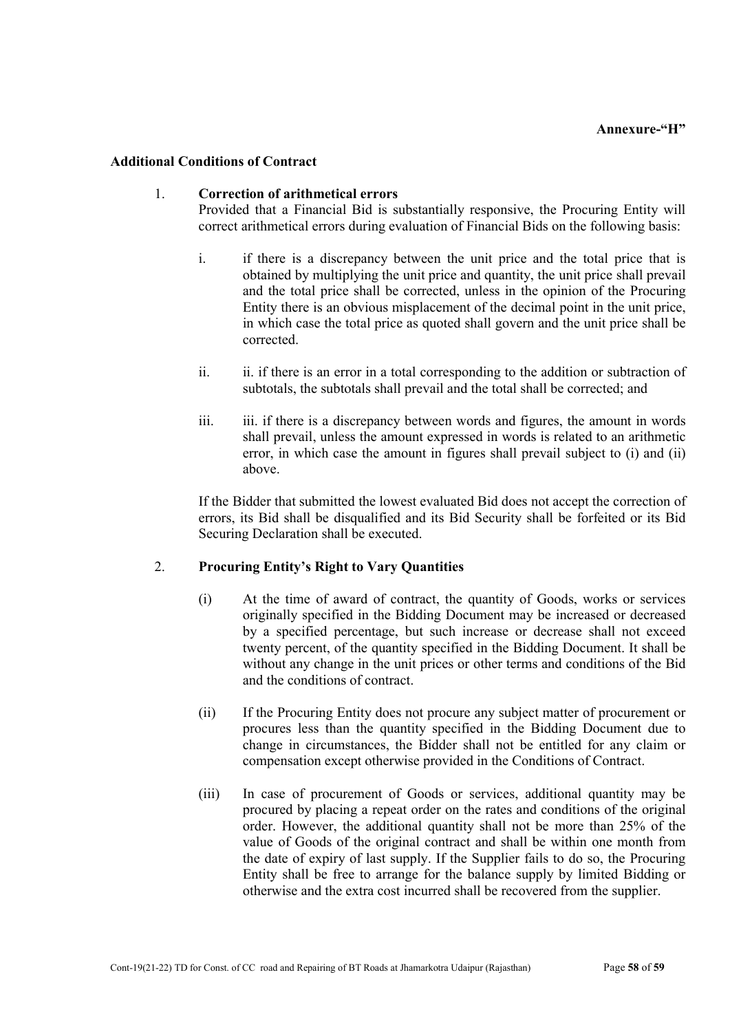**Annexure-"H"**

**Additional Conditions of Contract**

1. **Correction of arithmetical errors**

   Provided that a Financial Bid is substantially responsive, the Procuring Entity will correct arithmetical errors during evaluation of Financial Bids on the following basis:

   i. if there is a discrepancy between the unit price and the total price that is obtained by multiplying the unit price and quantity, the unit price shall prevail and the total price shall be corrected, unless in the opinion of the Procuring Entity there is an obvious misplacement of the decimal point in the unit price, in which case the total price as quoted shall govern and the unit price shall be corrected.

   ii. ii. if there is an error in a total corresponding to the addition or subtraction of subtotals, the subtotals shall prevail and the total shall be corrected; and

   iii. iii. if there is a discrepancy between words and figures, the amount in words shall prevail, unless the amount expressed in words is related to an arithmetic error, in which case the amount in figures shall prevail subject to (i) and (ii) above.

   If the Bidder that submitted the lowest evaluated Bid does not accept the correction of errors, its Bid shall be disqualified and its Bid Security shall be forfeited or its Bid Securing Declaration shall be executed.

2. **Procuring Entity's Right to Vary Quantities**

   (i) At the time of award of contract, the quantity of Goods, works or services originally specified in the Bidding Document may be increased or decreased by a specified percentage, but such increase or decrease shall not exceed twenty percent, of the quantity specified in the Bidding Document. It shall be without any change in the unit prices or other terms and conditions of the Bid and the conditions of contract.

   (ii) If the Procuring Entity does not procure any subject matter of procurement or procures less than the quantity specified in the Bidding Document due to change in circumstances, the Bidder shall not be entitled for any claim or compensation except otherwise provided in the Conditions of Contract.

   (iii) In case of procurement of Goods or services, additional quantity may be procured by placing a repeat order on the rates and conditions of the original order. However, the additional quantity shall not be more than 25% of the value of Goods of the original contract and shall be within one month from the date of expiry of last supply. If the Supplier fails to do so, the Procuring Entity shall be free to arrange for the balance supply by limited Bidding or otherwise and the extra cost incurred shall be recovered from the supplier.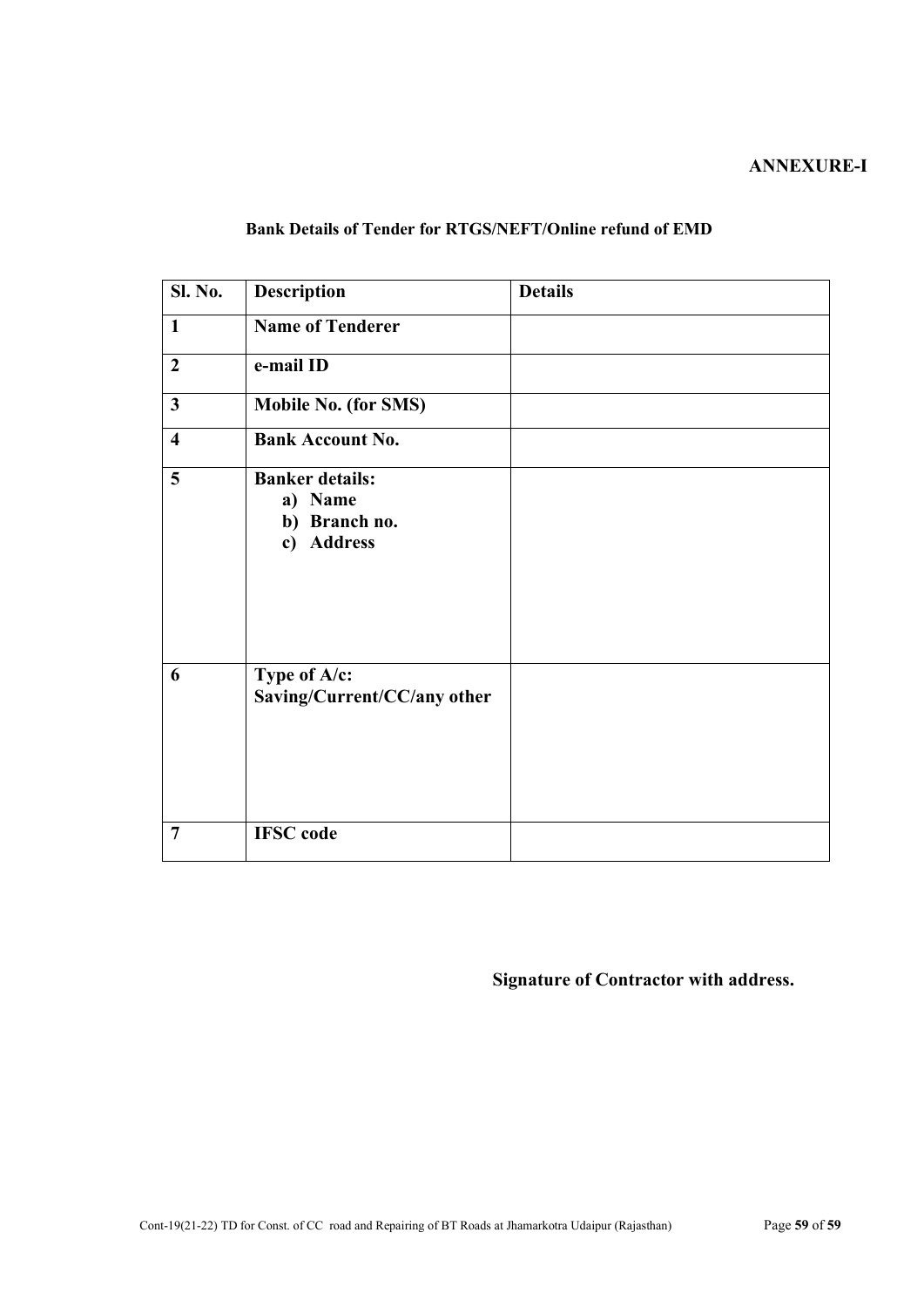**ANNEXURE-I**

**Bank Details of Tender for RTGS/NEFT/Online refund of EMD**

| Sl. No. | Description | Details |
|---|---|---|
| 1 | **Name of Tenderer** | |
| 2 | **e-mail ID** | |
| 3 | **Mobile No. (for SMS)** | |
| 4 | **Bank Account No.** | |
| 5 | **Banker details:**<br>a) Name<br>b) Branch no.<br>c) Address | |
| 6 | **Type of A/c: Saving/Current/CC/any other** | |
| 7 | **IFSC code** | |

**Signature of Contractor with address.**